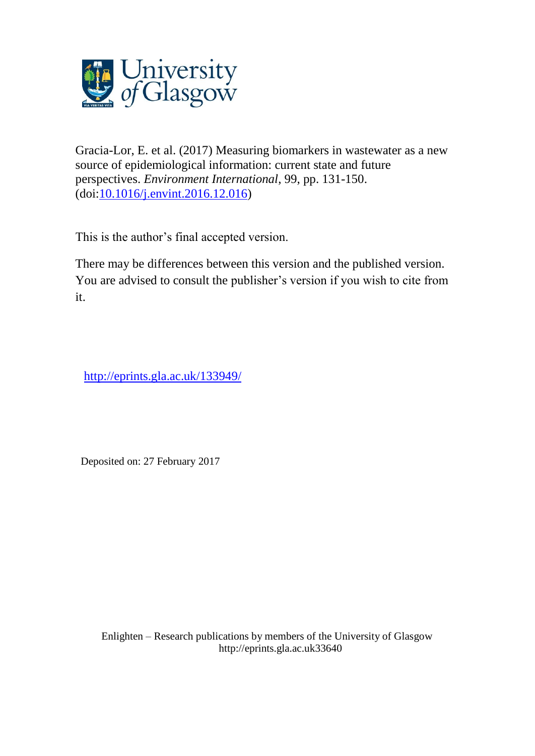Gracia-Lor, E. et al. (2017) Measuring biomarkers in wastewater as a new source of epidemiological information: current state and future perspectives. *Environment International*, 99, pp. 131-150. (doi:[10.1016/j.envint.2016.12.016](https://doi.org/10.1016/j.envint.2016.12.016))

This is the author's final accepted version.

There may be differences between this version and the published version. You are advised to consult the publisher's version if you wish to cite from it.

http://eprints.gla.ac.uk/133949/

Deposited on: 27 February 2017

Enlighten – Research publications by members of the University of Glasgow
http://eprints.gla.ac.uk33640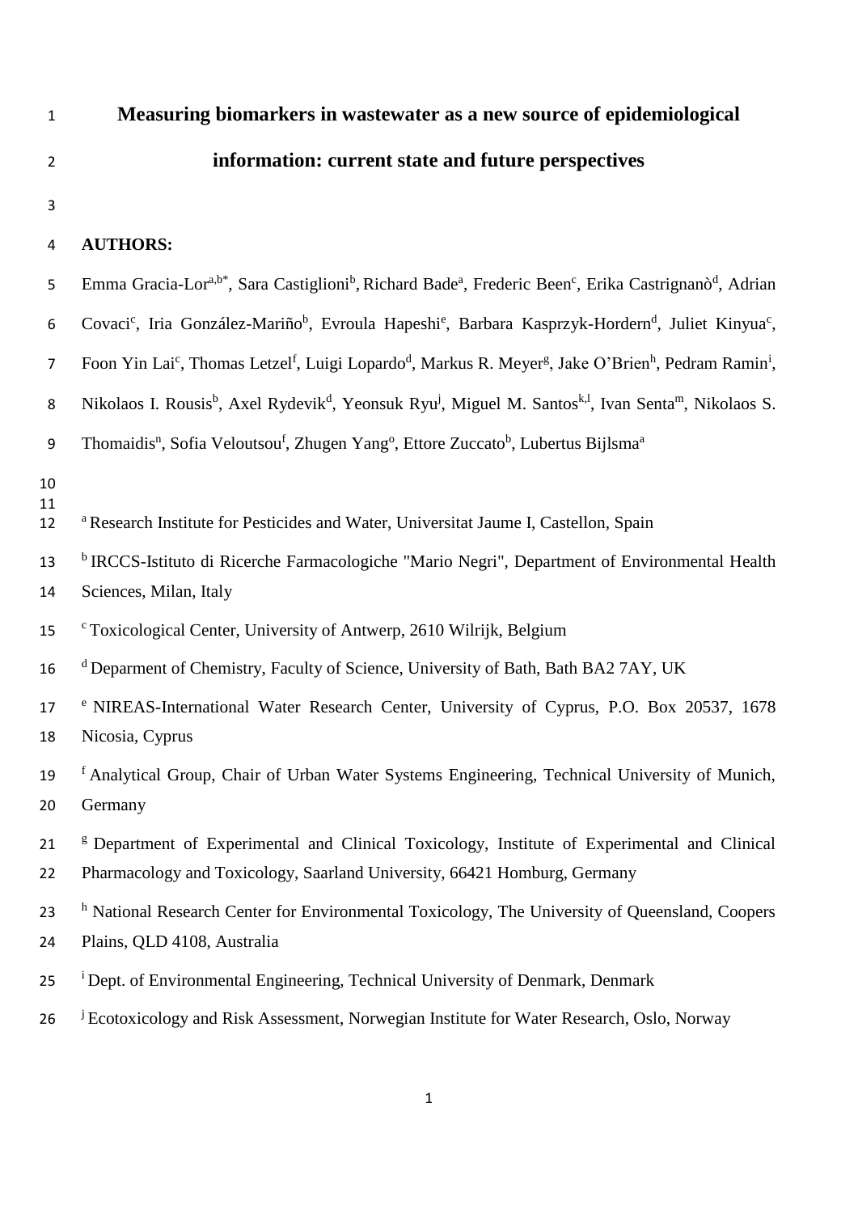# Measuring biomarkers in wastewater as a new source of epidemiological information: current state and future perspectives

**AUTHORS:**

Emma Gracia-Lor[a,b*], Sara Castiglioni[b], Richard Bade[a], Frederic Been[c], Erika Castrignanò[d], Adrian Covaci[c], Iria González-Mariño[b], Evroula Hapeshi[e], Barbara Kasprzyk-Hordern[d], Juliet Kinyua[c], Foon Yin Lai[c], Thomas Letzel[f], Luigi Lopardo[d], Markus R. Meyer[g], Jake O'Brien[h], Pedram Ramin[i], Nikolaos I. Rousis[b], Axel Rydevik[d], Yeonsuk Ryu[j], Miguel M. Santos[k,l], Ivan Senta[m], Nikolaos S. Thomaidis[n], Sofia Veloutsou[f], Zhugen Yang[o], Ettore Zuccato[b], Lubertus Bijlsma[a]

[a] Research Institute for Pesticides and Water, Universitat Jaume I, Castellon, Spain

[b] IRCCS-Istituto di Ricerche Farmacologiche "Mario Negri", Department of Environmental Health Sciences, Milan, Italy

[c] Toxicological Center, University of Antwerp, 2610 Wilrijk, Belgium

[d] Deparment of Chemistry, Faculty of Science, University of Bath, Bath BA2 7AY, UK

[e] NIREAS-International Water Research Center, University of Cyprus, P.O. Box 20537, 1678 Nicosia, Cyprus

[f] Analytical Group, Chair of Urban Water Systems Engineering, Technical University of Munich, Germany

[g] Department of Experimental and Clinical Toxicology, Institute of Experimental and Clinical Pharmacology and Toxicology, Saarland University, 66421 Homburg, Germany

[h] National Research Center for Environmental Toxicology, The University of Queensland, Coopers Plains, QLD 4108, Australia

[i] Dept. of Environmental Engineering, Technical University of Denmark, Denmark

[j] Ecotoxicology and Risk Assessment, Norwegian Institute for Water Research, Oslo, Norway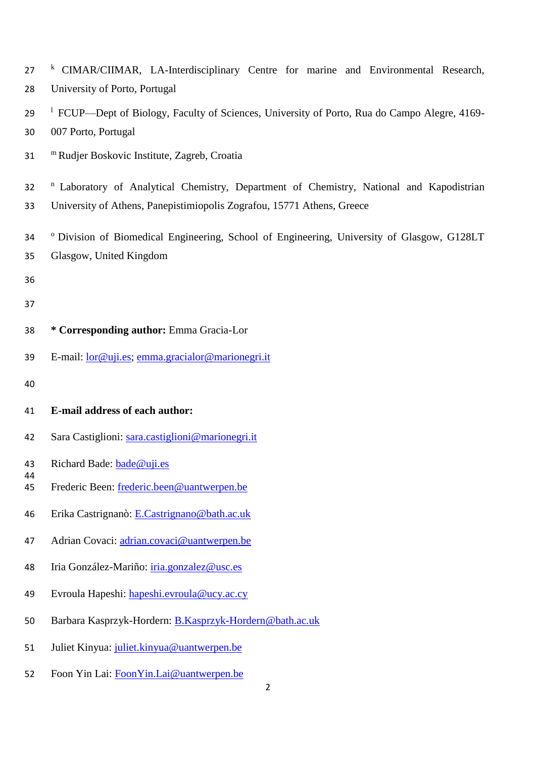[k] CIMAR/CIIMAR, LA-Interdisciplinary Centre for marine and Environmental Research, University of Porto, Portugal

[l] FCUP—Dept of Biology, Faculty of Sciences, University of Porto, Rua do Campo Alegre, 4169-007 Porto, Portugal

[m] Rudjer Boskovic Institute, Zagreb, Croatia

[n] Laboratory of Analytical Chemistry, Department of Chemistry, National and Kapodistrian University of Athens, Panepistimiopolis Zografou, 15771 Athens, Greece

[o] Division of Biomedical Engineering, School of Engineering, University of Glasgow, G128LT Glasgow, United Kingdom

**\* Corresponding author:** Emma Gracia-Lor

E-mail: lor@uji.es; emma.gracialor@marionegri.it

**E-mail address of each author:**

Sara Castiglioni: sara.castiglioni@marionegri.it

Richard Bade: bade@uji.es

Frederic Been: frederic.been@uantwerpen.be

Erika Castrignanò: E.Castrignano@bath.ac.uk

Adrian Covaci: adrian.covaci@uantwerpen.be

Iria González-Mariño: iria.gonzalez@usc.es

Evroula Hapeshi: hapeshi.evroula@ucy.ac.cy

Barbara Kasprzyk-Hordern: B.Kasprzyk-Hordern@bath.ac.uk

Juliet Kinyua: juliet.kinyua@uantwerpen.be

Foon Yin Lai: FoonYin.Lai@uantwerpen.be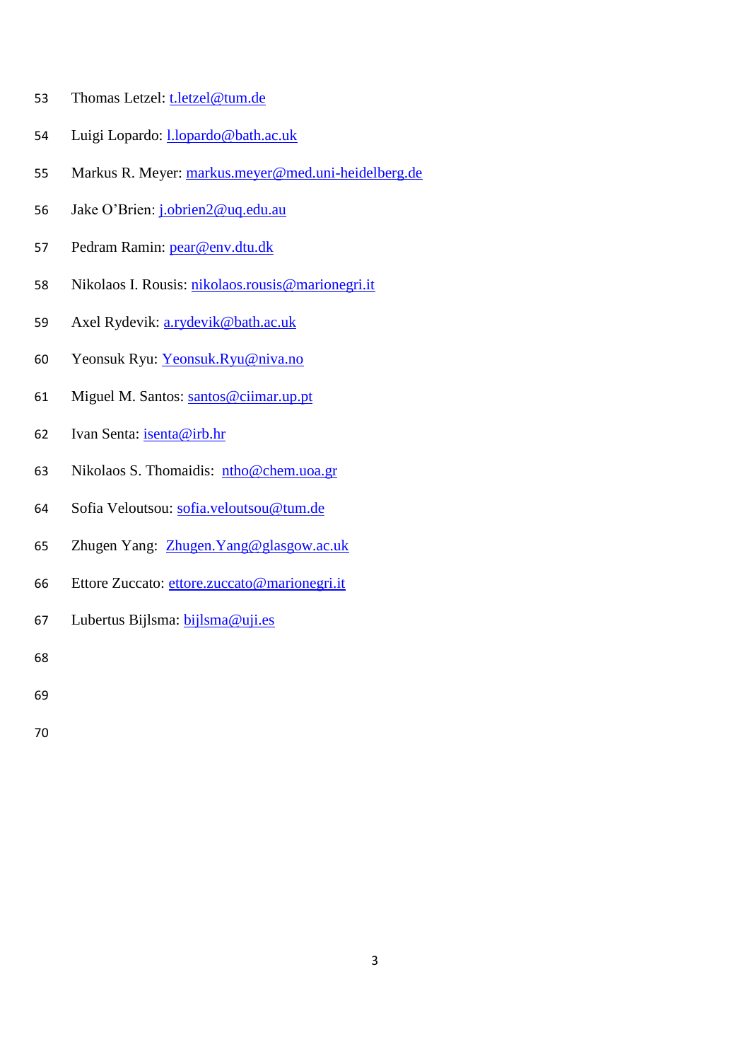Thomas Letzel: t.letzel@tum.de

Luigi Lopardo: l.lopardo@bath.ac.uk

Markus R. Meyer: markus.meyer@med.uni-heidelberg.de

Jake O'Brien: j.obrien2@uq.edu.au

Pedram Ramin: pear@env.dtu.dk

Nikolaos I. Rousis: nikolaos.rousis@marionegri.it

Axel Rydevik: a.rydevik@bath.ac.uk

Yeonsuk Ryu: Yeonsuk.Ryu@niva.no

Miguel M. Santos: santos@ciimar.up.pt

Ivan Senta: isenta@irb.hr

Nikolaos S. Thomaidis: ntho@chem.uoa.gr

Sofia Veloutsou: sofia.veloutsou@tum.de

Zhugen Yang: Zhugen.Yang@glasgow.ac.uk

Ettore Zuccato: ettore.zuccato@marionegri.it

Lubertus Bijlsma: bijlsma@uji.es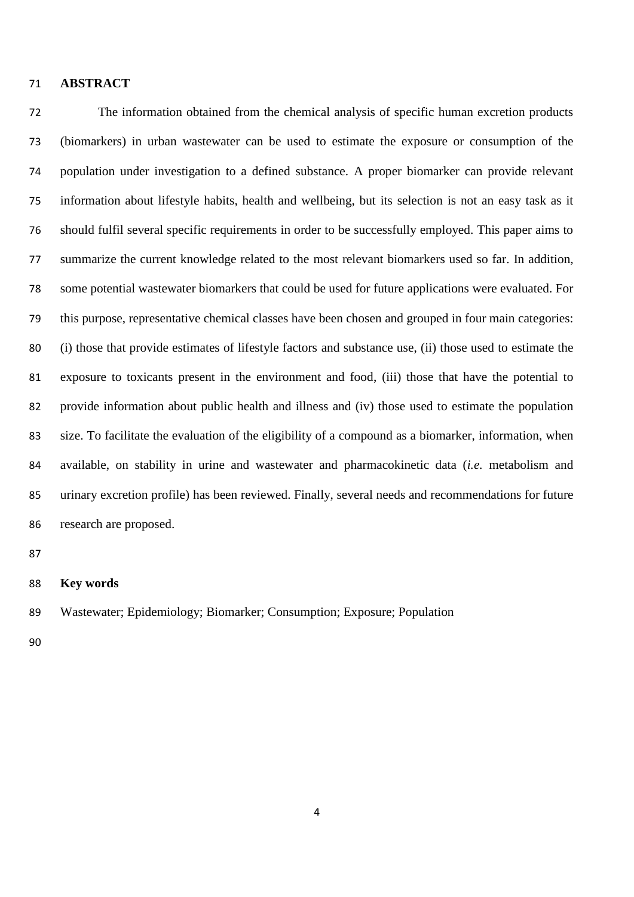## ABSTRACT

The information obtained from the chemical analysis of specific human excretion products (biomarkers) in urban wastewater can be used to estimate the exposure or consumption of the population under investigation to a defined substance. A proper biomarker can provide relevant information about lifestyle habits, health and wellbeing, but its selection is not an easy task as it should fulfil several specific requirements in order to be successfully employed. This paper aims to summarize the current knowledge related to the most relevant biomarkers used so far. In addition, some potential wastewater biomarkers that could be used for future applications were evaluated. For this purpose, representative chemical classes have been chosen and grouped in four main categories: (i) those that provide estimates of lifestyle factors and substance use, (ii) those used to estimate the exposure to toxicants present in the environment and food, (iii) those that have the potential to provide information about public health and illness and (iv) those used to estimate the population size. To facilitate the evaluation of the eligibility of a compound as a biomarker, information, when available, on stability in urine and wastewater and pharmacokinetic data (*i.e.* metabolism and urinary excretion profile) has been reviewed. Finally, several needs and recommendations for future research are proposed.

## Key words

Wastewater; Epidemiology; Biomarker; Consumption; Exposure; Population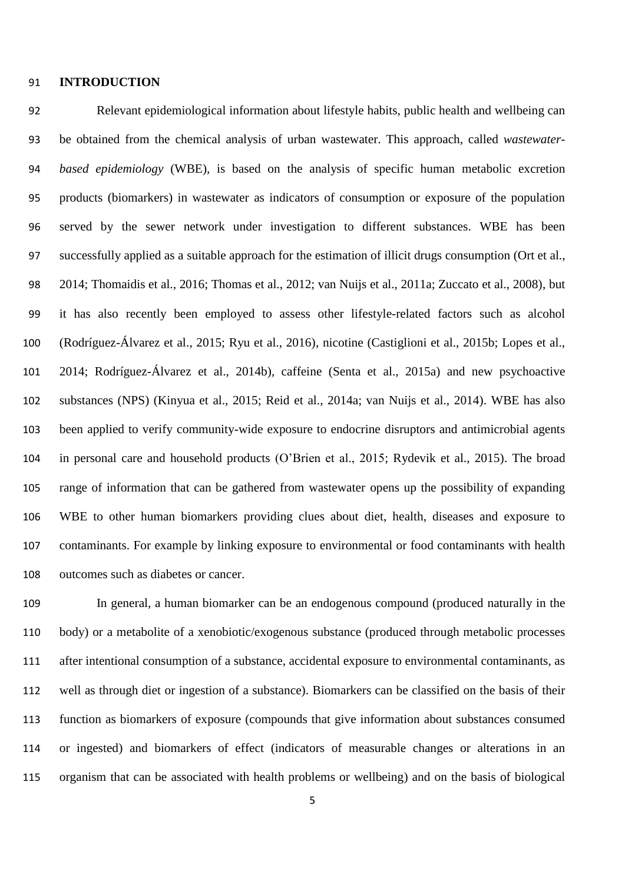## INTRODUCTION

Relevant epidemiological information about lifestyle habits, public health and wellbeing can be obtained from the chemical analysis of urban wastewater. This approach, called *wastewater-based epidemiology* (WBE), is based on the analysis of specific human metabolic excretion products (biomarkers) in wastewater as indicators of consumption or exposure of the population served by the sewer network under investigation to different substances. WBE has been successfully applied as a suitable approach for the estimation of illicit drugs consumption (Ort et al., 2014; Thomaidis et al., 2016; Thomas et al., 2012; van Nuijs et al., 2011a; Zuccato et al., 2008), but it has also recently been employed to assess other lifestyle-related factors such as alcohol (Rodríguez-Álvarez et al., 2015; Ryu et al., 2016), nicotine (Castiglioni et al., 2015b; Lopes et al., 2014; Rodríguez-Álvarez et al., 2014b), caffeine (Senta et al., 2015a) and new psychoactive substances (NPS) (Kinyua et al., 2015; Reid et al., 2014a; van Nuijs et al., 2014). WBE has also been applied to verify community-wide exposure to endocrine disruptors and antimicrobial agents in personal care and household products (O'Brien et al., 2015; Rydevik et al., 2015). The broad range of information that can be gathered from wastewater opens up the possibility of expanding WBE to other human biomarkers providing clues about diet, health, diseases and exposure to contaminants. For example by linking exposure to environmental or food contaminants with health outcomes such as diabetes or cancer.

In general, a human biomarker can be an endogenous compound (produced naturally in the body) or a metabolite of a xenobiotic/exogenous substance (produced through metabolic processes after intentional consumption of a substance, accidental exposure to environmental contaminants, as well as through diet or ingestion of a substance). Biomarkers can be classified on the basis of their function as biomarkers of exposure (compounds that give information about substances consumed or ingested) and biomarkers of effect (indicators of measurable changes or alterations in an organism that can be associated with health problems or wellbeing) and on the basis of biological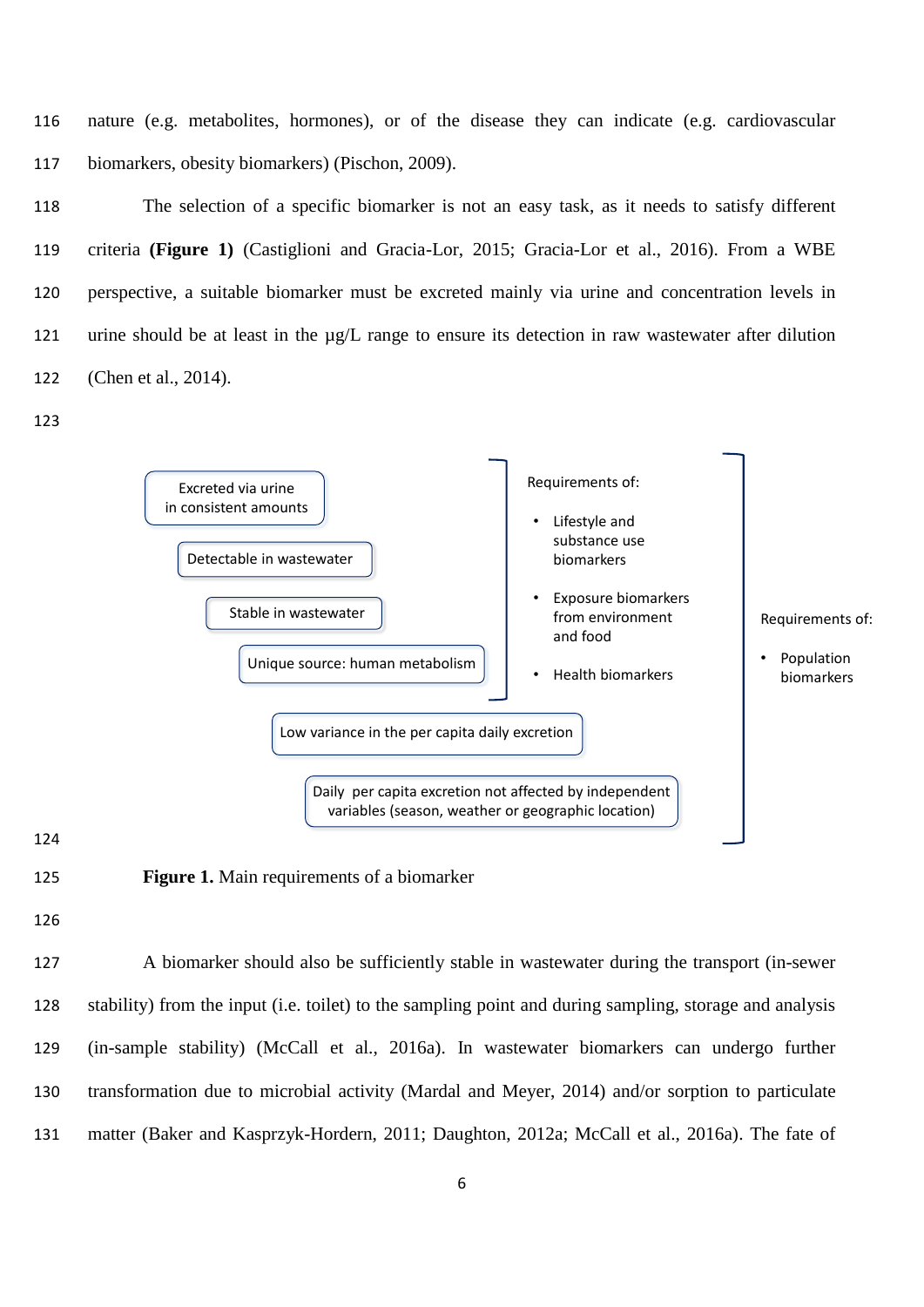nature (e.g. metabolites, hormones), or of the disease they can indicate (e.g. cardiovascular biomarkers, obesity biomarkers) (Pischon, 2009).

The selection of a specific biomarker is not an easy task, as it needs to satisfy different criteria **(Figure 1)** (Castiglioni and Gracia-Lor, 2015; Gracia-Lor et al., 2016). From a WBE perspective, a suitable biomarker must be excreted mainly via urine and concentration levels in urine should be at least in the µg/L range to ensure its detection in raw wastewater after dilution (Chen et al., 2014).

- Excreted via urine in consistent amounts
- Detectable in wastewater
- Stable in wastewater
- Unique source: human metabolism

Requirements of:

- Lifestyle and substance use biomarkers
- Exposure biomarkers from environment and food
- Health biomarkers

- Low variance in the per capita daily excretion
- Daily per capita excretion not affected by independent variables (season, weather or geographic location)

Requirements of:

- Population biomarkers

**Figure 1.** Main requirements of a biomarker

A biomarker should also be sufficiently stable in wastewater during the transport (in-sewer stability) from the input (i.e. toilet) to the sampling point and during sampling, storage and analysis (in-sample stability) (McCall et al., 2016a). In wastewater biomarkers can undergo further transformation due to microbial activity (Mardal and Meyer, 2014) and/or sorption to particulate matter (Baker and Kasprzyk-Hordern, 2011; Daughton, 2012a; McCall et al., 2016a). The fate of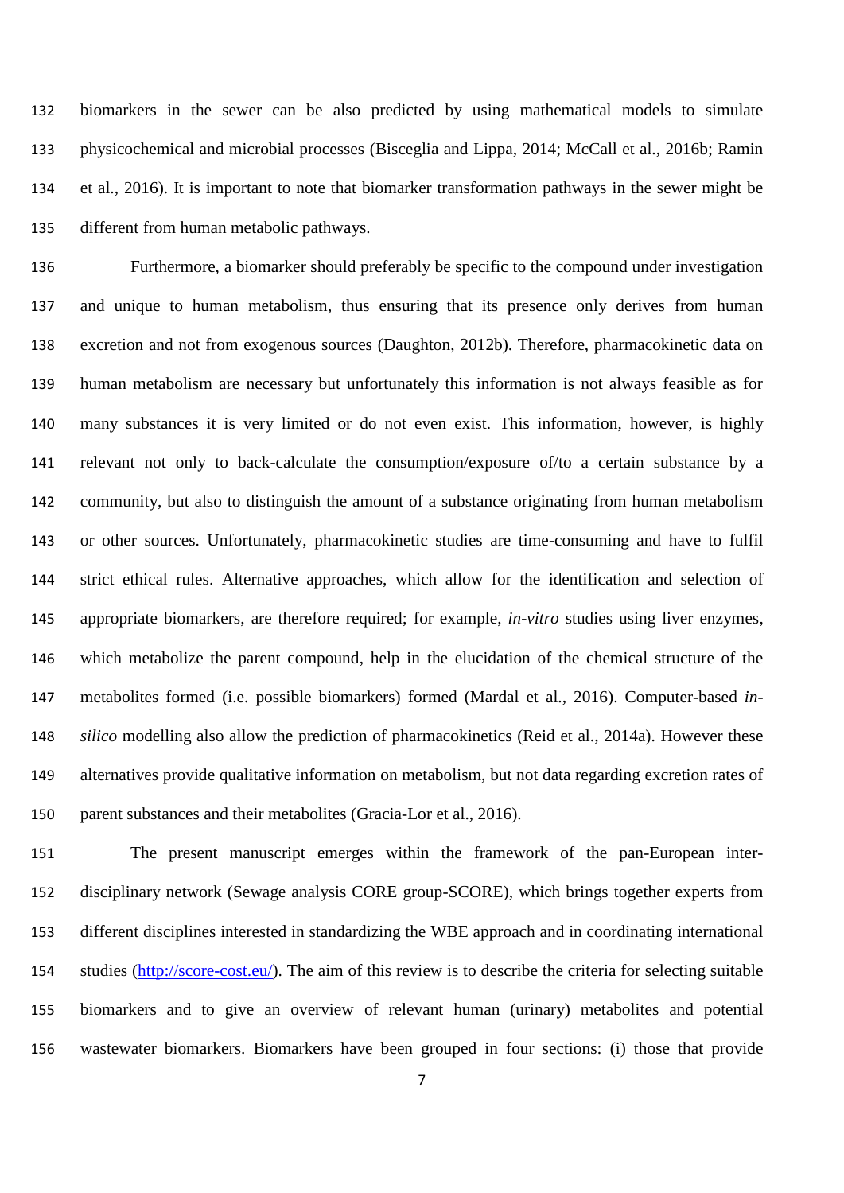biomarkers in the sewer can be also predicted by using mathematical models to simulate physicochemical and microbial processes (Bisceglia and Lippa, 2014; McCall et al., 2016b; Ramin et al., 2016). It is important to note that biomarker transformation pathways in the sewer might be different from human metabolic pathways.

Furthermore, a biomarker should preferably be specific to the compound under investigation and unique to human metabolism, thus ensuring that its presence only derives from human excretion and not from exogenous sources (Daughton, 2012b). Therefore, pharmacokinetic data on human metabolism are necessary but unfortunately this information is not always feasible as for many substances it is very limited or do not even exist. This information, however, is highly relevant not only to back-calculate the consumption/exposure of/to a certain substance by a community, but also to distinguish the amount of a substance originating from human metabolism or other sources. Unfortunately, pharmacokinetic studies are time-consuming and have to fulfil strict ethical rules. Alternative approaches, which allow for the identification and selection of appropriate biomarkers, are therefore required; for example, *in-vitro* studies using liver enzymes, which metabolize the parent compound, help in the elucidation of the chemical structure of the metabolites formed (i.e. possible biomarkers) formed (Mardal et al., 2016). Computer-based *in-silico* modelling also allow the prediction of pharmacokinetics (Reid et al., 2014a). However these alternatives provide qualitative information on metabolism, but not data regarding excretion rates of parent substances and their metabolites (Gracia-Lor et al., 2016).

The present manuscript emerges within the framework of the pan-European inter-disciplinary network (Sewage analysis CORE group-SCORE), which brings together experts from different disciplines interested in standardizing the WBE approach and in coordinating international studies (http://score-cost.eu/). The aim of this review is to describe the criteria for selecting suitable biomarkers and to give an overview of relevant human (urinary) metabolites and potential wastewater biomarkers. Biomarkers have been grouped in four sections: (i) those that provide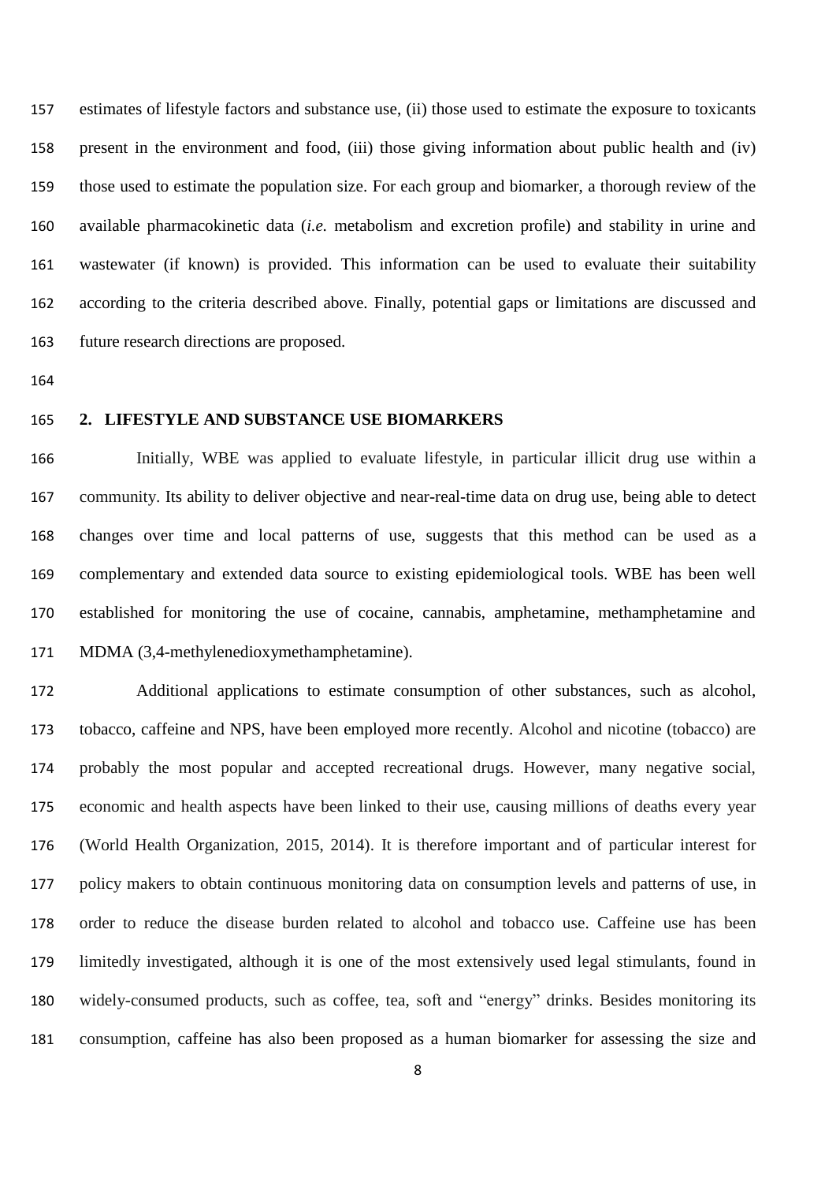estimates of lifestyle factors and substance use, (ii) those used to estimate the exposure to toxicants present in the environment and food, (iii) those giving information about public health and (iv) those used to estimate the population size. For each group and biomarker, a thorough review of the available pharmacokinetic data (*i.e.* metabolism and excretion profile) and stability in urine and wastewater (if known) is provided. This information can be used to evaluate their suitability according to the criteria described above. Finally, potential gaps or limitations are discussed and future research directions are proposed.

## 2. LIFESTYLE AND SUBSTANCE USE BIOMARKERS

Initially, WBE was applied to evaluate lifestyle, in particular illicit drug use within a community. Its ability to deliver objective and near-real-time data on drug use, being able to detect changes over time and local patterns of use, suggests that this method can be used as a complementary and extended data source to existing epidemiological tools. WBE has been well established for monitoring the use of cocaine, cannabis, amphetamine, methamphetamine and MDMA (3,4-methylenedioxymethamphetamine).

Additional applications to estimate consumption of other substances, such as alcohol, tobacco, caffeine and NPS, have been employed more recently. Alcohol and nicotine (tobacco) are probably the most popular and accepted recreational drugs. However, many negative social, economic and health aspects have been linked to their use, causing millions of deaths every year (World Health Organization, 2015, 2014). It is therefore important and of particular interest for policy makers to obtain continuous monitoring data on consumption levels and patterns of use, in order to reduce the disease burden related to alcohol and tobacco use. Caffeine use has been limitedly investigated, although it is one of the most extensively used legal stimulants, found in widely-consumed products, such as coffee, tea, soft and "energy" drinks. Besides monitoring its consumption, caffeine has also been proposed as a human biomarker for assessing the size and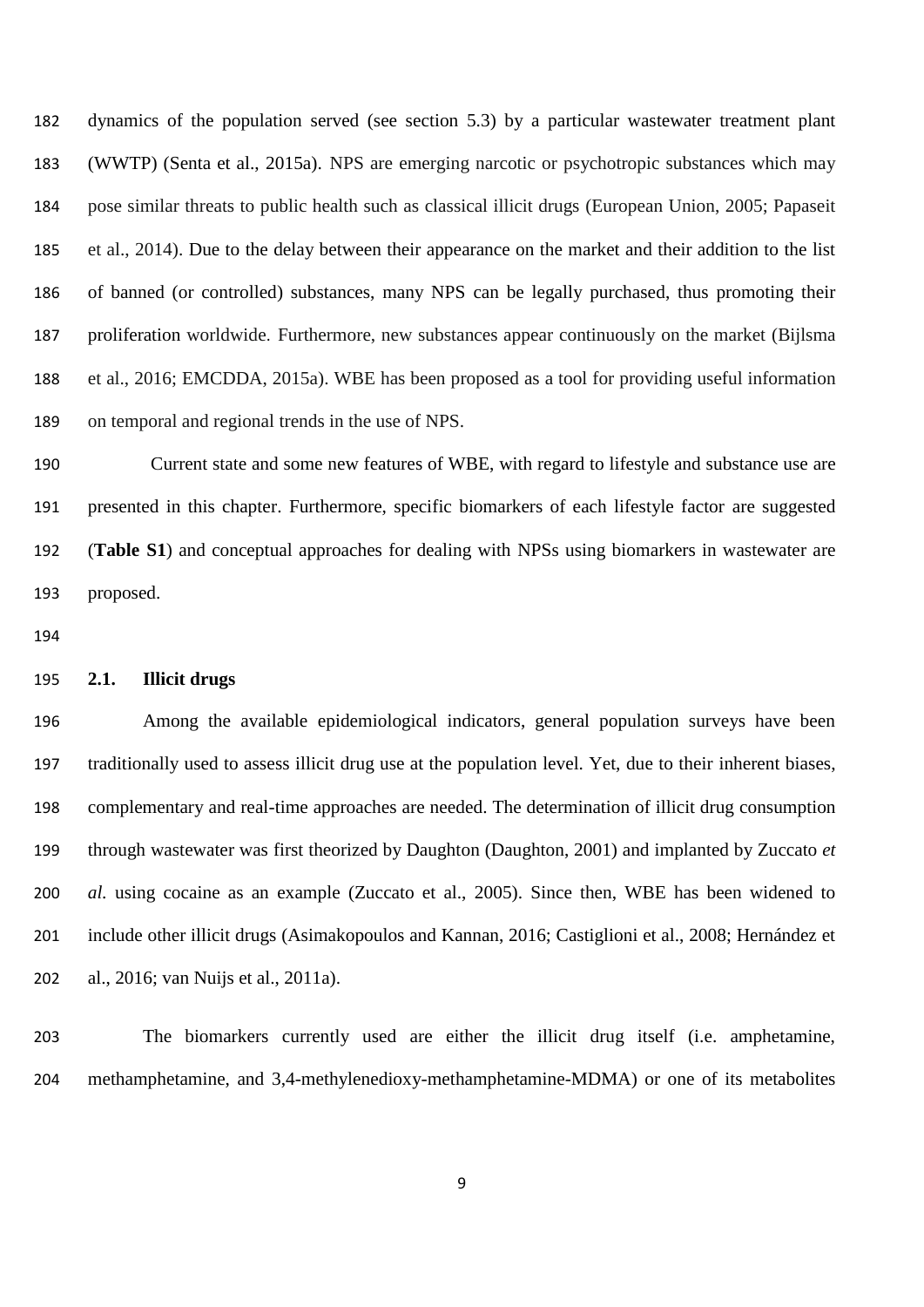dynamics of the population served (see section 5.3) by a particular wastewater treatment plant (WWTP) (Senta et al., 2015a). NPS are emerging narcotic or psychotropic substances which may pose similar threats to public health such as classical illicit drugs (European Union, 2005; Papaseit et al., 2014). Due to the delay between their appearance on the market and their addition to the list of banned (or controlled) substances, many NPS can be legally purchased, thus promoting their proliferation worldwide. Furthermore, new substances appear continuously on the market (Bijlsma et al., 2016; EMCDDA, 2015a). WBE has been proposed as a tool for providing useful information on temporal and regional trends in the use of NPS.

Current state and some new features of WBE, with regard to lifestyle and substance use are presented in this chapter. Furthermore, specific biomarkers of each lifestyle factor are suggested (**Table S1**) and conceptual approaches for dealing with NPSs using biomarkers in wastewater are proposed.

## 2.1. Illicit drugs

Among the available epidemiological indicators, general population surveys have been traditionally used to assess illicit drug use at the population level. Yet, due to their inherent biases, complementary and real-time approaches are needed. The determination of illicit drug consumption through wastewater was first theorized by Daughton (Daughton, 2001) and implanted by Zuccato *et al.* using cocaine as an example (Zuccato et al., 2005). Since then, WBE has been widened to include other illicit drugs (Asimakopoulos and Kannan, 2016; Castiglioni et al., 2008; Hernández et al., 2016; van Nuijs et al., 2011a).

The biomarkers currently used are either the illicit drug itself (i.e. amphetamine, methamphetamine, and 3,4-methylenedioxy-methamphetamine-MDMA) or one of its metabolites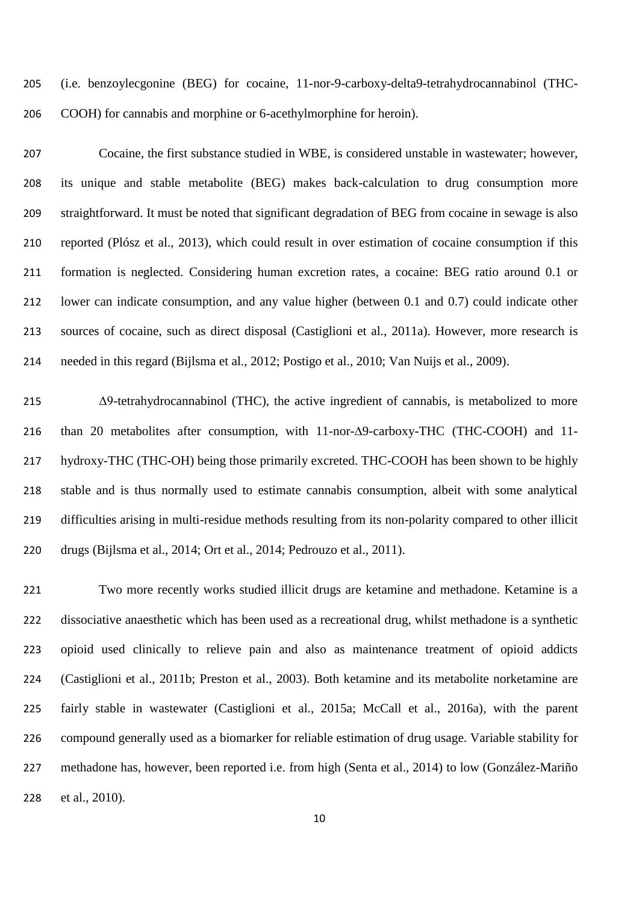(i.e. benzoylecgonine (BEG) for cocaine, 11-nor-9-carboxy-delta9-tetrahydrocannabinol (THC-COOH) for cannabis and morphine or 6-acethylmorphine for heroin).

Cocaine, the first substance studied in WBE, is considered unstable in wastewater; however, its unique and stable metabolite (BEG) makes back-calculation to drug consumption more straightforward. It must be noted that significant degradation of BEG from cocaine in sewage is also reported (Plósz et al., 2013), which could result in over estimation of cocaine consumption if this formation is neglected. Considering human excretion rates, a cocaine: BEG ratio around 0.1 or lower can indicate consumption, and any value higher (between 0.1 and 0.7) could indicate other sources of cocaine, such as direct disposal (Castiglioni et al., 2011a). However, more research is needed in this regard (Bijlsma et al., 2012; Postigo et al., 2010; Van Nuijs et al., 2009).

Δ9-tetrahydrocannabinol (THC), the active ingredient of cannabis, is metabolized to more than 20 metabolites after consumption, with 11-nor-Δ9-carboxy-THC (THC-COOH) and 11-hydroxy-THC (THC-OH) being those primarily excreted. THC-COOH has been shown to be highly stable and is thus normally used to estimate cannabis consumption, albeit with some analytical difficulties arising in multi-residue methods resulting from its non-polarity compared to other illicit drugs (Bijlsma et al., 2014; Ort et al., 2014; Pedrouzo et al., 2011).

Two more recently works studied illicit drugs are ketamine and methadone. Ketamine is a dissociative anaesthetic which has been used as a recreational drug, whilst methadone is a synthetic opioid used clinically to relieve pain and also as maintenance treatment of opioid addicts (Castiglioni et al., 2011b; Preston et al., 2003). Both ketamine and its metabolite norketamine are fairly stable in wastewater (Castiglioni et al., 2015a; McCall et al., 2016a), with the parent compound generally used as a biomarker for reliable estimation of drug usage. Variable stability for methadone has, however, been reported i.e. from high (Senta et al., 2014) to low (González-Mariño et al., 2010).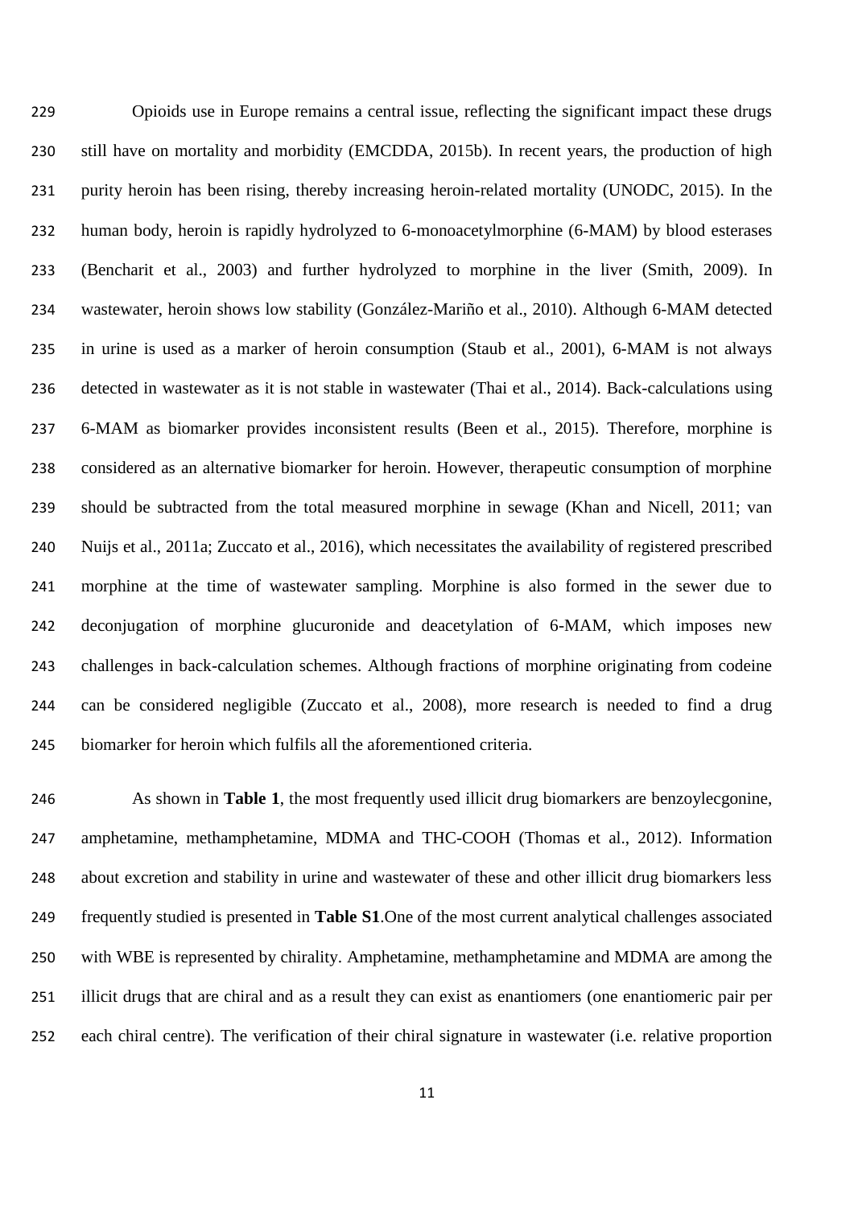Opioids use in Europe remains a central issue, reflecting the significant impact these drugs still have on mortality and morbidity (EMCDDA, 2015b). In recent years, the production of high purity heroin has been rising, thereby increasing heroin-related mortality (UNODC, 2015). In the human body, heroin is rapidly hydrolyzed to 6-monoacetylmorphine (6-MAM) by blood esterases (Bencharit et al., 2003) and further hydrolyzed to morphine in the liver (Smith, 2009). In wastewater, heroin shows low stability (González-Mariño et al., 2010). Although 6-MAM detected in urine is used as a marker of heroin consumption (Staub et al., 2001), 6-MAM is not always detected in wastewater as it is not stable in wastewater (Thai et al., 2014). Back-calculations using 6-MAM as biomarker provides inconsistent results (Been et al., 2015). Therefore, morphine is considered as an alternative biomarker for heroin. However, therapeutic consumption of morphine should be subtracted from the total measured morphine in sewage (Khan and Nicell, 2011; van Nuijs et al., 2011a; Zuccato et al., 2016), which necessitates the availability of registered prescribed morphine at the time of wastewater sampling. Morphine is also formed in the sewer due to deconjugation of morphine glucuronide and deacetylation of 6-MAM, which imposes new challenges in back-calculation schemes. Although fractions of morphine originating from codeine can be considered negligible (Zuccato et al., 2008), more research is needed to find a drug biomarker for heroin which fulfils all the aforementioned criteria.

As shown in **Table 1**, the most frequently used illicit drug biomarkers are benzoylecgonine, amphetamine, methamphetamine, MDMA and THC-COOH (Thomas et al., 2012). Information about excretion and stability in urine and wastewater of these and other illicit drug biomarkers less frequently studied is presented in **Table S1**.One of the most current analytical challenges associated with WBE is represented by chirality. Amphetamine, methamphetamine and MDMA are among the illicit drugs that are chiral and as a result they can exist as enantiomers (one enantiomeric pair per each chiral centre). The verification of their chiral signature in wastewater (i.e. relative proportion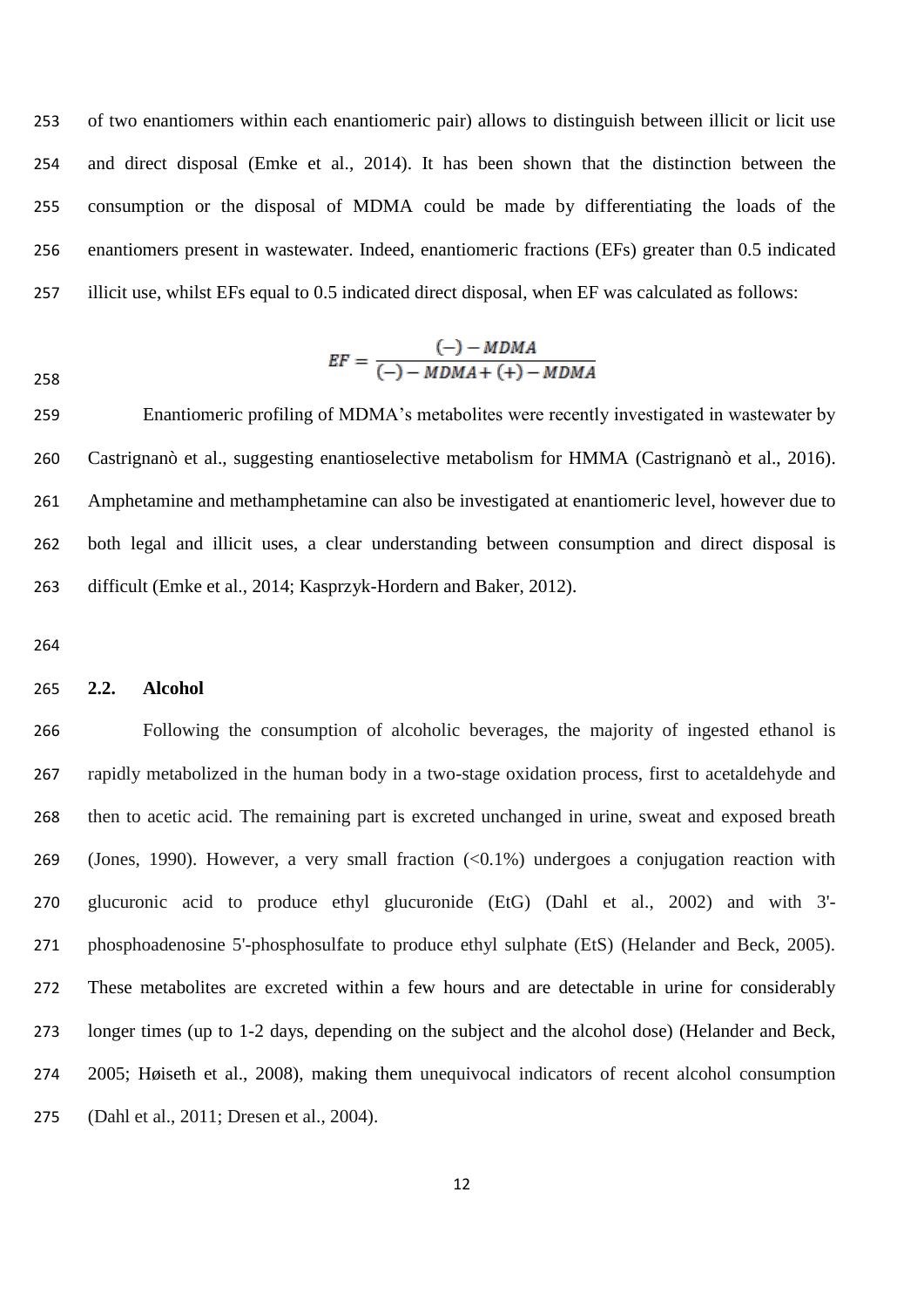of two enantiomers within each enantiomeric pair) allows to distinguish between illicit or licit use and direct disposal (Emke et al., 2014). It has been shown that the distinction between the consumption or the disposal of MDMA could be made by differentiating the loads of the enantiomers present in wastewater. Indeed, enantiomeric fractions (EFs) greater than 0.5 indicated illicit use, whilst EFs equal to 0.5 indicated direct disposal, when EF was calculated as follows:

$$EF = \frac{(-) - MDMA}{(-) - MDMA + (+) - MDMA}$$

Enantiomeric profiling of MDMA's metabolites were recently investigated in wastewater by Castrignanò et al., suggesting enantioselective metabolism for HMMA (Castrignanò et al., 2016). Amphetamine and methamphetamine can also be investigated at enantiomeric level, however due to both legal and illicit uses, a clear understanding between consumption and direct disposal is difficult (Emke et al., 2014; Kasprzyk-Hordern and Baker, 2012).

## 2.2. Alcohol

Following the consumption of alcoholic beverages, the majority of ingested ethanol is rapidly metabolized in the human body in a two-stage oxidation process, first to acetaldehyde and then to acetic acid. The remaining part is excreted unchanged in urine, sweat and exposed breath (Jones, 1990). However, a very small fraction (<0.1%) undergoes a conjugation reaction with glucuronic acid to produce ethyl glucuronide (EtG) (Dahl et al., 2002) and with 3'-phosphoadenosine 5'-phosphosulfate to produce ethyl sulphate (EtS) (Helander and Beck, 2005). These metabolites are excreted within a few hours and are detectable in urine for considerably longer times (up to 1-2 days, depending on the subject and the alcohol dose) (Helander and Beck, 2005; Høiseth et al., 2008), making them unequivocal indicators of recent alcohol consumption (Dahl et al., 2011; Dresen et al., 2004).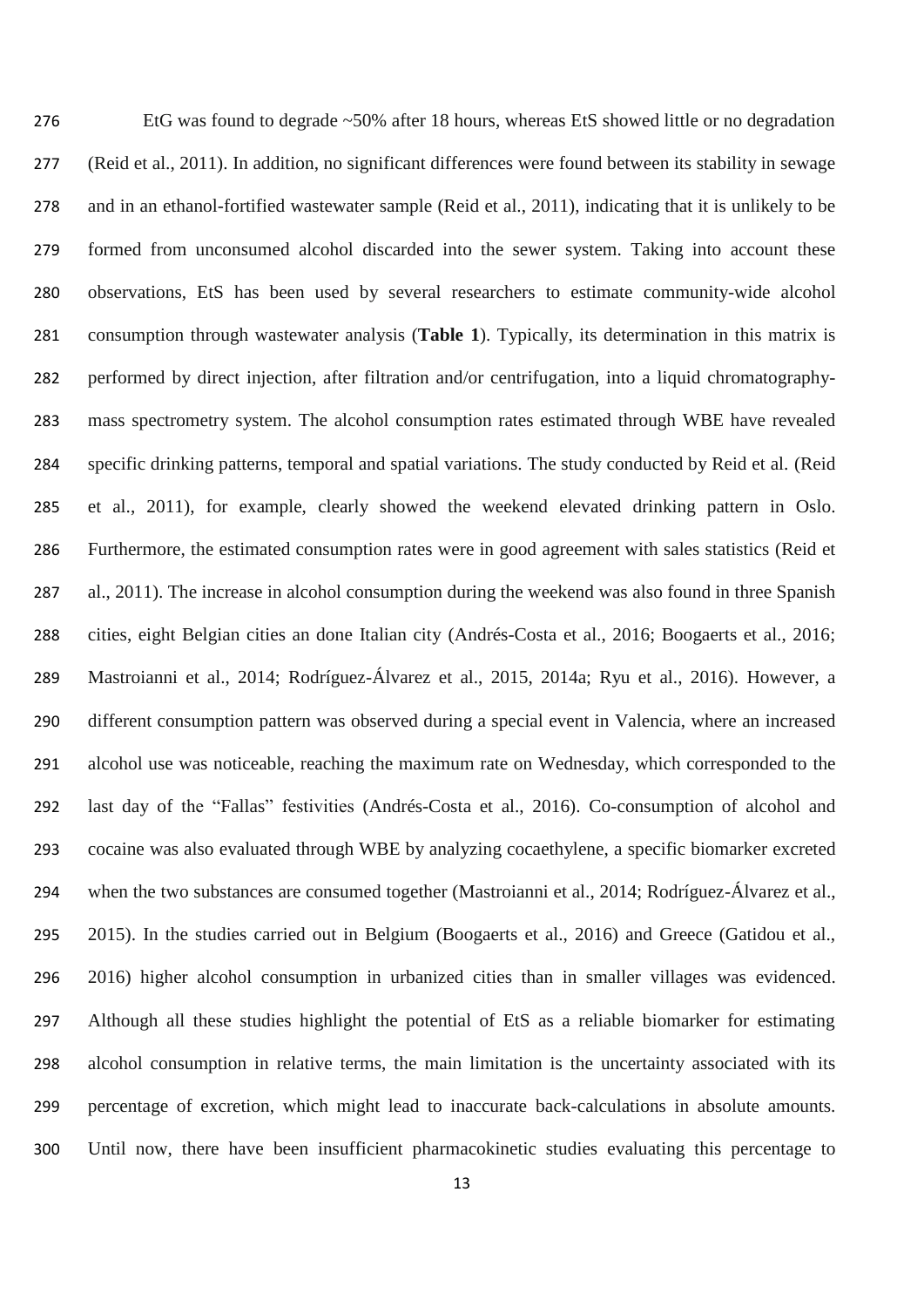EtG was found to degrade ~50% after 18 hours, whereas EtS showed little or no degradation (Reid et al., 2011). In addition, no significant differences were found between its stability in sewage and in an ethanol-fortified wastewater sample (Reid et al., 2011), indicating that it is unlikely to be formed from unconsumed alcohol discarded into the sewer system. Taking into account these observations, EtS has been used by several researchers to estimate community-wide alcohol consumption through wastewater analysis (**Table 1**). Typically, its determination in this matrix is performed by direct injection, after filtration and/or centrifugation, into a liquid chromatography-mass spectrometry system. The alcohol consumption rates estimated through WBE have revealed specific drinking patterns, temporal and spatial variations. The study conducted by Reid et al. (Reid et al., 2011), for example, clearly showed the weekend elevated drinking pattern in Oslo. Furthermore, the estimated consumption rates were in good agreement with sales statistics (Reid et al., 2011). The increase in alcohol consumption during the weekend was also found in three Spanish cities, eight Belgian cities an done Italian city (Andrés-Costa et al., 2016; Boogaerts et al., 2016; Mastroianni et al., 2014; Rodríguez-Álvarez et al., 2015, 2014a; Ryu et al., 2016). However, a different consumption pattern was observed during a special event in Valencia, where an increased alcohol use was noticeable, reaching the maximum rate on Wednesday, which corresponded to the last day of the "Fallas" festivities (Andrés-Costa et al., 2016). Co-consumption of alcohol and cocaine was also evaluated through WBE by analyzing cocaethylene, a specific biomarker excreted when the two substances are consumed together (Mastroianni et al., 2014; Rodríguez-Álvarez et al., 2015). In the studies carried out in Belgium (Boogaerts et al., 2016) and Greece (Gatidou et al., 2016) higher alcohol consumption in urbanized cities than in smaller villages was evidenced. Although all these studies highlight the potential of EtS as a reliable biomarker for estimating alcohol consumption in relative terms, the main limitation is the uncertainty associated with its percentage of excretion, which might lead to inaccurate back-calculations in absolute amounts. Until now, there have been insufficient pharmacokinetic studies evaluating this percentage to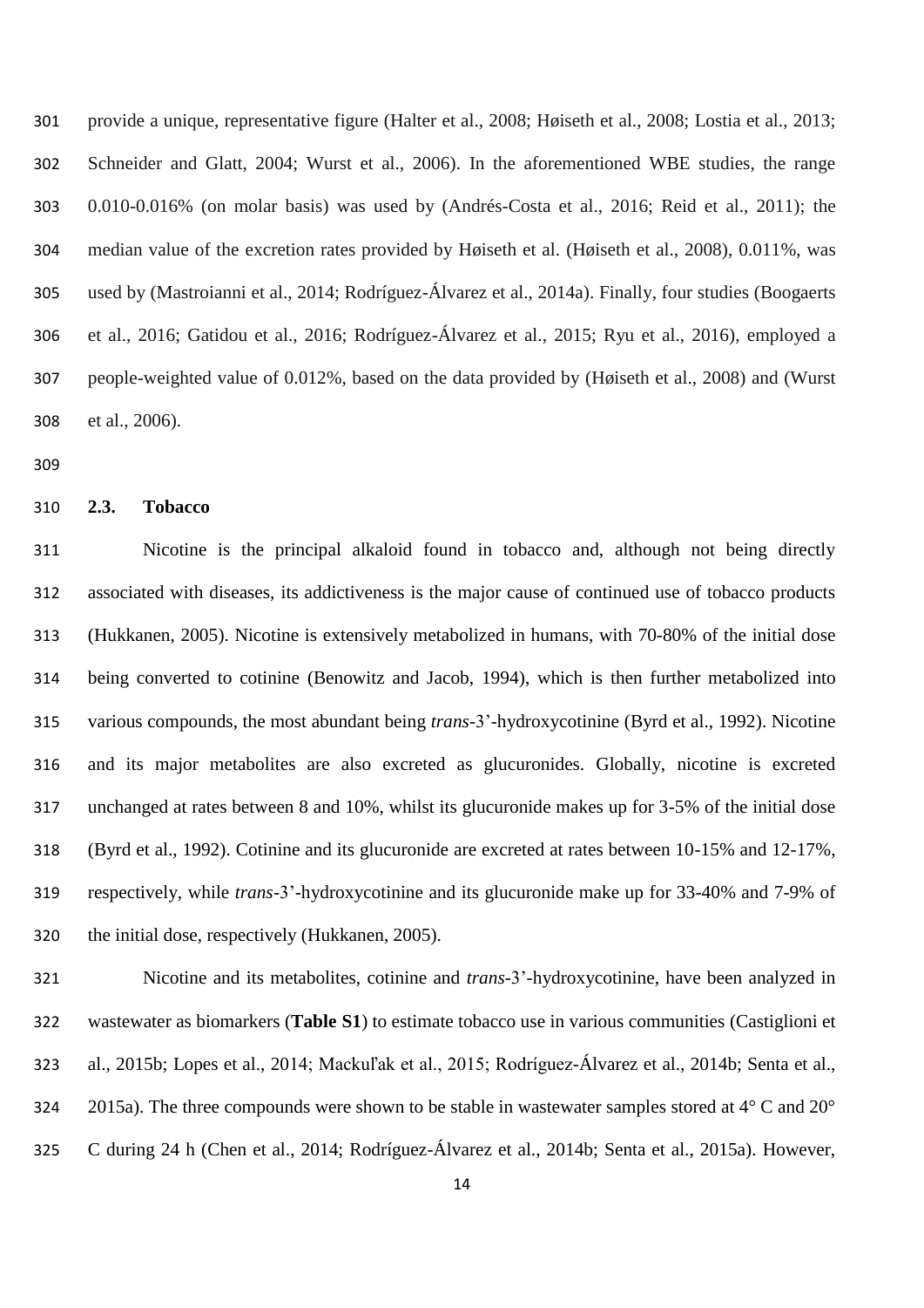provide a unique, representative figure (Halter et al., 2008; Høiseth et al., 2008; Lostia et al., 2013; Schneider and Glatt, 2004; Wurst et al., 2006). In the aforementioned WBE studies, the range 0.010-0.016% (on molar basis) was used by (Andrés-Costa et al., 2016; Reid et al., 2011); the median value of the excretion rates provided by Høiseth et al. (Høiseth et al., 2008), 0.011%, was used by (Mastroianni et al., 2014; Rodríguez-Álvarez et al., 2014a). Finally, four studies (Boogaerts et al., 2016; Gatidou et al., 2016; Rodríguez-Álvarez et al., 2015; Ryu et al., 2016), employed a people-weighted value of 0.012%, based on the data provided by (Høiseth et al., 2008) and (Wurst et al., 2006).

## 2.3. Tobacco

Nicotine is the principal alkaloid found in tobacco and, although not being directly associated with diseases, its addictiveness is the major cause of continued use of tobacco products (Hukkanen, 2005). Nicotine is extensively metabolized in humans, with 70-80% of the initial dose being converted to cotinine (Benowitz and Jacob, 1994), which is then further metabolized into various compounds, the most abundant being *trans*-3'-hydroxycotinine (Byrd et al., 1992). Nicotine and its major metabolites are also excreted as glucuronides. Globally, nicotine is excreted unchanged at rates between 8 and 10%, whilst its glucuronide makes up for 3-5% of the initial dose (Byrd et al., 1992). Cotinine and its glucuronide are excreted at rates between 10-15% and 12-17%, respectively, while *trans*-3'-hydroxycotinine and its glucuronide make up for 33-40% and 7-9% of the initial dose, respectively (Hukkanen, 2005).

Nicotine and its metabolites, cotinine and *trans*-3'-hydroxycotinine, have been analyzed in wastewater as biomarkers (**Table S1**) to estimate tobacco use in various communities (Castiglioni et al., 2015b; Lopes et al., 2014; Mackuľak et al., 2015; Rodríguez-Álvarez et al., 2014b; Senta et al., 2015a). The three compounds were shown to be stable in wastewater samples stored at 4° C and 20° C during 24 h (Chen et al., 2014; Rodríguez-Álvarez et al., 2014b; Senta et al., 2015a). However,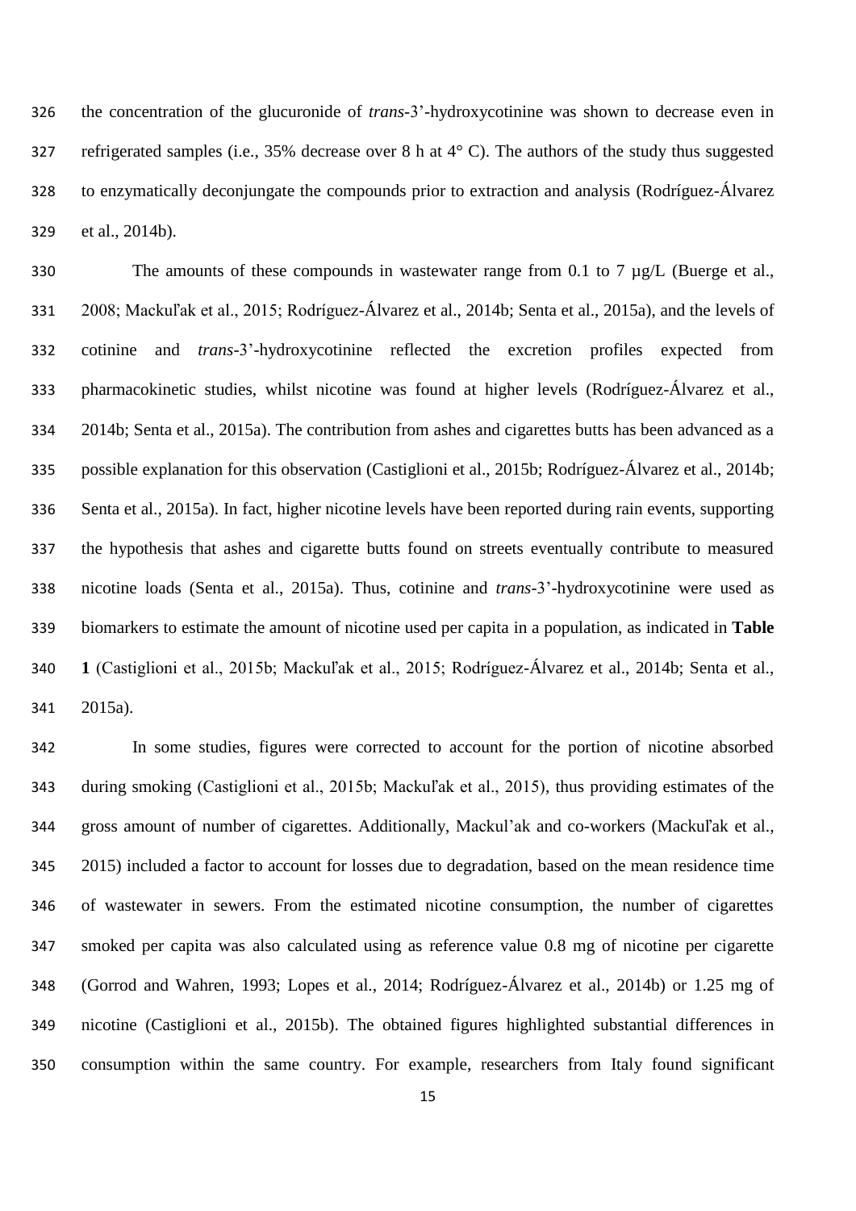the concentration of the glucuronide of *trans*-3'-hydroxycotinine was shown to decrease even in refrigerated samples (i.e., 35% decrease over 8 h at 4° C). The authors of the study thus suggested to enzymatically deconjungate the compounds prior to extraction and analysis (Rodríguez-Álvarez et al., 2014b).

The amounts of these compounds in wastewater range from 0.1 to 7 µg/L (Buerge et al., 2008; Mackuľak et al., 2015; Rodríguez-Álvarez et al., 2014b; Senta et al., 2015a), and the levels of cotinine and *trans*-3'-hydroxycotinine reflected the excretion profiles expected from pharmacokinetic studies, whilst nicotine was found at higher levels (Rodríguez-Álvarez et al., 2014b; Senta et al., 2015a). The contribution from ashes and cigarettes butts has been advanced as a possible explanation for this observation (Castiglioni et al., 2015b; Rodríguez-Álvarez et al., 2014b; Senta et al., 2015a). In fact, higher nicotine levels have been reported during rain events, supporting the hypothesis that ashes and cigarette butts found on streets eventually contribute to measured nicotine loads (Senta et al., 2015a). Thus, cotinine and *trans*-3'-hydroxycotinine were used as biomarkers to estimate the amount of nicotine used per capita in a population, as indicated in **Table 1** (Castiglioni et al., 2015b; Mackuľak et al., 2015; Rodríguez-Álvarez et al., 2014b; Senta et al., 2015a).

In some studies, figures were corrected to account for the portion of nicotine absorbed during smoking (Castiglioni et al., 2015b; Mackuľak et al., 2015), thus providing estimates of the gross amount of number of cigarettes. Additionally, Mackul'ak and co-workers (Mackuľak et al., 2015) included a factor to account for losses due to degradation, based on the mean residence time of wastewater in sewers. From the estimated nicotine consumption, the number of cigarettes smoked per capita was also calculated using as reference value 0.8 mg of nicotine per cigarette (Gorrod and Wahren, 1993; Lopes et al., 2014; Rodríguez-Álvarez et al., 2014b) or 1.25 mg of nicotine (Castiglioni et al., 2015b). The obtained figures highlighted substantial differences in consumption within the same country. For example, researchers from Italy found significant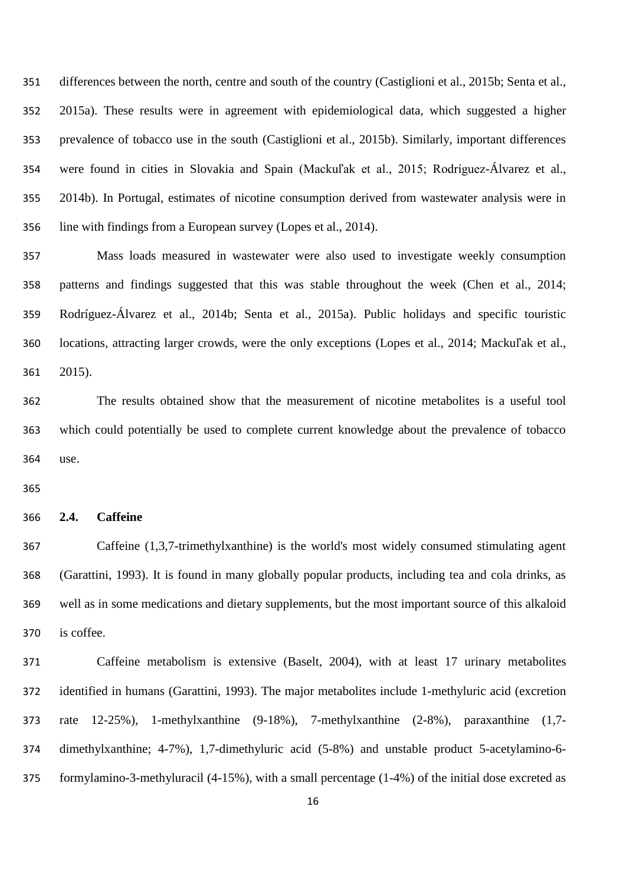differences between the north, centre and south of the country (Castiglioni et al., 2015b; Senta et al., 2015a). These results were in agreement with epidemiological data, which suggested a higher prevalence of tobacco use in the south (Castiglioni et al., 2015b). Similarly, important differences were found in cities in Slovakia and Spain (Mackuľak et al., 2015; Rodríguez-Álvarez et al., 2014b). In Portugal, estimates of nicotine consumption derived from wastewater analysis were in line with findings from a European survey (Lopes et al., 2014).

Mass loads measured in wastewater were also used to investigate weekly consumption patterns and findings suggested that this was stable throughout the week (Chen et al., 2014; Rodríguez-Álvarez et al., 2014b; Senta et al., 2015a). Public holidays and specific touristic locations, attracting larger crowds, were the only exceptions (Lopes et al., 2014; Mackuľak et al., 2015).

The results obtained show that the measurement of nicotine metabolites is a useful tool which could potentially be used to complete current knowledge about the prevalence of tobacco use.

### 2.4. Caffeine

Caffeine (1,3,7-trimethylxanthine) is the world's most widely consumed stimulating agent (Garattini, 1993). It is found in many globally popular products, including tea and cola drinks, as well as in some medications and dietary supplements, but the most important source of this alkaloid is coffee.

Caffeine metabolism is extensive (Baselt, 2004), with at least 17 urinary metabolites identified in humans (Garattini, 1993). The major metabolites include 1-methyluric acid (excretion rate 12-25%), 1-methylxanthine (9-18%), 7-methylxanthine (2-8%), paraxanthine (1,7-dimethylxanthine; 4-7%), 1,7-dimethyluric acid (5-8%) and unstable product 5-acetylamino-6-formylamino-3-methyluracil (4-15%), with a small percentage (1-4%) of the initial dose excreted as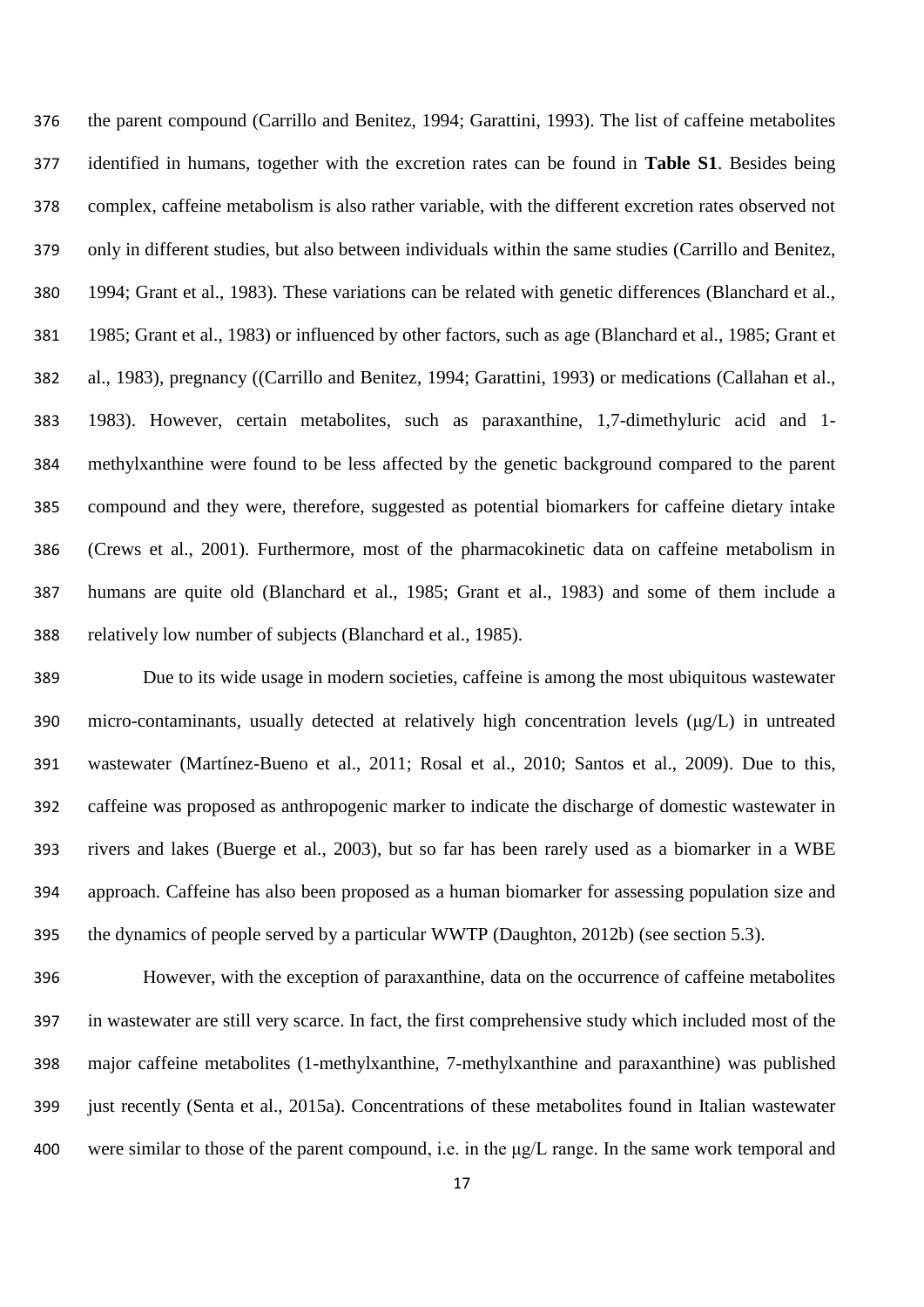the parent compound (Carrillo and Benitez, 1994; Garattini, 1993). The list of caffeine metabolites identified in humans, together with the excretion rates can be found in **Table S1**. Besides being complex, caffeine metabolism is also rather variable, with the different excretion rates observed not only in different studies, but also between individuals within the same studies (Carrillo and Benitez, 1994; Grant et al., 1983). These variations can be related with genetic differences (Blanchard et al., 1985; Grant et al., 1983) or influenced by other factors, such as age (Blanchard et al., 1985; Grant et al., 1983), pregnancy ((Carrillo and Benitez, 1994; Garattini, 1993) or medications (Callahan et al., 1983). However, certain metabolites, such as paraxanthine, 1,7-dimethyluric acid and 1-methylxanthine were found to be less affected by the genetic background compared to the parent compound and they were, therefore, suggested as potential biomarkers for caffeine dietary intake (Crews et al., 2001). Furthermore, most of the pharmacokinetic data on caffeine metabolism in humans are quite old (Blanchard et al., 1985; Grant et al., 1983) and some of them include a relatively low number of subjects (Blanchard et al., 1985).

Due to its wide usage in modern societies, caffeine is among the most ubiquitous wastewater micro-contaminants, usually detected at relatively high concentration levels (μg/L) in untreated wastewater (Martínez-Bueno et al., 2011; Rosal et al., 2010; Santos et al., 2009). Due to this, caffeine was proposed as anthropogenic marker to indicate the discharge of domestic wastewater in rivers and lakes (Buerge et al., 2003), but so far has been rarely used as a biomarker in a WBE approach. Caffeine has also been proposed as a human biomarker for assessing population size and the dynamics of people served by a particular WWTP (Daughton, 2012b) (see section 5.3).

However, with the exception of paraxanthine, data on the occurrence of caffeine metabolites in wastewater are still very scarce. In fact, the first comprehensive study which included most of the major caffeine metabolites (1-methylxanthine, 7-methylxanthine and paraxanthine) was published just recently (Senta et al., 2015a). Concentrations of these metabolites found in Italian wastewater were similar to those of the parent compound, i.e. in the μg/L range. In the same work temporal and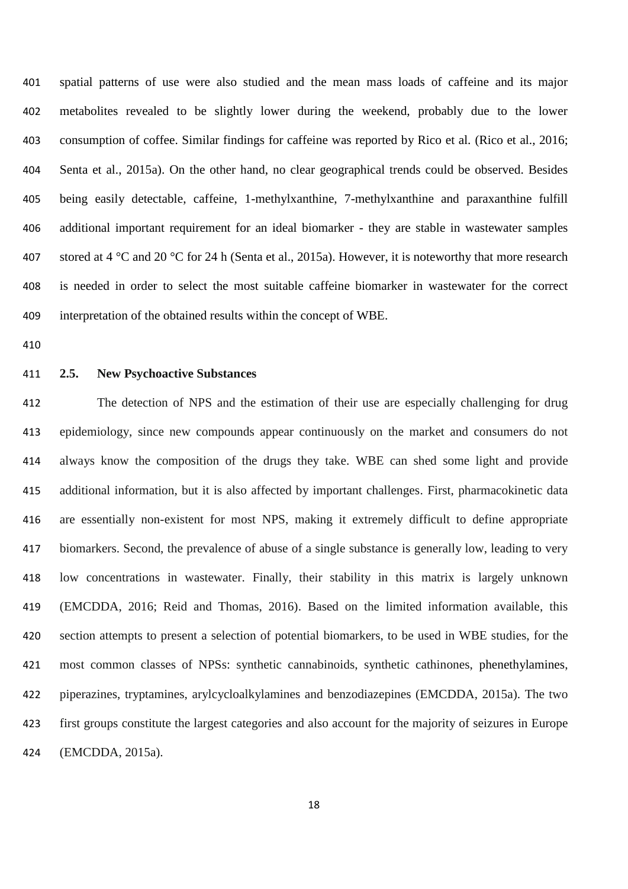spatial patterns of use were also studied and the mean mass loads of caffeine and its major metabolites revealed to be slightly lower during the weekend, probably due to the lower consumption of coffee. Similar findings for caffeine was reported by Rico et al. (Rico et al., 2016; Senta et al., 2015a). On the other hand, no clear geographical trends could be observed. Besides being easily detectable, caffeine, 1-methylxanthine, 7-methylxanthine and paraxanthine fulfill additional important requirement for an ideal biomarker - they are stable in wastewater samples stored at 4 °C and 20 °C for 24 h (Senta et al., 2015a). However, it is noteworthy that more research is needed in order to select the most suitable caffeine biomarker in wastewater for the correct interpretation of the obtained results within the concept of WBE.

## 2.5. New Psychoactive Substances

The detection of NPS and the estimation of their use are especially challenging for drug epidemiology, since new compounds appear continuously on the market and consumers do not always know the composition of the drugs they take. WBE can shed some light and provide additional information, but it is also affected by important challenges. First, pharmacokinetic data are essentially non-existent for most NPS, making it extremely difficult to define appropriate biomarkers. Second, the prevalence of abuse of a single substance is generally low, leading to very low concentrations in wastewater. Finally, their stability in this matrix is largely unknown (EMCDDA, 2016; Reid and Thomas, 2016). Based on the limited information available, this section attempts to present a selection of potential biomarkers, to be used in WBE studies, for the most common classes of NPSs: synthetic cannabinoids, synthetic cathinones, phenethylamines, piperazines, tryptamines, arylcycloalkylamines and benzodiazepines (EMCDDA, 2015a). The two first groups constitute the largest categories and also account for the majority of seizures in Europe (EMCDDA, 2015a).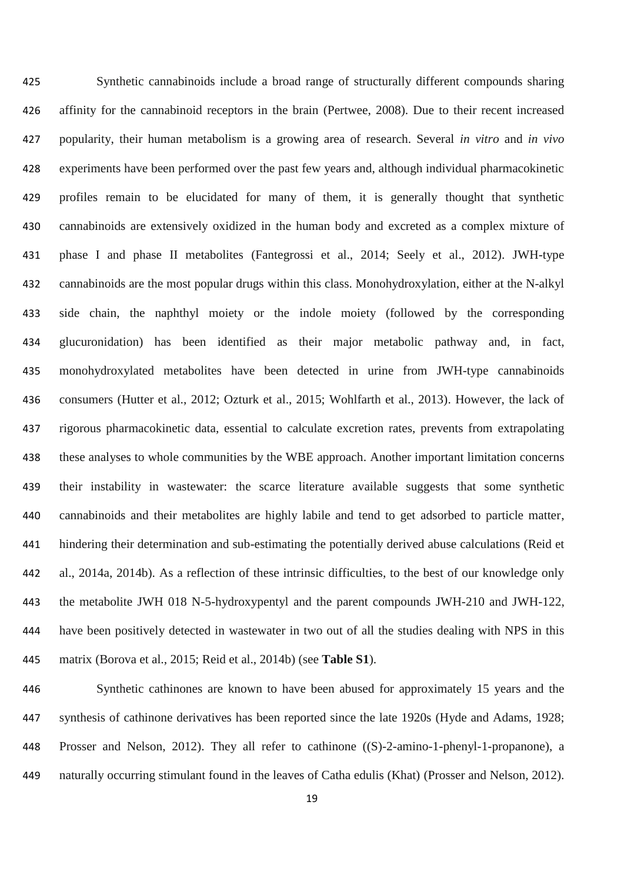Synthetic cannabinoids include a broad range of structurally different compounds sharing affinity for the cannabinoid receptors in the brain (Pertwee, 2008). Due to their recent increased popularity, their human metabolism is a growing area of research. Several *in vitro* and *in vivo* experiments have been performed over the past few years and, although individual pharmacokinetic profiles remain to be elucidated for many of them, it is generally thought that synthetic cannabinoids are extensively oxidized in the human body and excreted as a complex mixture of phase I and phase II metabolites (Fantegrossi et al., 2014; Seely et al., 2012). JWH-type cannabinoids are the most popular drugs within this class. Monohydroxylation, either at the N-alkyl side chain, the naphthyl moiety or the indole moiety (followed by the corresponding glucuronidation) has been identified as their major metabolic pathway and, in fact, monohydroxylated metabolites have been detected in urine from JWH-type cannabinoids consumers (Hutter et al., 2012; Ozturk et al., 2015; Wohlfarth et al., 2013). However, the lack of rigorous pharmacokinetic data, essential to calculate excretion rates, prevents from extrapolating these analyses to whole communities by the WBE approach. Another important limitation concerns their instability in wastewater: the scarce literature available suggests that some synthetic cannabinoids and their metabolites are highly labile and tend to get adsorbed to particle matter, hindering their determination and sub-estimating the potentially derived abuse calculations (Reid et al., 2014a, 2014b). As a reflection of these intrinsic difficulties, to the best of our knowledge only the metabolite JWH 018 N-5-hydroxypentyl and the parent compounds JWH-210 and JWH-122, have been positively detected in wastewater in two out of all the studies dealing with NPS in this matrix (Borova et al., 2015; Reid et al., 2014b) (see **Table S1**).

Synthetic cathinones are known to have been abused for approximately 15 years and the synthesis of cathinone derivatives has been reported since the late 1920s (Hyde and Adams, 1928; Prosser and Nelson, 2012). They all refer to cathinone ((S)-2-amino-1-phenyl-1-propanone), a naturally occurring stimulant found in the leaves of Catha edulis (Khat) (Prosser and Nelson, 2012).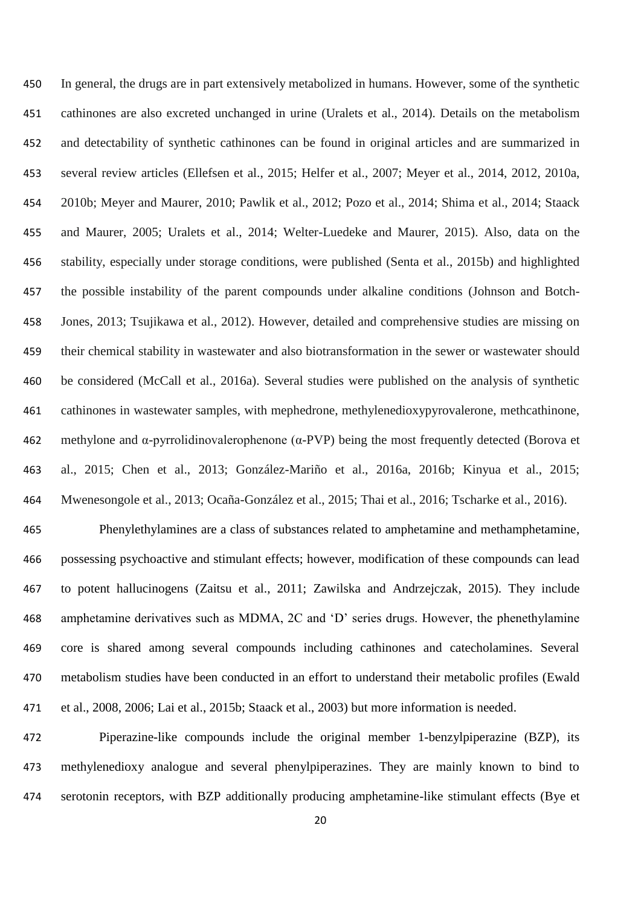In general, the drugs are in part extensively metabolized in humans. However, some of the synthetic cathinones are also excreted unchanged in urine (Uralets et al., 2014). Details on the metabolism and detectability of synthetic cathinones can be found in original articles and are summarized in several review articles (Ellefsen et al., 2015; Helfer et al., 2007; Meyer et al., 2014, 2012, 2010a, 2010b; Meyer and Maurer, 2010; Pawlik et al., 2012; Pozo et al., 2014; Shima et al., 2014; Staack and Maurer, 2005; Uralets et al., 2014; Welter-Luedeke and Maurer, 2015). Also, data on the stability, especially under storage conditions, were published (Senta et al., 2015b) and highlighted the possible instability of the parent compounds under alkaline conditions (Johnson and Botch-Jones, 2013; Tsujikawa et al., 2012). However, detailed and comprehensive studies are missing on their chemical stability in wastewater and also biotransformation in the sewer or wastewater should be considered (McCall et al., 2016a). Several studies were published on the analysis of synthetic cathinones in wastewater samples, with mephedrone, methylenedioxypyrovalerone, methcathinone, methylone and α-pyrrolidinovalerophenone (α-PVP) being the most frequently detected (Borova et al., 2015; Chen et al., 2013; González-Mariño et al., 2016a, 2016b; Kinyua et al., 2015; Mwenesongole et al., 2013; Ocaña-González et al., 2015; Thai et al., 2016; Tscharke et al., 2016).

Phenylethylamines are a class of substances related to amphetamine and methamphetamine, possessing psychoactive and stimulant effects; however, modification of these compounds can lead to potent hallucinogens (Zaitsu et al., 2011; Zawilska and Andrzejczak, 2015). They include amphetamine derivatives such as MDMA, 2C and 'D' series drugs. However, the phenethylamine core is shared among several compounds including cathinones and catecholamines. Several metabolism studies have been conducted in an effort to understand their metabolic profiles (Ewald et al., 2008, 2006; Lai et al., 2015b; Staack et al., 2003) but more information is needed.

Piperazine-like compounds include the original member 1-benzylpiperazine (BZP), its methylenedioxy analogue and several phenylpiperazines. They are mainly known to bind to serotonin receptors, with BZP additionally producing amphetamine-like stimulant effects (Bye et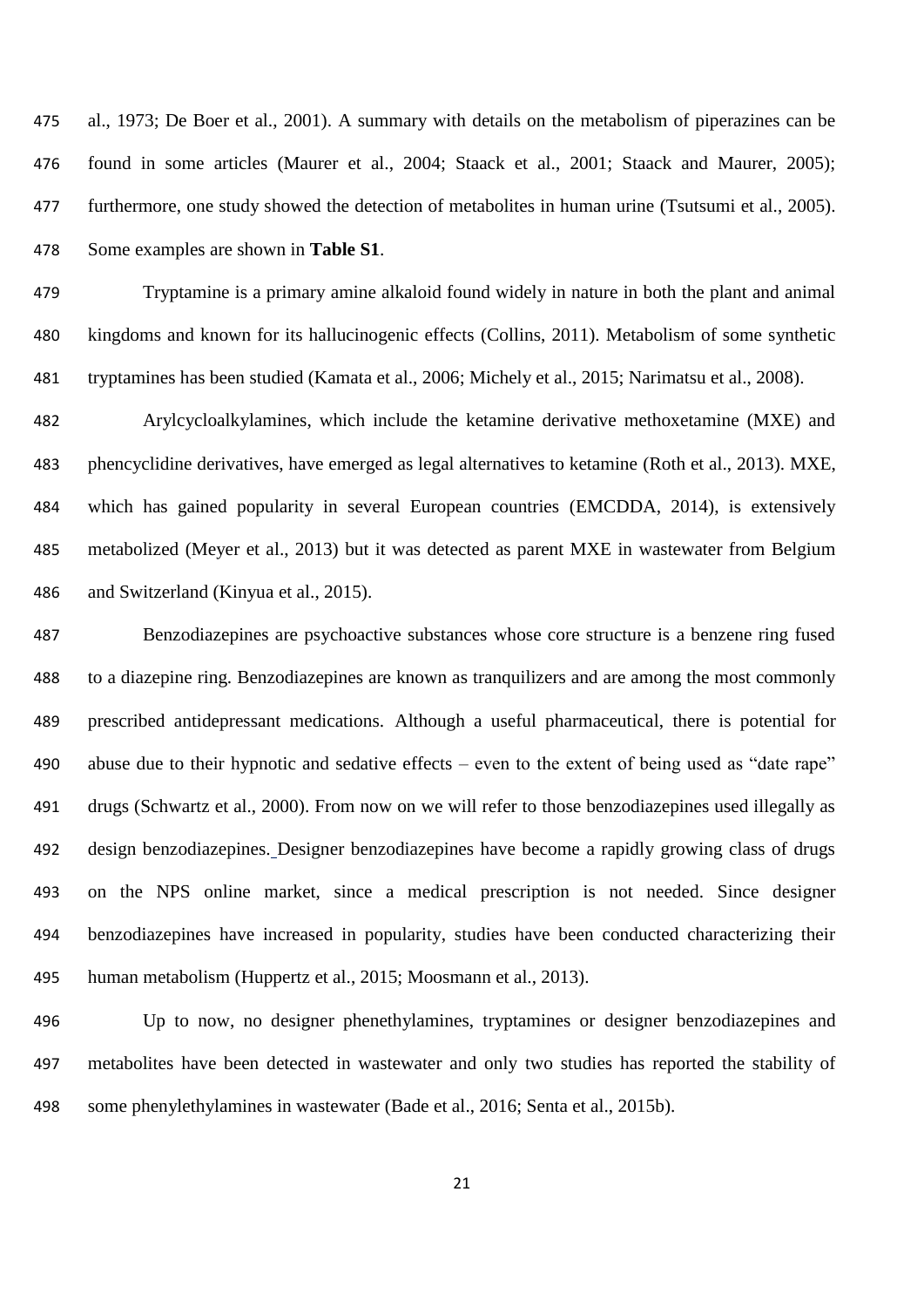al., 1973; De Boer et al., 2001). A summary with details on the metabolism of piperazines can be found in some articles (Maurer et al., 2004; Staack et al., 2001; Staack and Maurer, 2005); furthermore, one study showed the detection of metabolites in human urine (Tsutsumi et al., 2005). Some examples are shown in **Table S1**.

Tryptamine is a primary amine alkaloid found widely in nature in both the plant and animal kingdoms and known for its hallucinogenic effects (Collins, 2011). Metabolism of some synthetic tryptamines has been studied (Kamata et al., 2006; Michely et al., 2015; Narimatsu et al., 2008).

Arylcycloalkylamines, which include the ketamine derivative methoxetamine (MXE) and phencyclidine derivatives, have emerged as legal alternatives to ketamine (Roth et al., 2013). MXE, which has gained popularity in several European countries (EMCDDA, 2014), is extensively metabolized (Meyer et al., 2013) but it was detected as parent MXE in wastewater from Belgium and Switzerland (Kinyua et al., 2015).

Benzodiazepines are psychoactive substances whose core structure is a benzene ring fused to a diazepine ring. Benzodiazepines are known as tranquilizers and are among the most commonly prescribed antidepressant medications. Although a useful pharmaceutical, there is potential for abuse due to their hypnotic and sedative effects – even to the extent of being used as "date rape" drugs (Schwartz et al., 2000). From now on we will refer to those benzodiazepines used illegally as design benzodiazepines. Designer benzodiazepines have become a rapidly growing class of drugs on the NPS online market, since a medical prescription is not needed. Since designer benzodiazepines have increased in popularity, studies have been conducted characterizing their human metabolism (Huppertz et al., 2015; Moosmann et al., 2013).

Up to now, no designer phenethylamines, tryptamines or designer benzodiazepines and metabolites have been detected in wastewater and only two studies has reported the stability of some phenylethylamines in wastewater (Bade et al., 2016; Senta et al., 2015b).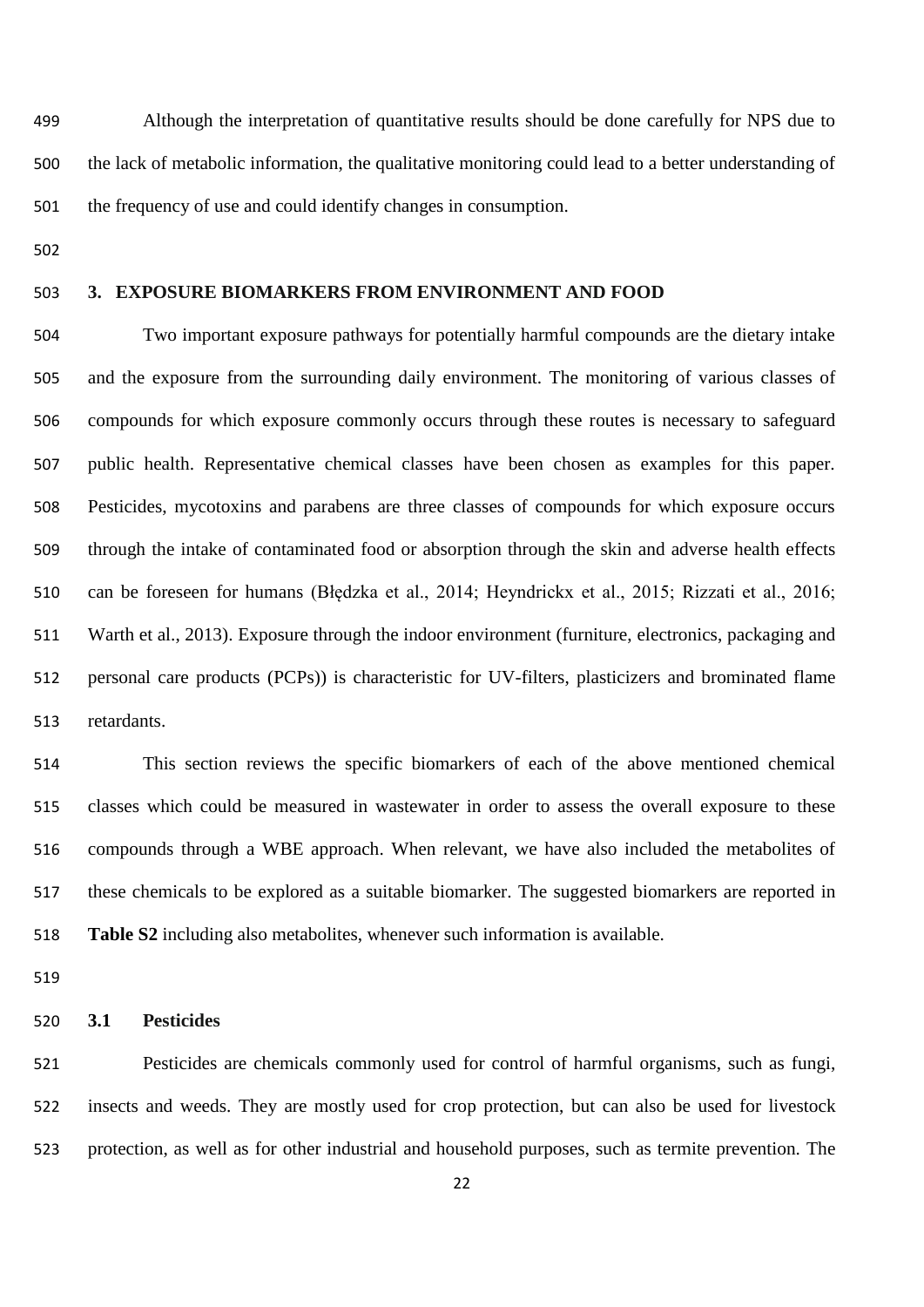Although the interpretation of quantitative results should be done carefully for NPS due to the lack of metabolic information, the qualitative monitoring could lead to a better understanding of the frequency of use and could identify changes in consumption.

## 3. EXPOSURE BIOMARKERS FROM ENVIRONMENT AND FOOD

Two important exposure pathways for potentially harmful compounds are the dietary intake and the exposure from the surrounding daily environment. The monitoring of various classes of compounds for which exposure commonly occurs through these routes is necessary to safeguard public health. Representative chemical classes have been chosen as examples for this paper. Pesticides, mycotoxins and parabens are three classes of compounds for which exposure occurs through the intake of contaminated food or absorption through the skin and adverse health effects can be foreseen for humans (Błędzka et al., 2014; Heyndrickx et al., 2015; Rizzati et al., 2016; Warth et al., 2013). Exposure through the indoor environment (furniture, electronics, packaging and personal care products (PCPs)) is characteristic for UV-filters, plasticizers and brominated flame retardants.

This section reviews the specific biomarkers of each of the above mentioned chemical classes which could be measured in wastewater in order to assess the overall exposure to these compounds through a WBE approach. When relevant, we have also included the metabolites of these chemicals to be explored as a suitable biomarker. The suggested biomarkers are reported in **Table S2** including also metabolites, whenever such information is available.

### 3.1 Pesticides

Pesticides are chemicals commonly used for control of harmful organisms, such as fungi, insects and weeds. They are mostly used for crop protection, but can also be used for livestock protection, as well as for other industrial and household purposes, such as termite prevention. The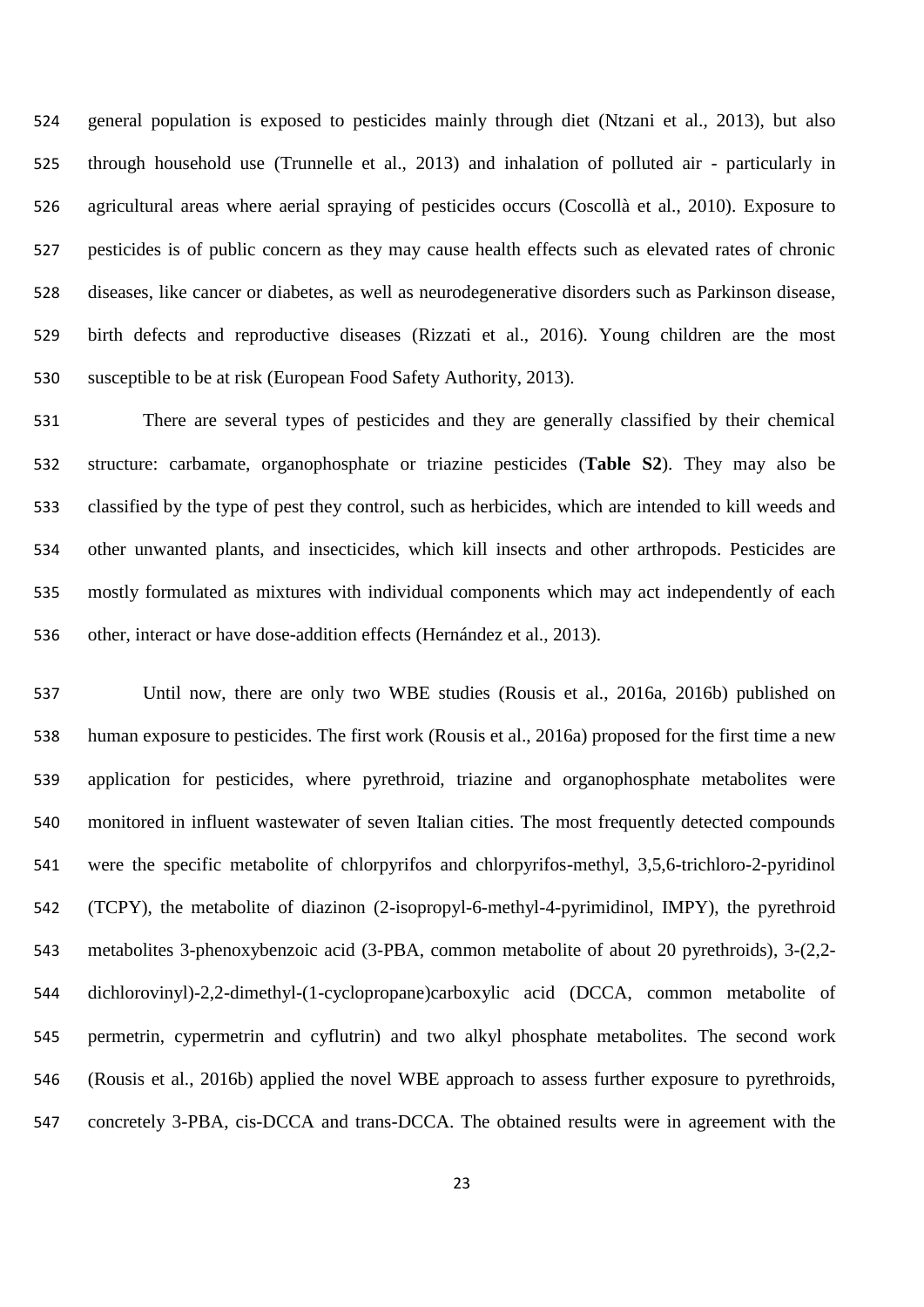general population is exposed to pesticides mainly through diet (Ntzani et al., 2013), but also through household use (Trunnelle et al., 2013) and inhalation of polluted air - particularly in agricultural areas where aerial spraying of pesticides occurs (Coscollà et al., 2010). Exposure to pesticides is of public concern as they may cause health effects such as elevated rates of chronic diseases, like cancer or diabetes, as well as neurodegenerative disorders such as Parkinson disease, birth defects and reproductive diseases (Rizzati et al., 2016). Young children are the most susceptible to be at risk (European Food Safety Authority, 2013).

There are several types of pesticides and they are generally classified by their chemical structure: carbamate, organophosphate or triazine pesticides (**Table S2**). They may also be classified by the type of pest they control, such as herbicides, which are intended to kill weeds and other unwanted plants, and insecticides, which kill insects and other arthropods. Pesticides are mostly formulated as mixtures with individual components which may act independently of each other, interact or have dose-addition effects (Hernández et al., 2013).

Until now, there are only two WBE studies (Rousis et al., 2016a, 2016b) published on human exposure to pesticides. The first work (Rousis et al., 2016a) proposed for the first time a new application for pesticides, where pyrethroid, triazine and organophosphate metabolites were monitored in influent wastewater of seven Italian cities. The most frequently detected compounds were the specific metabolite of chlorpyrifos and chlorpyrifos-methyl, 3,5,6-trichloro-2-pyridinol (TCPY), the metabolite of diazinon (2-isopropyl-6-methyl-4-pyrimidinol, IMPY), the pyrethroid metabolites 3-phenoxybenzoic acid (3-PBA, common metabolite of about 20 pyrethroids), 3-(2,2-dichlorovinyl)-2,2-dimethyl-(1-cyclopropane)carboxylic acid (DCCA, common metabolite of permetrin, cypermetrin and cyflutrin) and two alkyl phosphate metabolites. The second work (Rousis et al., 2016b) applied the novel WBE approach to assess further exposure to pyrethroids, concretely 3-PBA, cis-DCCA and trans-DCCA. The obtained results were in agreement with the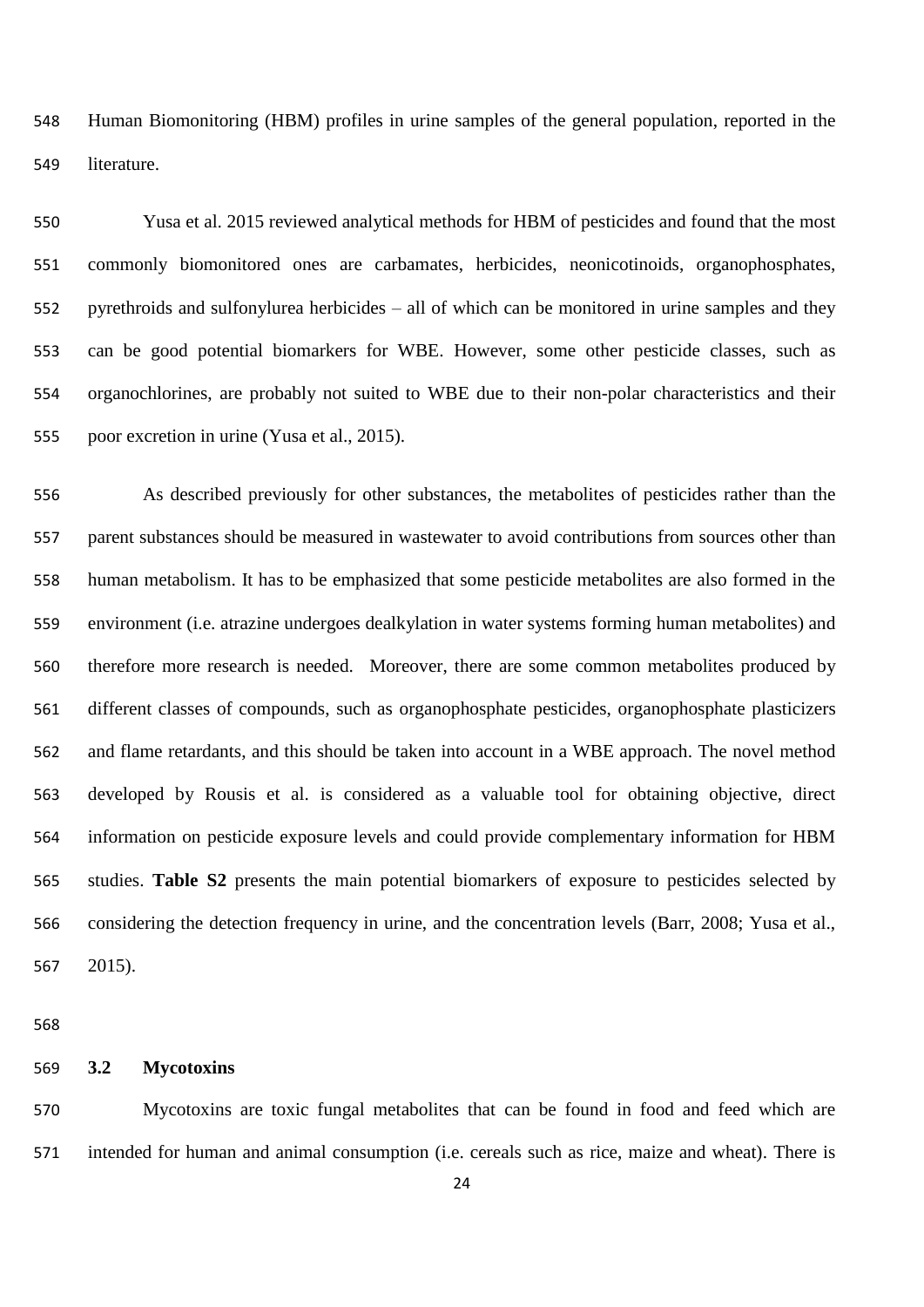Human Biomonitoring (HBM) profiles in urine samples of the general population, reported in the literature.

Yusa et al. 2015 reviewed analytical methods for HBM of pesticides and found that the most commonly biomonitored ones are carbamates, herbicides, neonicotinoids, organophosphates, pyrethroids and sulfonylurea herbicides – all of which can be monitored in urine samples and they can be good potential biomarkers for WBE. However, some other pesticide classes, such as organochlorines, are probably not suited to WBE due to their non-polar characteristics and their poor excretion in urine (Yusa et al., 2015).

As described previously for other substances, the metabolites of pesticides rather than the parent substances should be measured in wastewater to avoid contributions from sources other than human metabolism. It has to be emphasized that some pesticide metabolites are also formed in the environment (i.e. atrazine undergoes dealkylation in water systems forming human metabolites) and therefore more research is needed. Moreover, there are some common metabolites produced by different classes of compounds, such as organophosphate pesticides, organophosphate plasticizers and flame retardants, and this should be taken into account in a WBE approach. The novel method developed by Rousis et al. is considered as a valuable tool for obtaining objective, direct information on pesticide exposure levels and could provide complementary information for HBM studies. **Table S2** presents the main potential biomarkers of exposure to pesticides selected by considering the detection frequency in urine, and the concentration levels (Barr, 2008; Yusa et al., 2015).

### 3.2 Mycotoxins

Mycotoxins are toxic fungal metabolites that can be found in food and feed which are intended for human and animal consumption (i.e. cereals such as rice, maize and wheat). There is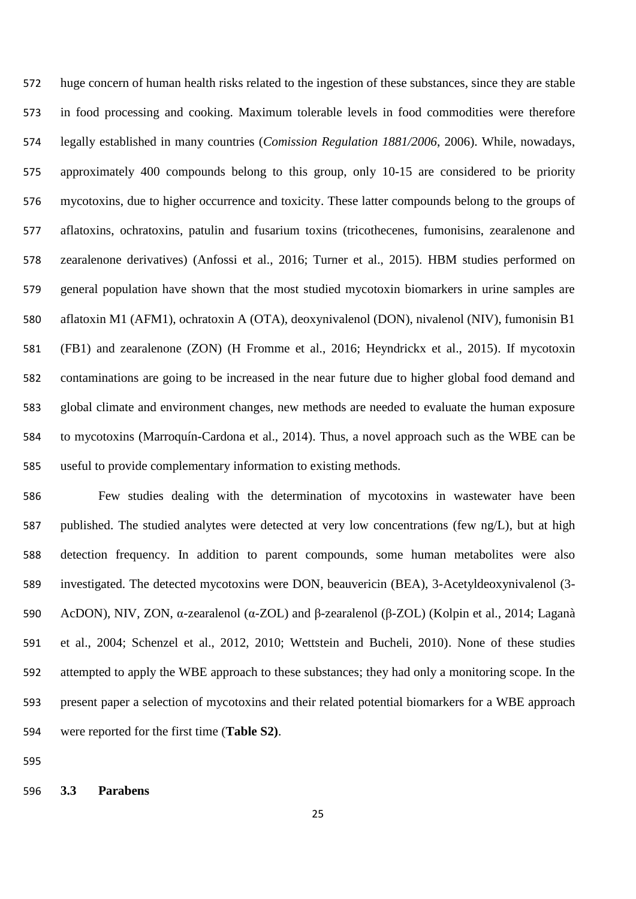huge concern of human health risks related to the ingestion of these substances, since they are stable in food processing and cooking. Maximum tolerable levels in food commodities were therefore legally established in many countries (*Comission Regulation 1881/2006*, 2006). While, nowadays, approximately 400 compounds belong to this group, only 10-15 are considered to be priority mycotoxins, due to higher occurrence and toxicity. These latter compounds belong to the groups of aflatoxins, ochratoxins, patulin and fusarium toxins (tricothecenes, fumonisins, zearalenone and zearalenone derivatives) (Anfossi et al., 2016; Turner et al., 2015). HBM studies performed on general population have shown that the most studied mycotoxin biomarkers in urine samples are aflatoxin M1 (AFM1), ochratoxin A (OTA), deoxynivalenol (DON), nivalenol (NIV), fumonisin B1 (FB1) and zearalenone (ZON) (H Fromme et al., 2016; Heyndrickx et al., 2015). If mycotoxin contaminations are going to be increased in the near future due to higher global food demand and global climate and environment changes, new methods are needed to evaluate the human exposure to mycotoxins (Marroquín-Cardona et al., 2014). Thus, a novel approach such as the WBE can be useful to provide complementary information to existing methods.

Few studies dealing with the determination of mycotoxins in wastewater have been published. The studied analytes were detected at very low concentrations (few ng/L), but at high detection frequency. In addition to parent compounds, some human metabolites were also investigated. The detected mycotoxins were DON, beauvericin (BEA), 3-Acetyldeoxynivalenol (3-AcDON), NIV, ZON, α-zearalenol (α-ZOL) and β-zearalenol (β-ZOL) (Kolpin et al., 2014; Laganà et al., 2004; Schenzel et al., 2012, 2010; Wettstein and Bucheli, 2010). None of these studies attempted to apply the WBE approach to these substances; they had only a monitoring scope. In the present paper a selection of mycotoxins and their related potential biomarkers for a WBE approach were reported for the first time (**Table S2)**.

### 3.3 Parabens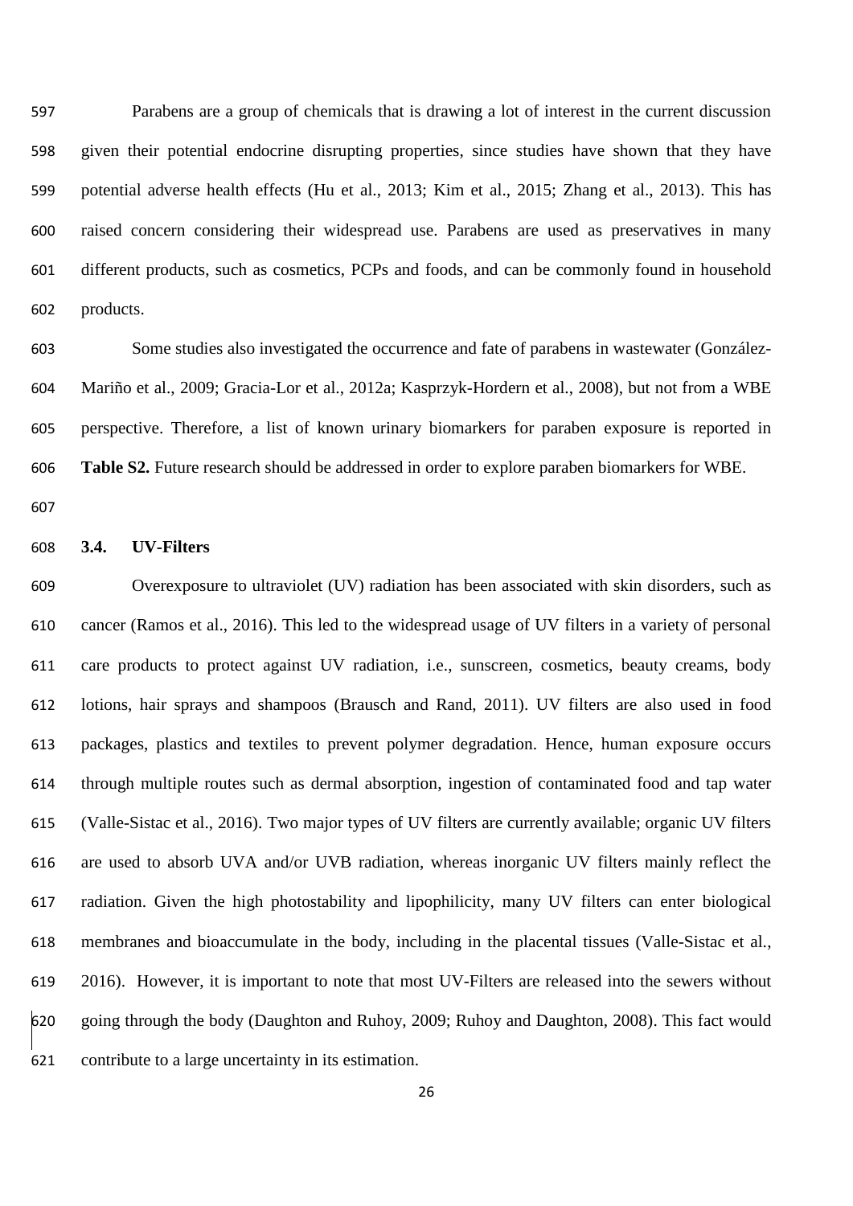Parabens are a group of chemicals that is drawing a lot of interest in the current discussion given their potential endocrine disrupting properties, since studies have shown that they have potential adverse health effects (Hu et al., 2013; Kim et al., 2015; Zhang et al., 2013). This has raised concern considering their widespread use. Parabens are used as preservatives in many different products, such as cosmetics, PCPs and foods, and can be commonly found in household products.

Some studies also investigated the occurrence and fate of parabens in wastewater (González-Mariño et al., 2009; Gracia-Lor et al., 2012a; Kasprzyk-Hordern et al., 2008), but not from a WBE perspective. Therefore, a list of known urinary biomarkers for paraben exposure is reported in **Table S2.** Future research should be addressed in order to explore paraben biomarkers for WBE.

### 3.4. UV-Filters

Overexposure to ultraviolet (UV) radiation has been associated with skin disorders, such as cancer (Ramos et al., 2016). This led to the widespread usage of UV filters in a variety of personal care products to protect against UV radiation, i.e., sunscreen, cosmetics, beauty creams, body lotions, hair sprays and shampoos (Brausch and Rand, 2011). UV filters are also used in food packages, plastics and textiles to prevent polymer degradation. Hence, human exposure occurs through multiple routes such as dermal absorption, ingestion of contaminated food and tap water (Valle-Sistac et al., 2016). Two major types of UV filters are currently available; organic UV filters are used to absorb UVA and/or UVB radiation, whereas inorganic UV filters mainly reflect the radiation. Given the high photostability and lipophilicity, many UV filters can enter biological membranes and bioaccumulate in the body, including in the placental tissues (Valle-Sistac et al., 2016). However, it is important to note that most UV-Filters are released into the sewers without going through the body (Daughton and Ruhoy, 2009; Ruhoy and Daughton, 2008). This fact would contribute to a large uncertainty in its estimation.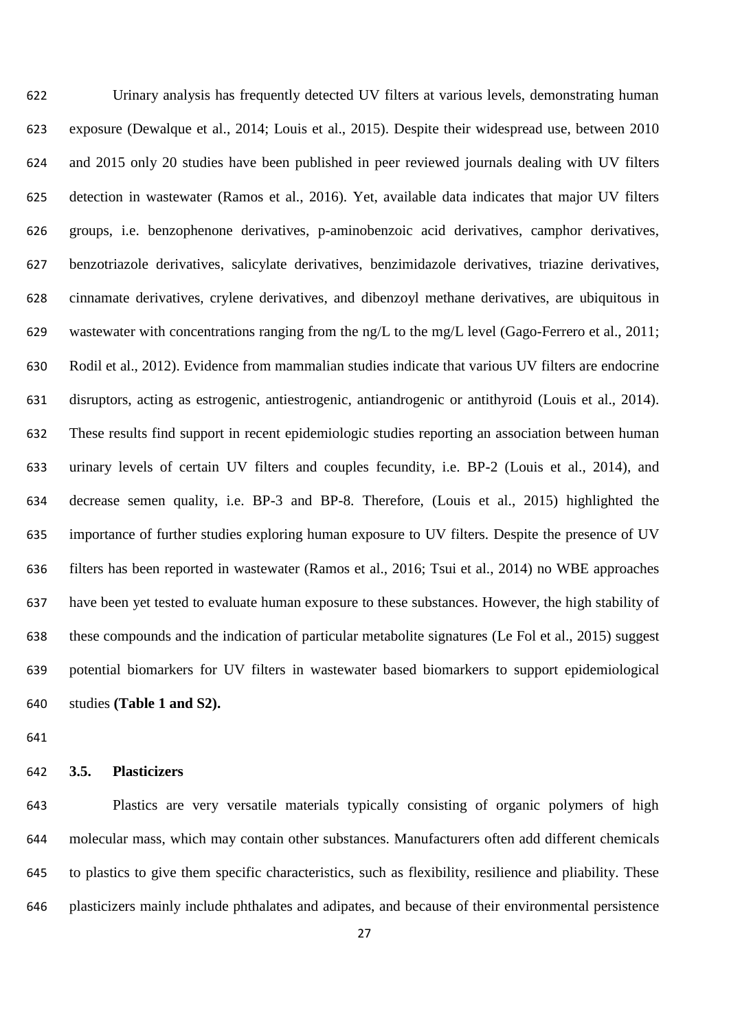Urinary analysis has frequently detected UV filters at various levels, demonstrating human exposure (Dewalque et al., 2014; Louis et al., 2015). Despite their widespread use, between 2010 and 2015 only 20 studies have been published in peer reviewed journals dealing with UV filters detection in wastewater (Ramos et al., 2016). Yet, available data indicates that major UV filters groups, i.e. benzophenone derivatives, p-aminobenzoic acid derivatives, camphor derivatives, benzotriazole derivatives, salicylate derivatives, benzimidazole derivatives, triazine derivatives, cinnamate derivatives, crylene derivatives, and dibenzoyl methane derivatives, are ubiquitous in wastewater with concentrations ranging from the ng/L to the mg/L level (Gago-Ferrero et al., 2011; Rodil et al., 2012). Evidence from mammalian studies indicate that various UV filters are endocrine disruptors, acting as estrogenic, antiestrogenic, antiandrogenic or antithyroid (Louis et al., 2014). These results find support in recent epidemiologic studies reporting an association between human urinary levels of certain UV filters and couples fecundity, i.e. BP-2 (Louis et al., 2014), and decrease semen quality, i.e. BP-3 and BP-8. Therefore, (Louis et al., 2015) highlighted the importance of further studies exploring human exposure to UV filters. Despite the presence of UV filters has been reported in wastewater (Ramos et al., 2016; Tsui et al., 2014) no WBE approaches have been yet tested to evaluate human exposure to these substances. However, the high stability of these compounds and the indication of particular metabolite signatures (Le Fol et al., 2015) suggest potential biomarkers for UV filters in wastewater based biomarkers to support epidemiological studies **(Table 1 and S2).**

### 3.5. Plasticizers

Plastics are very versatile materials typically consisting of organic polymers of high molecular mass, which may contain other substances. Manufacturers often add different chemicals to plastics to give them specific characteristics, such as flexibility, resilience and pliability. These plasticizers mainly include phthalates and adipates, and because of their environmental persistence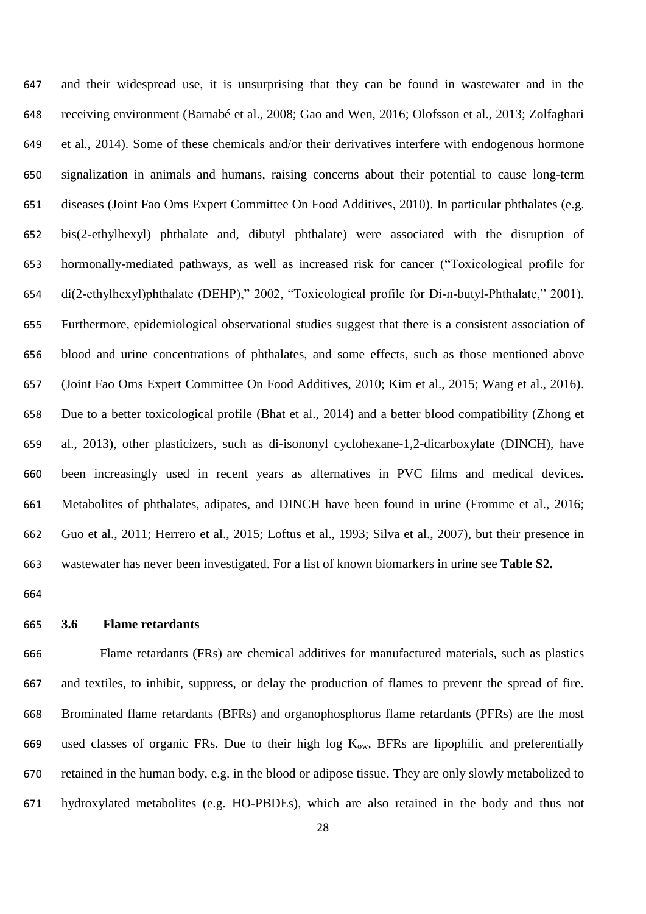and their widespread use, it is unsurprising that they can be found in wastewater and in the receiving environment (Barnabé et al., 2008; Gao and Wen, 2016; Olofsson et al., 2013; Zolfaghari et al., 2014). Some of these chemicals and/or their derivatives interfere with endogenous hormone signalization in animals and humans, raising concerns about their potential to cause long-term diseases (Joint Fao Oms Expert Committee On Food Additives, 2010). In particular phthalates (e.g. bis(2-ethylhexyl) phthalate and, dibutyl phthalate) were associated with the disruption of hormonally-mediated pathways, as well as increased risk for cancer ("Toxicological profile for di(2-ethylhexyl)phthalate (DEHP)," 2002, "Toxicological profile for Di-n-butyl-Phthalate," 2001). Furthermore, epidemiological observational studies suggest that there is a consistent association of blood and urine concentrations of phthalates, and some effects, such as those mentioned above (Joint Fao Oms Expert Committee On Food Additives, 2010; Kim et al., 2015; Wang et al., 2016). Due to a better toxicological profile (Bhat et al., 2014) and a better blood compatibility (Zhong et al., 2013), other plasticizers, such as di-isononyl cyclohexane-1,2-dicarboxylate (DINCH), have been increasingly used in recent years as alternatives in PVC films and medical devices. Metabolites of phthalates, adipates, and DINCH have been found in urine (Fromme et al., 2016; Guo et al., 2011; Herrero et al., 2015; Loftus et al., 1993; Silva et al., 2007), but their presence in wastewater has never been investigated. For a list of known biomarkers in urine see **Table S2.**

### 3.6 Flame retardants

Flame retardants (FRs) are chemical additives for manufactured materials, such as plastics and textiles, to inhibit, suppress, or delay the production of flames to prevent the spread of fire. Brominated flame retardants (BFRs) and organophosphorus flame retardants (PFRs) are the most used classes of organic FRs. Due to their high log $K_{ow}$, BFRs are lipophilic and preferentially retained in the human body, e.g. in the blood or adipose tissue. They are only slowly metabolized to hydroxylated metabolites (e.g. HO-PBDEs), which are also retained in the body and thus not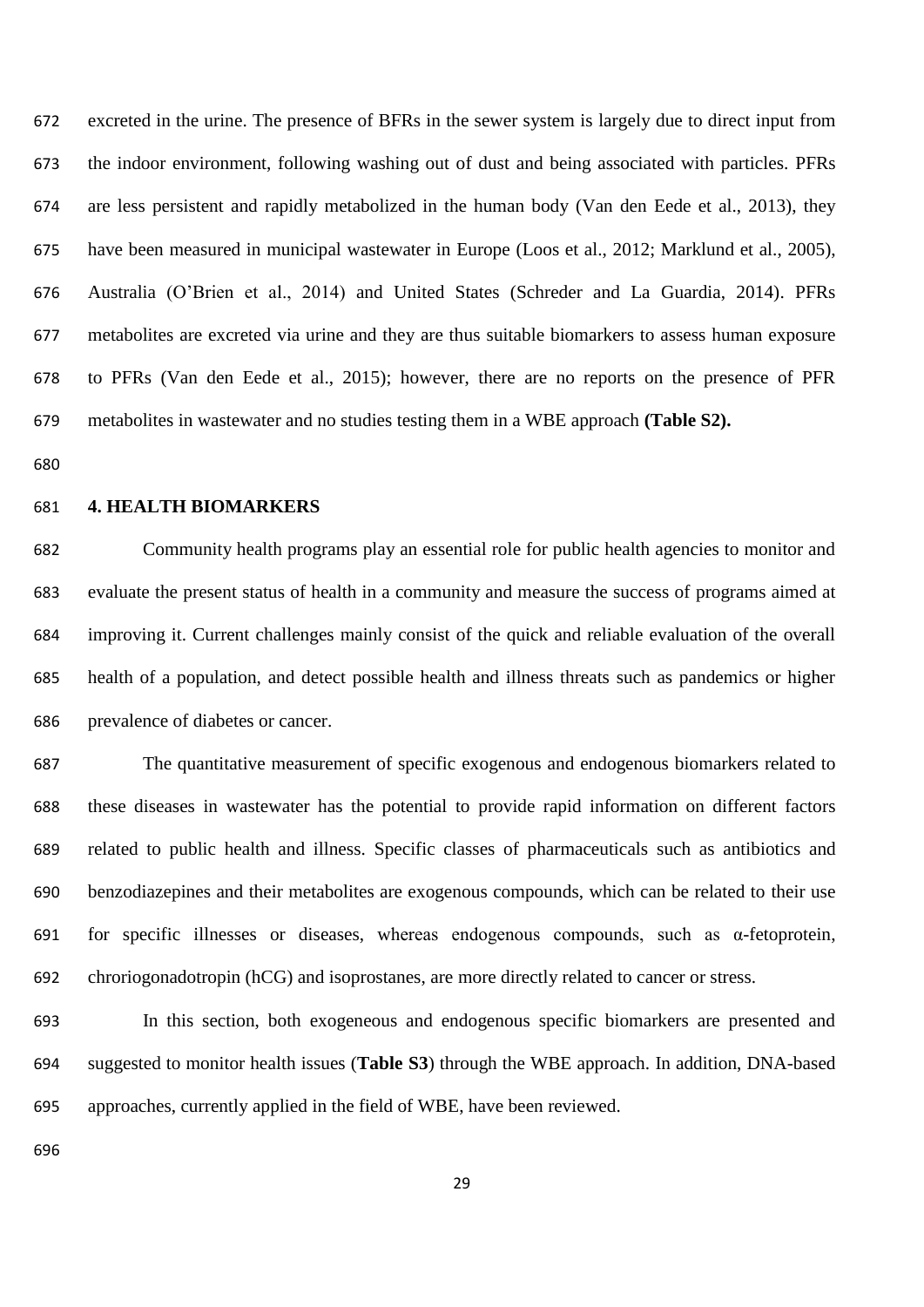excreted in the urine. The presence of BFRs in the sewer system is largely due to direct input from the indoor environment, following washing out of dust and being associated with particles. PFRs are less persistent and rapidly metabolized in the human body (Van den Eede et al., 2013), they have been measured in municipal wastewater in Europe (Loos et al., 2012; Marklund et al., 2005), Australia (O'Brien et al., 2014) and United States (Schreder and La Guardia, 2014). PFRs metabolites are excreted via urine and they are thus suitable biomarkers to assess human exposure to PFRs (Van den Eede et al., 2015); however, there are no reports on the presence of PFR metabolites in wastewater and no studies testing them in a WBE approach **(Table S2).**

## 4. HEALTH BIOMARKERS

Community health programs play an essential role for public health agencies to monitor and evaluate the present status of health in a community and measure the success of programs aimed at improving it. Current challenges mainly consist of the quick and reliable evaluation of the overall health of a population, and detect possible health and illness threats such as pandemics or higher prevalence of diabetes or cancer.

The quantitative measurement of specific exogenous and endogenous biomarkers related to these diseases in wastewater has the potential to provide rapid information on different factors related to public health and illness. Specific classes of pharmaceuticals such as antibiotics and benzodiazepines and their metabolites are exogenous compounds, which can be related to their use for specific illnesses or diseases, whereas endogenous compounds, such as α-fetoprotein, chroriogonadotropin (hCG) and isoprostanes, are more directly related to cancer or stress.

In this section, both exogeneous and endogenous specific biomarkers are presented and suggested to monitor health issues (**Table S3**) through the WBE approach. In addition, DNA-based approaches, currently applied in the field of WBE, have been reviewed.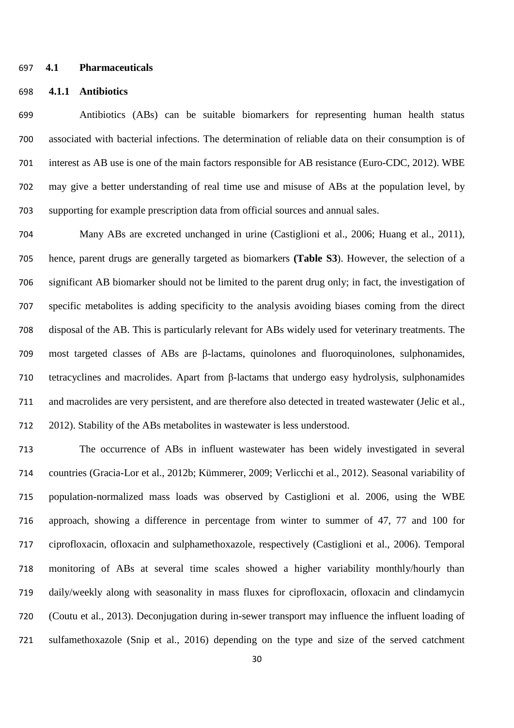## 4.1 Pharmaceuticals

### 4.1.1 Antibiotics

Antibiotics (ABs) can be suitable biomarkers for representing human health status associated with bacterial infections. The determination of reliable data on their consumption is of interest as AB use is one of the main factors responsible for AB resistance (Euro-CDC, 2012). WBE may give a better understanding of real time use and misuse of ABs at the population level, by supporting for example prescription data from official sources and annual sales.

Many ABs are excreted unchanged in urine (Castiglioni et al., 2006; Huang et al., 2011), hence, parent drugs are generally targeted as biomarkers **(Table S3)**. However, the selection of a significant AB biomarker should not be limited to the parent drug only; in fact, the investigation of specific metabolites is adding specificity to the analysis avoiding biases coming from the direct disposal of the AB. This is particularly relevant for ABs widely used for veterinary treatments. The most targeted classes of ABs are β-lactams, quinolones and fluoroquinolones, sulphonamides, tetracyclines and macrolides. Apart from β-lactams that undergo easy hydrolysis, sulphonamides and macrolides are very persistent, and are therefore also detected in treated wastewater (Jelic et al., 2012). Stability of the ABs metabolites in wastewater is less understood.

The occurrence of ABs in influent wastewater has been widely investigated in several countries (Gracia-Lor et al., 2012b; Kümmerer, 2009; Verlicchi et al., 2012). Seasonal variability of population-normalized mass loads was observed by Castiglioni et al. 2006, using the WBE approach, showing a difference in percentage from winter to summer of 47, 77 and 100 for ciprofloxacin, ofloxacin and sulphamethoxazole, respectively (Castiglioni et al., 2006). Temporal monitoring of ABs at several time scales showed a higher variability monthly/hourly than daily/weekly along with seasonality in mass fluxes for ciprofloxacin, ofloxacin and clindamycin (Coutu et al., 2013). Deconjugation during in-sewer transport may influence the influent loading of sulfamethoxazole (Snip et al., 2016) depending on the type and size of the served catchment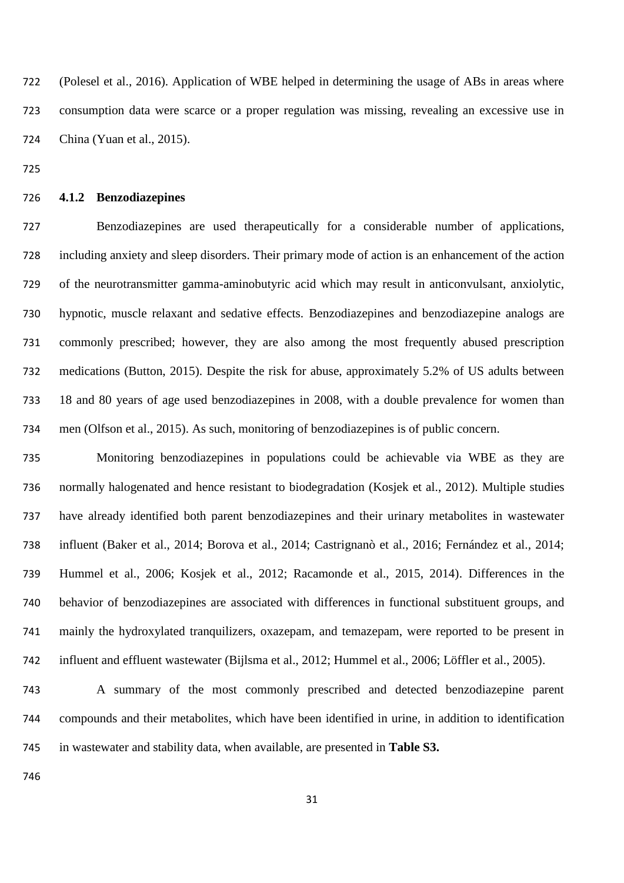(Polesel et al., 2016). Application of WBE helped in determining the usage of ABs in areas where consumption data were scarce or a proper regulation was missing, revealing an excessive use in China (Yuan et al., 2015).

### 4.1.2 Benzodiazepines

Benzodiazepines are used therapeutically for a considerable number of applications, including anxiety and sleep disorders. Their primary mode of action is an enhancement of the action of the neurotransmitter gamma-aminobutyric acid which may result in anticonvulsant, anxiolytic, hypnotic, muscle relaxant and sedative effects. Benzodiazepines and benzodiazepine analogs are commonly prescribed; however, they are also among the most frequently abused prescription medications (Button, 2015). Despite the risk for abuse, approximately 5.2% of US adults between 18 and 80 years of age used benzodiazepines in 2008, with a double prevalence for women than men (Olfson et al., 2015). As such, monitoring of benzodiazepines is of public concern.

Monitoring benzodiazepines in populations could be achievable via WBE as they are normally halogenated and hence resistant to biodegradation (Kosjek et al., 2012). Multiple studies have already identified both parent benzodiazepines and their urinary metabolites in wastewater influent (Baker et al., 2014; Borova et al., 2014; Castrignanò et al., 2016; Fernández et al., 2014; Hummel et al., 2006; Kosjek et al., 2012; Racamonde et al., 2015, 2014). Differences in the behavior of benzodiazepines are associated with differences in functional substituent groups, and mainly the hydroxylated tranquilizers, oxazepam, and temazepam, were reported to be present in influent and effluent wastewater (Bijlsma et al., 2012; Hummel et al., 2006; Löffler et al., 2005).

A summary of the most commonly prescribed and detected benzodiazepine parent compounds and their metabolites, which have been identified in urine, in addition to identification in wastewater and stability data, when available, are presented in **Table S3.**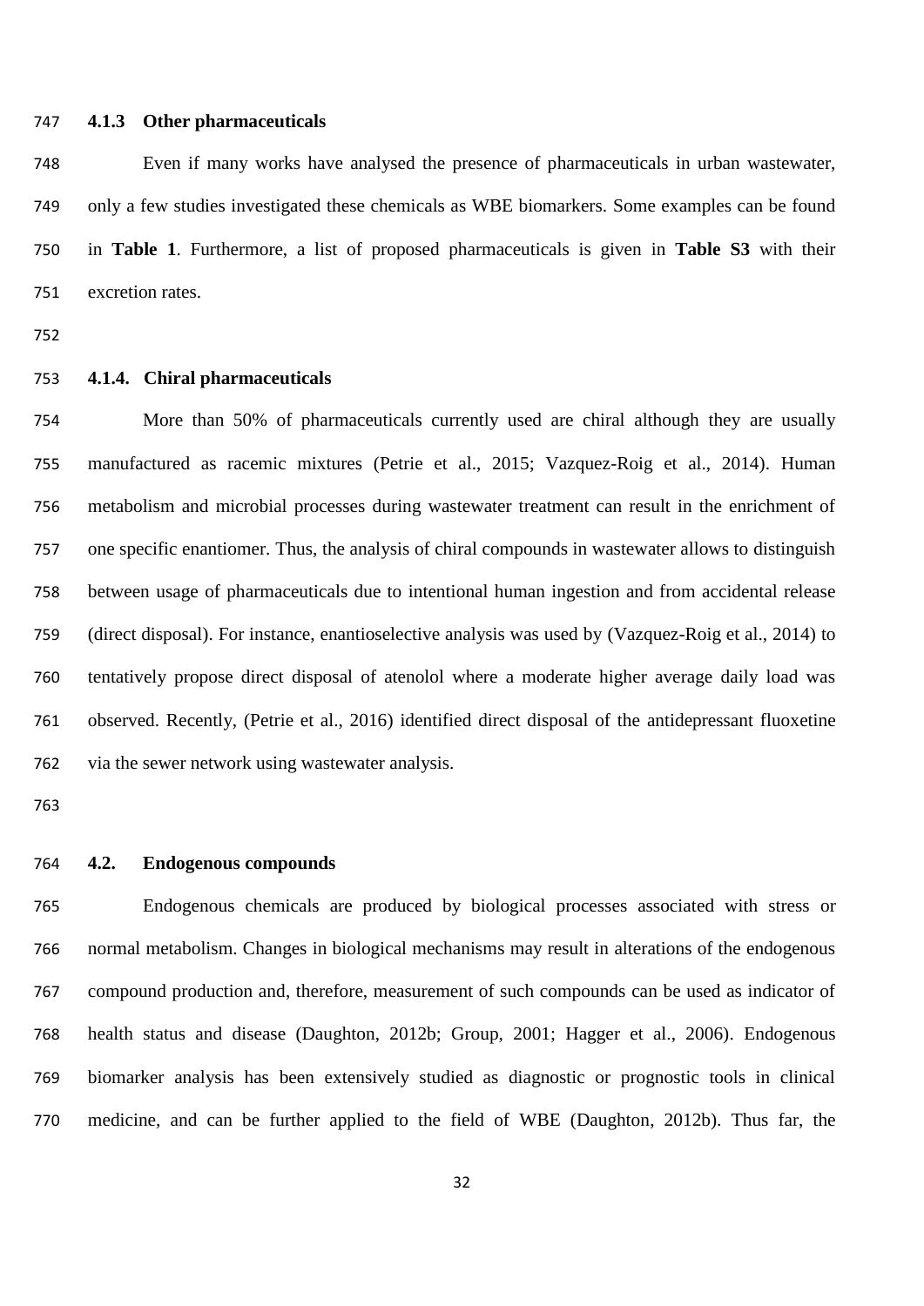### 4.1.3 Other pharmaceuticals

Even if many works have analysed the presence of pharmaceuticals in urban wastewater, only a few studies investigated these chemicals as WBE biomarkers. Some examples can be found in **Table 1**. Furthermore, a list of proposed pharmaceuticals is given in **Table S3** with their excretion rates.

### 4.1.4. Chiral pharmaceuticals

More than 50% of pharmaceuticals currently used are chiral although they are usually manufactured as racemic mixtures (Petrie et al., 2015; Vazquez-Roig et al., 2014). Human metabolism and microbial processes during wastewater treatment can result in the enrichment of one specific enantiomer. Thus, the analysis of chiral compounds in wastewater allows to distinguish between usage of pharmaceuticals due to intentional human ingestion and from accidental release (direct disposal). For instance, enantioselective analysis was used by (Vazquez-Roig et al., 2014) to tentatively propose direct disposal of atenolol where a moderate higher average daily load was observed. Recently, (Petrie et al., 2016) identified direct disposal of the antidepressant fluoxetine via the sewer network using wastewater analysis.

## 4.2. Endogenous compounds

Endogenous chemicals are produced by biological processes associated with stress or normal metabolism. Changes in biological mechanisms may result in alterations of the endogenous compound production and, therefore, measurement of such compounds can be used as indicator of health status and disease (Daughton, 2012b; Group, 2001; Hagger et al., 2006). Endogenous biomarker analysis has been extensively studied as diagnostic or prognostic tools in clinical medicine, and can be further applied to the field of WBE (Daughton, 2012b). Thus far, the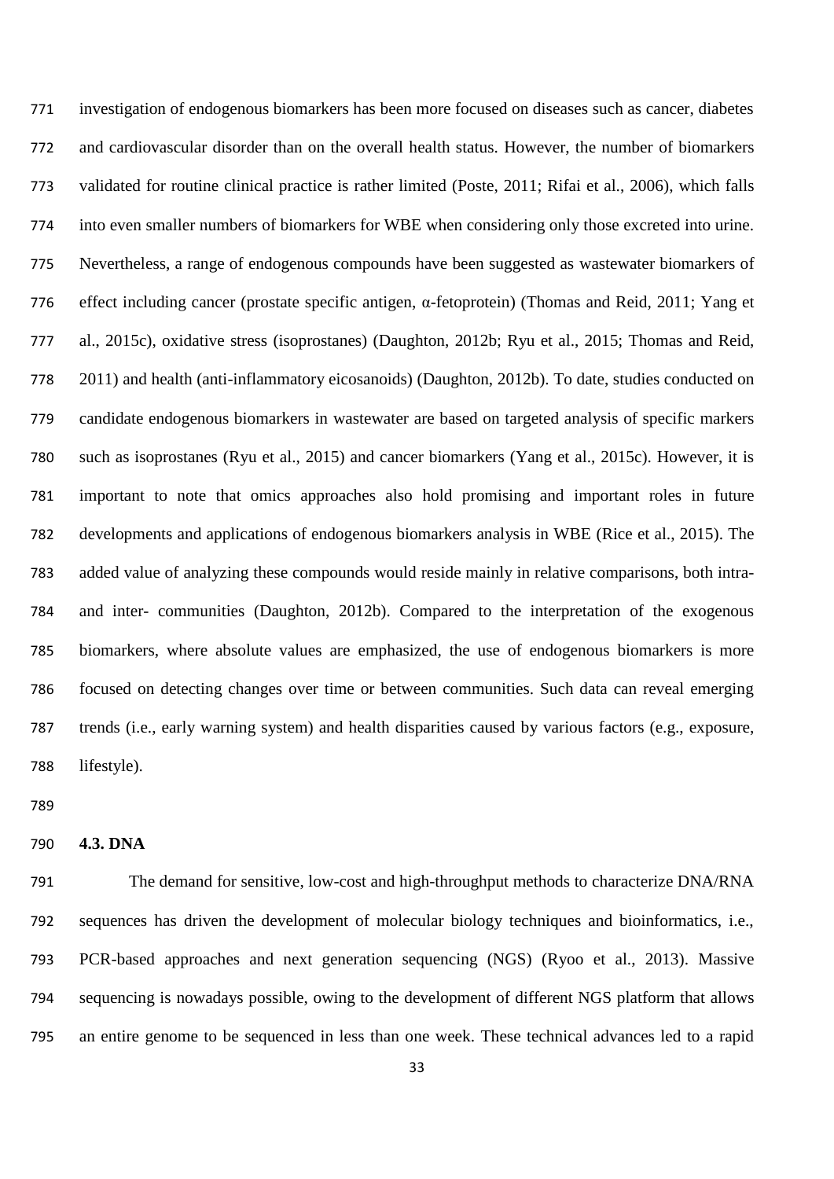investigation of endogenous biomarkers has been more focused on diseases such as cancer, diabetes and cardiovascular disorder than on the overall health status. However, the number of biomarkers validated for routine clinical practice is rather limited (Poste, 2011; Rifai et al., 2006), which falls into even smaller numbers of biomarkers for WBE when considering only those excreted into urine. Nevertheless, a range of endogenous compounds have been suggested as wastewater biomarkers of effect including cancer (prostate specific antigen, α-fetoprotein) (Thomas and Reid, 2011; Yang et al., 2015c), oxidative stress (isoprostanes) (Daughton, 2012b; Ryu et al., 2015; Thomas and Reid, 2011) and health (anti-inflammatory eicosanoids) (Daughton, 2012b). To date, studies conducted on candidate endogenous biomarkers in wastewater are based on targeted analysis of specific markers such as isoprostanes (Ryu et al., 2015) and cancer biomarkers (Yang et al., 2015c). However, it is important to note that omics approaches also hold promising and important roles in future developments and applications of endogenous biomarkers analysis in WBE (Rice et al., 2015). The added value of analyzing these compounds would reside mainly in relative comparisons, both intra- and inter- communities (Daughton, 2012b). Compared to the interpretation of the exogenous biomarkers, where absolute values are emphasized, the use of endogenous biomarkers is more focused on detecting changes over time or between communities. Such data can reveal emerging trends (i.e., early warning system) and health disparities caused by various factors (e.g., exposure, lifestyle).

### 4.3. DNA

The demand for sensitive, low-cost and high-throughput methods to characterize DNA/RNA sequences has driven the development of molecular biology techniques and bioinformatics, i.e., PCR-based approaches and next generation sequencing (NGS) (Ryoo et al., 2013). Massive sequencing is nowadays possible, owing to the development of different NGS platform that allows an entire genome to be sequenced in less than one week. These technical advances led to a rapid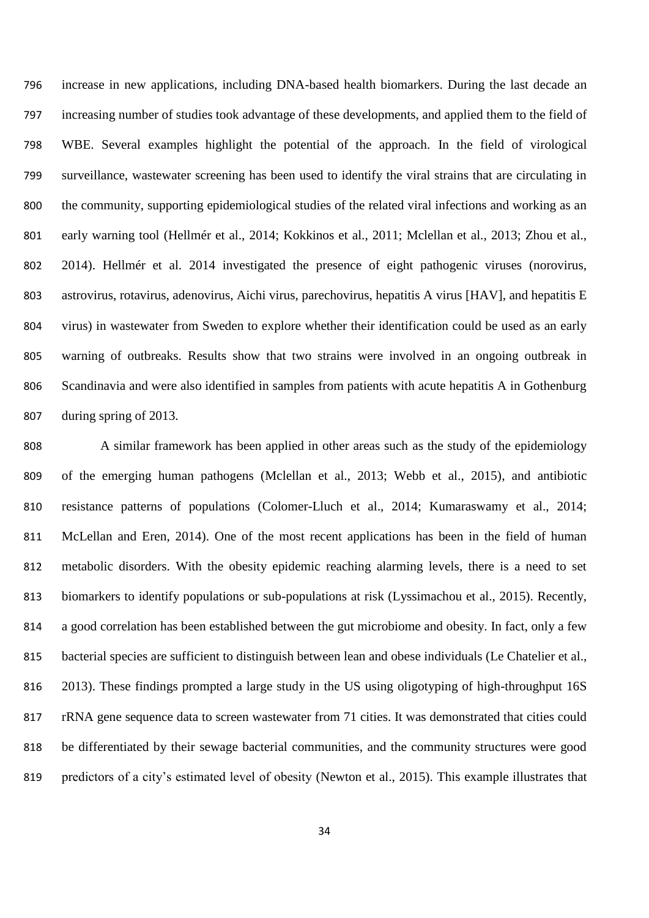increase in new applications, including DNA-based health biomarkers. During the last decade an increasing number of studies took advantage of these developments, and applied them to the field of WBE. Several examples highlight the potential of the approach. In the field of virological surveillance, wastewater screening has been used to identify the viral strains that are circulating in the community, supporting epidemiological studies of the related viral infections and working as an early warning tool (Hellmér et al., 2014; Kokkinos et al., 2011; Mclellan et al., 2013; Zhou et al., 2014). Hellmér et al. 2014 investigated the presence of eight pathogenic viruses (norovirus, astrovirus, rotavirus, adenovirus, Aichi virus, parechovirus, hepatitis A virus [HAV], and hepatitis E virus) in wastewater from Sweden to explore whether their identification could be used as an early warning of outbreaks. Results show that two strains were involved in an ongoing outbreak in Scandinavia and were also identified in samples from patients with acute hepatitis A in Gothenburg during spring of 2013.

A similar framework has been applied in other areas such as the study of the epidemiology of the emerging human pathogens (Mclellan et al., 2013; Webb et al., 2015), and antibiotic resistance patterns of populations (Colomer-Lluch et al., 2014; Kumaraswamy et al., 2014; McLellan and Eren, 2014). One of the most recent applications has been in the field of human metabolic disorders. With the obesity epidemic reaching alarming levels, there is a need to set biomarkers to identify populations or sub-populations at risk (Lyssimachou et al., 2015). Recently, a good correlation has been established between the gut microbiome and obesity. In fact, only a few bacterial species are sufficient to distinguish between lean and obese individuals (Le Chatelier et al., 2013). These findings prompted a large study in the US using oligotyping of high-throughput 16S rRNA gene sequence data to screen wastewater from 71 cities. It was demonstrated that cities could be differentiated by their sewage bacterial communities, and the community structures were good predictors of a city's estimated level of obesity (Newton et al., 2015). This example illustrates that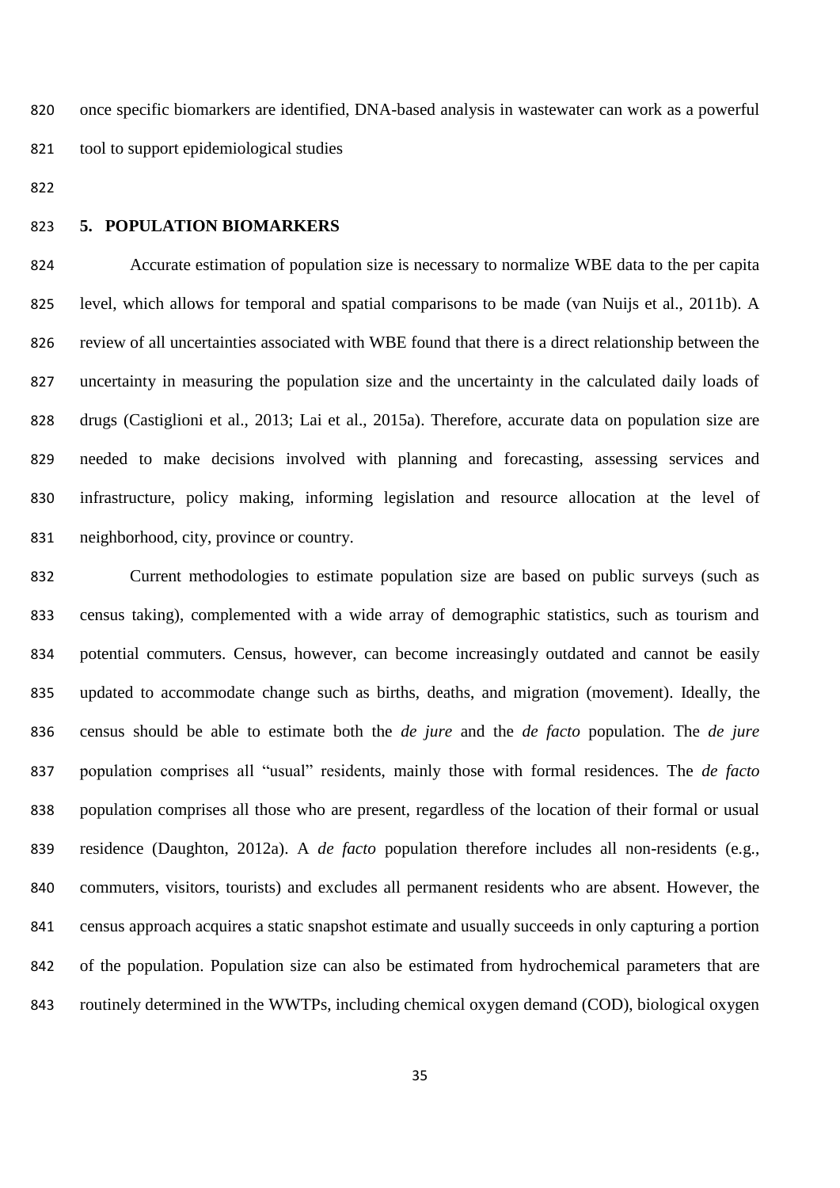once specific biomarkers are identified, DNA-based analysis in wastewater can work as a powerful tool to support epidemiological studies

## 5. POPULATION BIOMARKERS

Accurate estimation of population size is necessary to normalize WBE data to the per capita level, which allows for temporal and spatial comparisons to be made (van Nuijs et al., 2011b). A review of all uncertainties associated with WBE found that there is a direct relationship between the uncertainty in measuring the population size and the uncertainty in the calculated daily loads of drugs (Castiglioni et al., 2013; Lai et al., 2015a). Therefore, accurate data on population size are needed to make decisions involved with planning and forecasting, assessing services and infrastructure, policy making, informing legislation and resource allocation at the level of neighborhood, city, province or country.

Current methodologies to estimate population size are based on public surveys (such as census taking), complemented with a wide array of demographic statistics, such as tourism and potential commuters. Census, however, can become increasingly outdated and cannot be easily updated to accommodate change such as births, deaths, and migration (movement). Ideally, the census should be able to estimate both the *de jure* and the *de facto* population. The *de jure* population comprises all "usual" residents, mainly those with formal residences. The *de facto* population comprises all those who are present, regardless of the location of their formal or usual residence (Daughton, 2012a). A *de facto* population therefore includes all non-residents (e.g., commuters, visitors, tourists) and excludes all permanent residents who are absent. However, the census approach acquires a static snapshot estimate and usually succeeds in only capturing a portion of the population. Population size can also be estimated from hydrochemical parameters that are routinely determined in the WWTPs, including chemical oxygen demand (COD), biological oxygen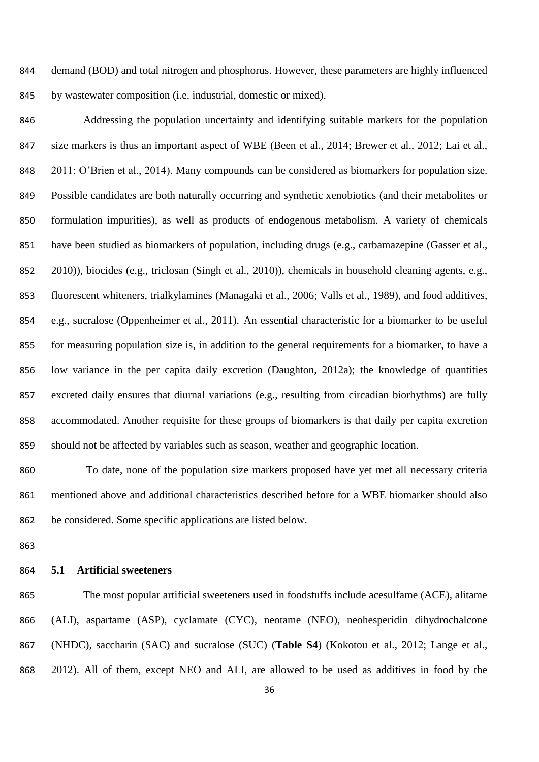demand (BOD) and total nitrogen and phosphorus. However, these parameters are highly influenced by wastewater composition (i.e. industrial, domestic or mixed).

Addressing the population uncertainty and identifying suitable markers for the population size markers is thus an important aspect of WBE (Been et al., 2014; Brewer et al., 2012; Lai et al., 2011; O'Brien et al., 2014). Many compounds can be considered as biomarkers for population size. Possible candidates are both naturally occurring and synthetic xenobiotics (and their metabolites or formulation impurities), as well as products of endogenous metabolism. A variety of chemicals have been studied as biomarkers of population, including drugs (e.g., carbamazepine (Gasser et al., 2010)), biocides (e.g., triclosan (Singh et al., 2010)), chemicals in household cleaning agents, e.g., fluorescent whiteners, trialkylamines (Managaki et al., 2006; Valls et al., 1989), and food additives, e.g., sucralose (Oppenheimer et al., 2011). An essential characteristic for a biomarker to be useful for measuring population size is, in addition to the general requirements for a biomarker, to have a low variance in the per capita daily excretion (Daughton, 2012a); the knowledge of quantities excreted daily ensures that diurnal variations (e.g., resulting from circadian biorhythms) are fully accommodated. Another requisite for these groups of biomarkers is that daily per capita excretion should not be affected by variables such as season, weather and geographic location.

To date, none of the population size markers proposed have yet met all necessary criteria mentioned above and additional characteristics described before for a WBE biomarker should also be considered. Some specific applications are listed below.

### 5.1 Artificial sweeteners

The most popular artificial sweeteners used in foodstuffs include acesulfame (ACE), alitame (ALI), aspartame (ASP), cyclamate (CYC), neotame (NEO), neohesperidin dihydrochalcone (NHDC), saccharin (SAC) and sucralose (SUC) (**Table S4**) (Kokotou et al., 2012; Lange et al., 2012). All of them, except NEO and ALI, are allowed to be used as additives in food by the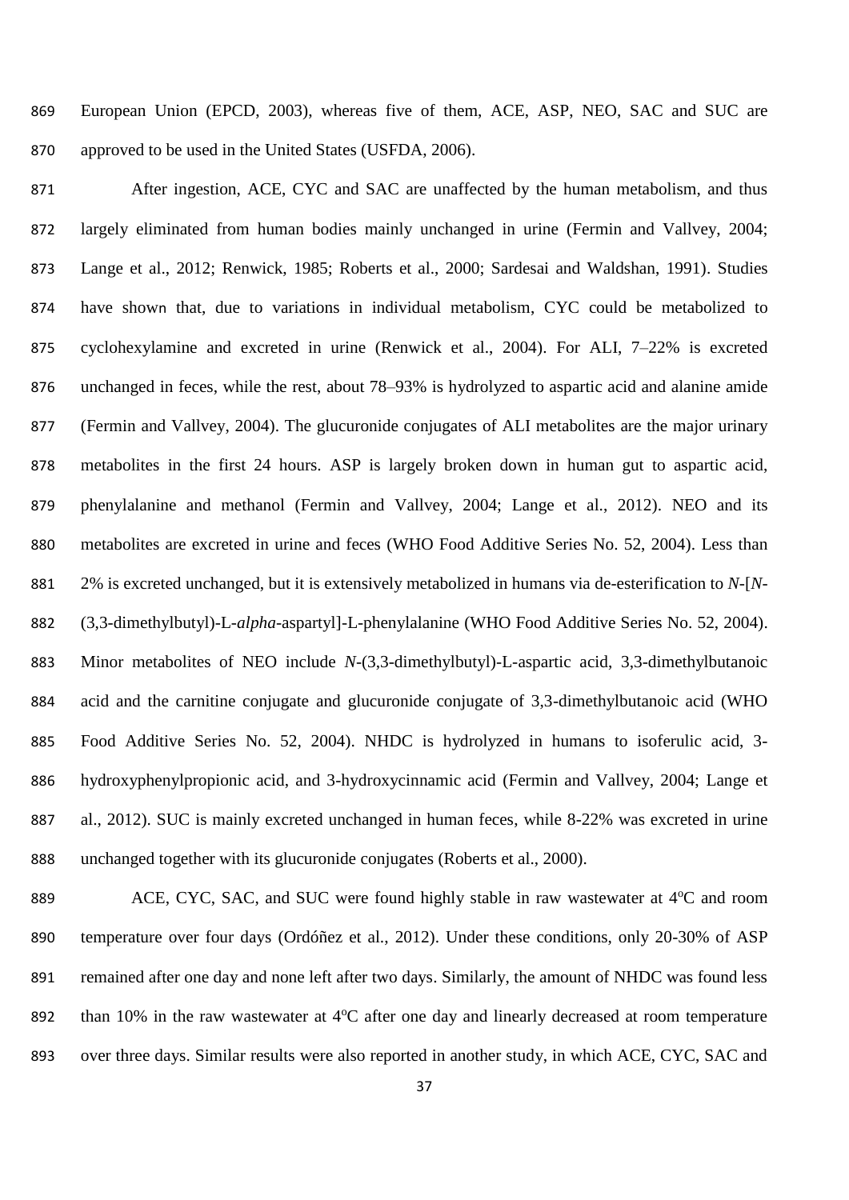European Union (EPCD, 2003), whereas five of them, ACE, ASP, NEO, SAC and SUC are approved to be used in the United States (USFDA, 2006).

After ingestion, ACE, CYC and SAC are unaffected by the human metabolism, and thus largely eliminated from human bodies mainly unchanged in urine (Fermin and Vallvey, 2004; Lange et al., 2012; Renwick, 1985; Roberts et al., 2000; Sardesai and Waldshan, 1991). Studies have shown that, due to variations in individual metabolism, CYC could be metabolized to cyclohexylamine and excreted in urine (Renwick et al., 2004). For ALI, 7–22% is excreted unchanged in feces, while the rest, about 78–93% is hydrolyzed to aspartic acid and alanine amide (Fermin and Vallvey, 2004). The glucuronide conjugates of ALI metabolites are the major urinary metabolites in the first 24 hours. ASP is largely broken down in human gut to aspartic acid, phenylalanine and methanol (Fermin and Vallvey, 2004; Lange et al., 2012). NEO and its metabolites are excreted in urine and feces (WHO Food Additive Series No. 52, 2004). Less than 2% is excreted unchanged, but it is extensively metabolized in humans via de-esterification to *N*-[*N*-(3,3-dimethylbutyl)-L-*alpha*-aspartyl]-L-phenylalanine (WHO Food Additive Series No. 52, 2004). Minor metabolites of NEO include *N*-(3,3-dimethylbutyl)-L-aspartic acid, 3,3-dimethylbutanoic acid and the carnitine conjugate and glucuronide conjugate of 3,3-dimethylbutanoic acid (WHO Food Additive Series No. 52, 2004). NHDC is hydrolyzed in humans to isoferulic acid, 3-hydroxyphenylpropionic acid, and 3-hydroxycinnamic acid (Fermin and Vallvey, 2004; Lange et al., 2012). SUC is mainly excreted unchanged in human feces, while 8-22% was excreted in urine unchanged together with its glucuronide conjugates (Roberts et al., 2000).

ACE, CYC, SAC, and SUC were found highly stable in raw wastewater at $4^oC$ and room temperature over four days (Ordóñez et al., 2012). Under these conditions, only 20-30% of ASP remained after one day and none left after two days. Similarly, the amount of NHDC was found less than 10% in the raw wastewater at $4^oC$ after one day and linearly decreased at room temperature over three days. Similar results were also reported in another study, in which ACE, CYC, SAC and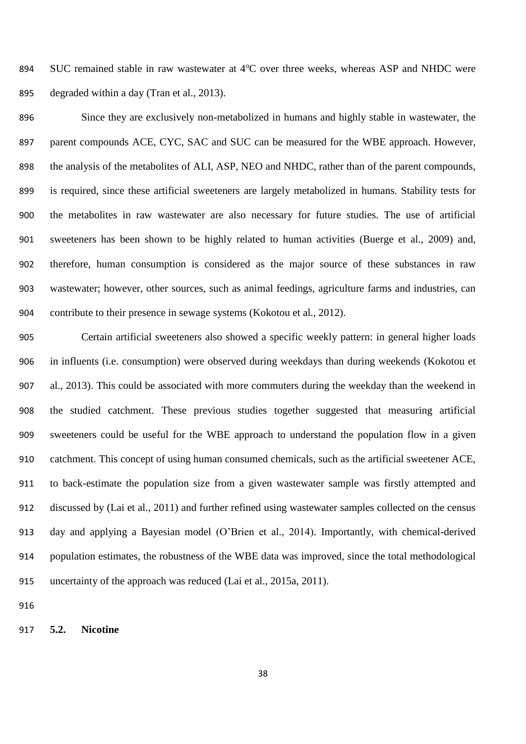SUC remained stable in raw wastewater at 4°C over three weeks, whereas ASP and NHDC were degraded within a day (Tran et al., 2013).

Since they are exclusively non-metabolized in humans and highly stable in wastewater, the parent compounds ACE, CYC, SAC and SUC can be measured for the WBE approach. However, the analysis of the metabolites of ALI, ASP, NEO and NHDC, rather than of the parent compounds, is required, since these artificial sweeteners are largely metabolized in humans. Stability tests for the metabolites in raw wastewater are also necessary for future studies. The use of artificial sweeteners has been shown to be highly related to human activities (Buerge et al., 2009) and, therefore, human consumption is considered as the major source of these substances in raw wastewater; however, other sources, such as animal feedings, agriculture farms and industries, can contribute to their presence in sewage systems (Kokotou et al., 2012).

Certain artificial sweeteners also showed a specific weekly pattern: in general higher loads in influents (i.e. consumption) were observed during weekdays than during weekends (Kokotou et al., 2013). This could be associated with more commuters during the weekday than the weekend in the studied catchment. These previous studies together suggested that measuring artificial sweeteners could be useful for the WBE approach to understand the population flow in a given catchment. This concept of using human consumed chemicals, such as the artificial sweetener ACE, to back-estimate the population size from a given wastewater sample was firstly attempted and discussed by (Lai et al., 2011) and further refined using wastewater samples collected on the census day and applying a Bayesian model (O'Brien et al., 2014). Importantly, with chemical-derived population estimates, the robustness of the WBE data was improved, since the total methodological uncertainty of the approach was reduced (Lai et al., 2015a, 2011).

### 5.2. Nicotine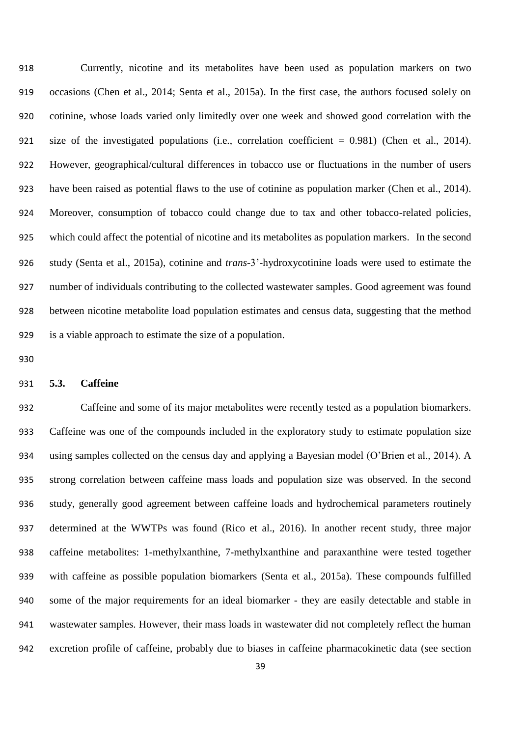Currently, nicotine and its metabolites have been used as population markers on two occasions (Chen et al., 2014; Senta et al., 2015a). In the first case, the authors focused solely on cotinine, whose loads varied only limitedly over one week and showed good correlation with the size of the investigated populations (i.e., correlation coefficient = 0.981) (Chen et al., 2014). However, geographical/cultural differences in tobacco use or fluctuations in the number of users have been raised as potential flaws to the use of cotinine as population marker (Chen et al., 2014). Moreover, consumption of tobacco could change due to tax and other tobacco-related policies, which could affect the potential of nicotine and its metabolites as population markers. In the second study (Senta et al., 2015a), cotinine and *trans*-3'-hydroxycotinine loads were used to estimate the number of individuals contributing to the collected wastewater samples. Good agreement was found between nicotine metabolite load population estimates and census data, suggesting that the method is a viable approach to estimate the size of a population.

### 5.3. Caffeine

Caffeine and some of its major metabolites were recently tested as a population biomarkers. Caffeine was one of the compounds included in the exploratory study to estimate population size using samples collected on the census day and applying a Bayesian model (O'Brien et al., 2014). A strong correlation between caffeine mass loads and population size was observed. In the second study, generally good agreement between caffeine loads and hydrochemical parameters routinely determined at the WWTPs was found (Rico et al., 2016). In another recent study, three major caffeine metabolites: 1-methylxanthine, 7-methylxanthine and paraxanthine were tested together with caffeine as possible population biomarkers (Senta et al., 2015a). These compounds fulfilled some of the major requirements for an ideal biomarker - they are easily detectable and stable in wastewater samples. However, their mass loads in wastewater did not completely reflect the human excretion profile of caffeine, probably due to biases in caffeine pharmacokinetic data (see section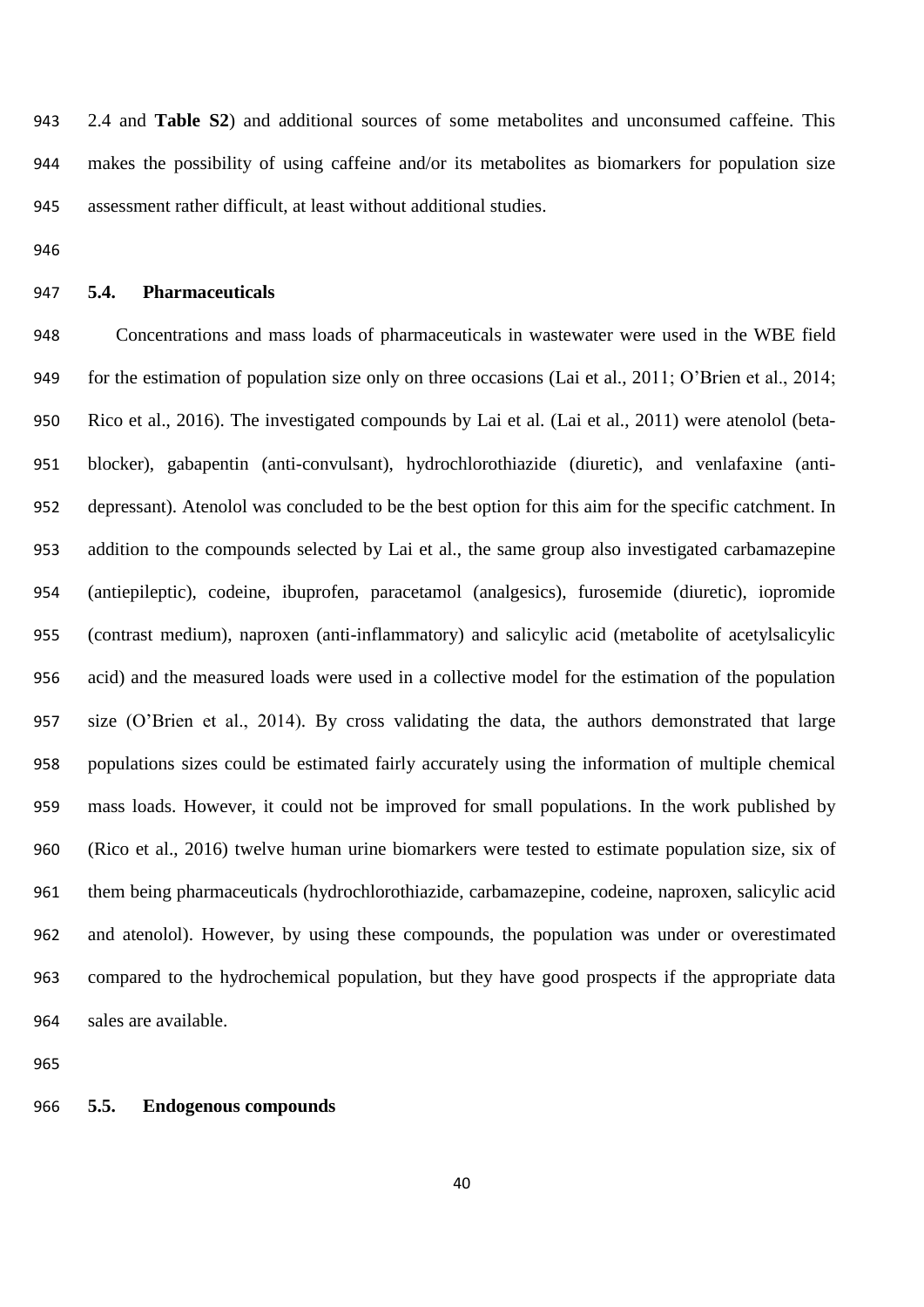2.4 and **Table S2**) and additional sources of some metabolites and unconsumed caffeine. This makes the possibility of using caffeine and/or its metabolites as biomarkers for population size assessment rather difficult, at least without additional studies.

### 5.4. Pharmaceuticals

Concentrations and mass loads of pharmaceuticals in wastewater were used in the WBE field for the estimation of population size only on three occasions (Lai et al., 2011; O'Brien et al., 2014; Rico et al., 2016). The investigated compounds by Lai et al. (Lai et al., 2011) were atenolol (beta-blocker), gabapentin (anti-convulsant), hydrochlorothiazide (diuretic), and venlafaxine (anti-depressant). Atenolol was concluded to be the best option for this aim for the specific catchment. In addition to the compounds selected by Lai et al., the same group also investigated carbamazepine (antiepileptic), codeine, ibuprofen, paracetamol (analgesics), furosemide (diuretic), iopromide (contrast medium), naproxen (anti-inflammatory) and salicylic acid (metabolite of acetylsalicylic acid) and the measured loads were used in a collective model for the estimation of the population size (O'Brien et al., 2014). By cross validating the data, the authors demonstrated that large populations sizes could be estimated fairly accurately using the information of multiple chemical mass loads. However, it could not be improved for small populations. In the work published by (Rico et al., 2016) twelve human urine biomarkers were tested to estimate population size, six of them being pharmaceuticals (hydrochlorothiazide, carbamazepine, codeine, naproxen, salicylic acid and atenolol). However, by using these compounds, the population was under or overestimated compared to the hydrochemical population, but they have good prospects if the appropriate data sales are available.

### 5.5. Endogenous compounds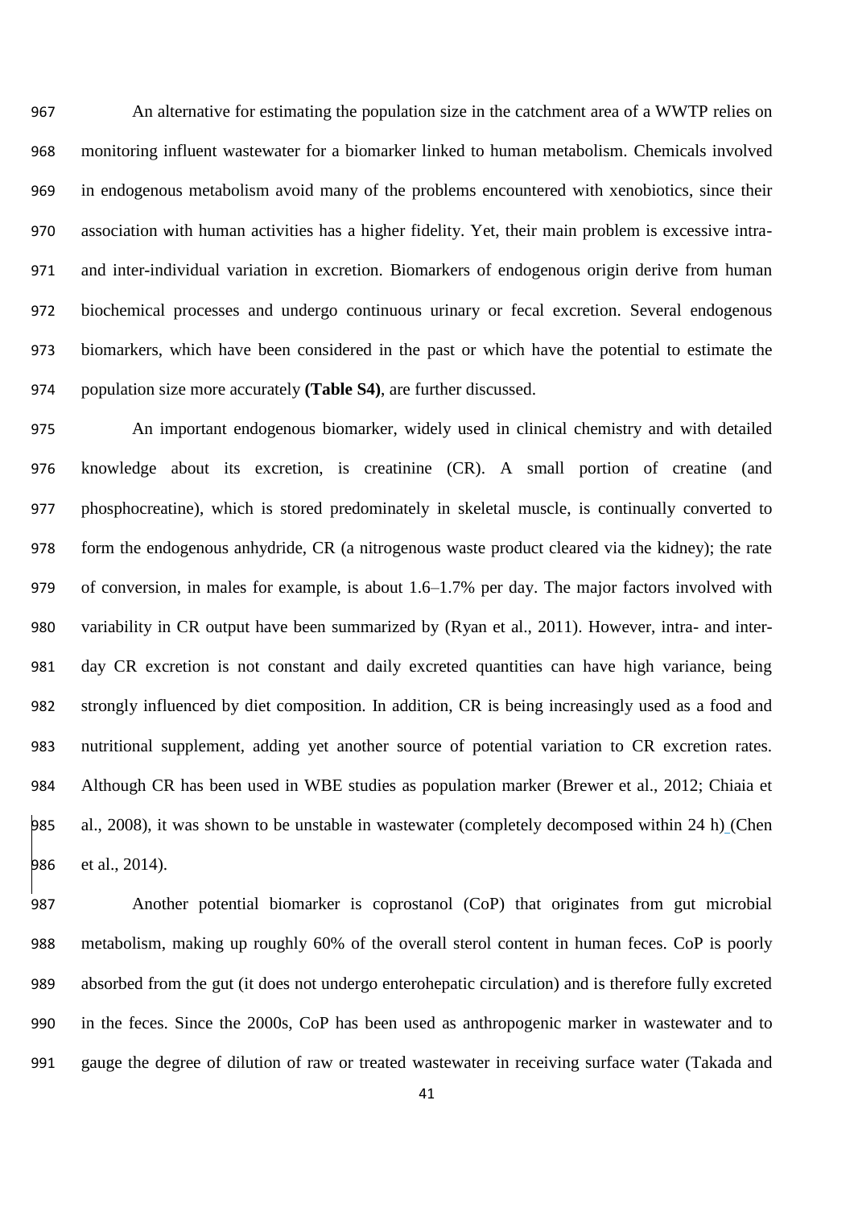An alternative for estimating the population size in the catchment area of a WWTP relies on monitoring influent wastewater for a biomarker linked to human metabolism. Chemicals involved in endogenous metabolism avoid many of the problems encountered with xenobiotics, since their association with human activities has a higher fidelity. Yet, their main problem is excessive intra- and inter-individual variation in excretion. Biomarkers of endogenous origin derive from human biochemical processes and undergo continuous urinary or fecal excretion. Several endogenous biomarkers, which have been considered in the past or which have the potential to estimate the population size more accurately **(Table S4)**, are further discussed.

An important endogenous biomarker, widely used in clinical chemistry and with detailed knowledge about its excretion, is creatinine (CR). A small portion of creatine (and phosphocreatine), which is stored predominately in skeletal muscle, is continually converted to form the endogenous anhydride, CR (a nitrogenous waste product cleared via the kidney); the rate of conversion, in males for example, is about 1.6–1.7% per day. The major factors involved with variability in CR output have been summarized by (Ryan et al., 2011). However, intra- and inter-day CR excretion is not constant and daily excreted quantities can have high variance, being strongly influenced by diet composition. In addition, CR is being increasingly used as a food and nutritional supplement, adding yet another source of potential variation to CR excretion rates. Although CR has been used in WBE studies as population marker (Brewer et al., 2012; Chiaia et al., 2008), it was shown to be unstable in wastewater (completely decomposed within 24 h) (Chen et al., 2014).

Another potential biomarker is coprostanol (CoP) that originates from gut microbial metabolism, making up roughly 60% of the overall sterol content in human feces. CoP is poorly absorbed from the gut (it does not undergo enterohepatic circulation) and is therefore fully excreted in the feces. Since the 2000s, CoP has been used as anthropogenic marker in wastewater and to gauge the degree of dilution of raw or treated wastewater in receiving surface water (Takada and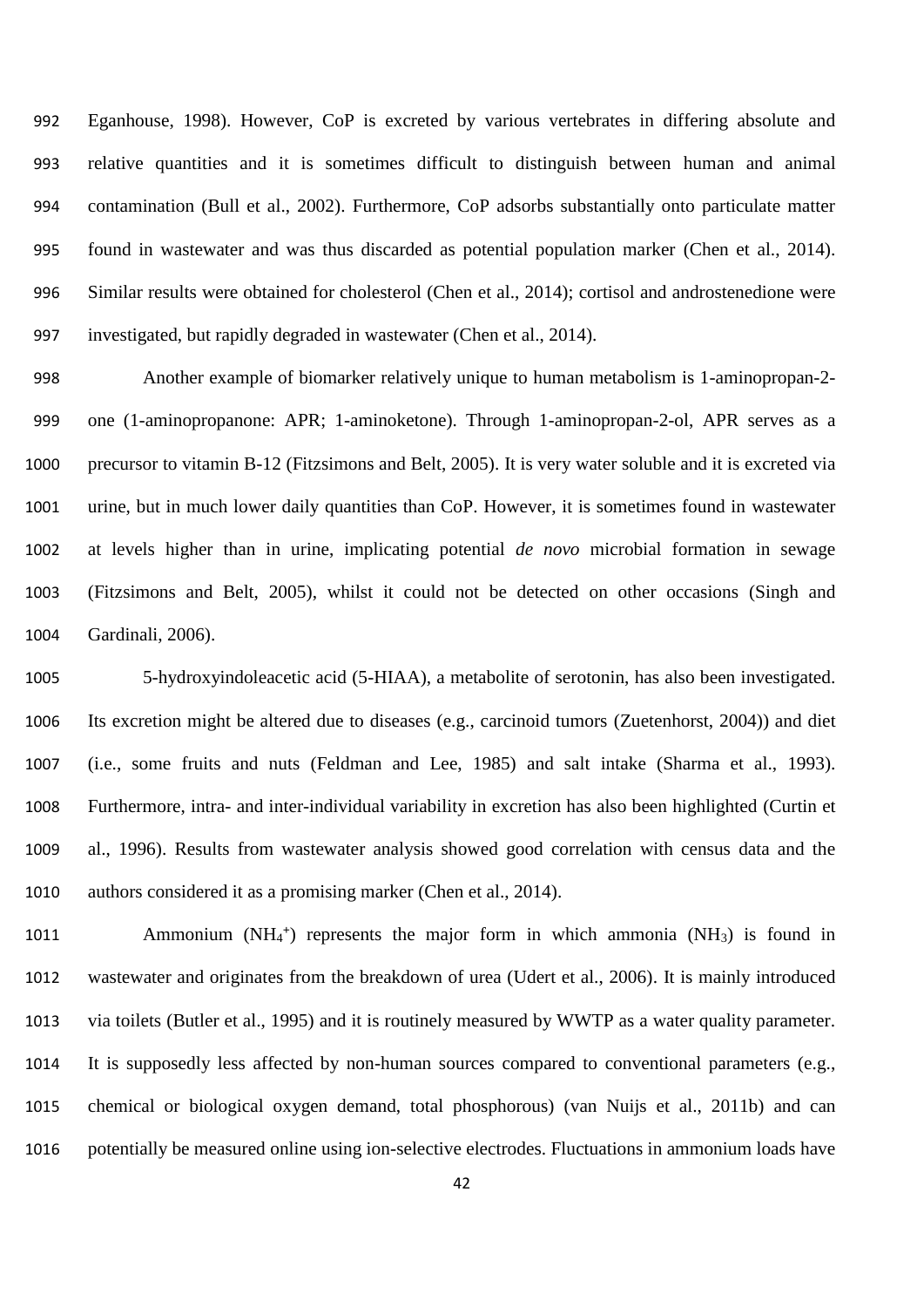Eganhouse, 1998). However, CoP is excreted by various vertebrates in differing absolute and relative quantities and it is sometimes difficult to distinguish between human and animal contamination (Bull et al., 2002). Furthermore, CoP adsorbs substantially onto particulate matter found in wastewater and was thus discarded as potential population marker (Chen et al., 2014). Similar results were obtained for cholesterol (Chen et al., 2014); cortisol and androstenedione were investigated, but rapidly degraded in wastewater (Chen et al., 2014).

Another example of biomarker relatively unique to human metabolism is 1-aminopropan-2-one (1-aminopropanone: APR; 1-aminoketone). Through 1-aminopropan-2-ol, APR serves as a precursor to vitamin B-12 (Fitzsimons and Belt, 2005). It is very water soluble and it is excreted via urine, but in much lower daily quantities than CoP. However, it is sometimes found in wastewater at levels higher than in urine, implicating potential *de novo* microbial formation in sewage (Fitzsimons and Belt, 2005), whilst it could not be detected on other occasions (Singh and Gardinali, 2006).

5-hydroxyindoleacetic acid (5-HIAA), a metabolite of serotonin, has also been investigated. Its excretion might be altered due to diseases (e.g., carcinoid tumors (Zuetenhorst, 2004)) and diet (i.e., some fruits and nuts (Feldman and Lee, 1985) and salt intake (Sharma et al., 1993). Furthermore, intra- and inter-individual variability in excretion has also been highlighted (Curtin et al., 1996). Results from wastewater analysis showed good correlation with census data and the authors considered it as a promising marker (Chen et al., 2014).

Ammonium ($NH_4^+$) represents the major form in which ammonia ($NH_3$) is found in wastewater and originates from the breakdown of urea (Udert et al., 2006). It is mainly introduced via toilets (Butler et al., 1995) and it is routinely measured by WWTP as a water quality parameter. It is supposedly less affected by non-human sources compared to conventional parameters (e.g., chemical or biological oxygen demand, total phosphorous) (van Nuijs et al., 2011b) and can potentially be measured online using ion-selective electrodes. Fluctuations in ammonium loads have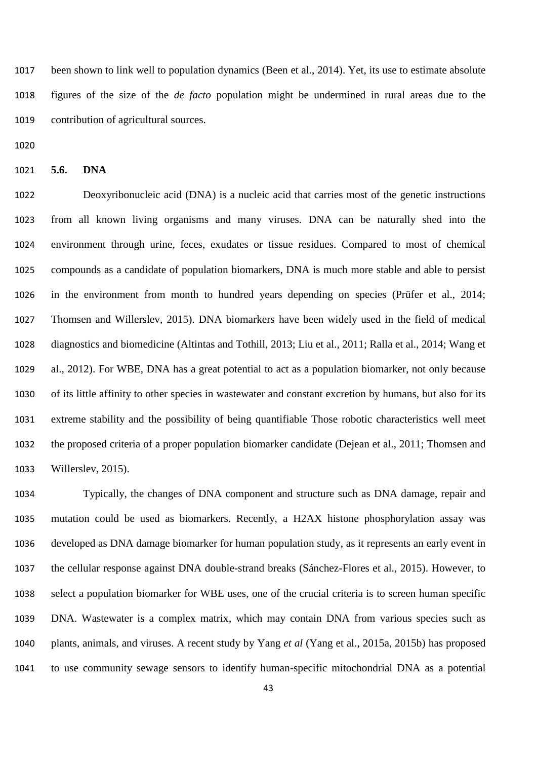been shown to link well to population dynamics (Been et al., 2014). Yet, its use to estimate absolute figures of the size of the *de facto* population might be undermined in rural areas due to the contribution of agricultural sources.

### 5.6. DNA

Deoxyribonucleic acid (DNA) is a nucleic acid that carries most of the genetic instructions from all known living organisms and many viruses. DNA can be naturally shed into the environment through urine, feces, exudates or tissue residues. Compared to most of chemical compounds as a candidate of population biomarkers, DNA is much more stable and able to persist in the environment from month to hundred years depending on species (Prüfer et al., 2014; Thomsen and Willerslev, 2015). DNA biomarkers have been widely used in the field of medical diagnostics and biomedicine (Altintas and Tothill, 2013; Liu et al., 2011; Ralla et al., 2014; Wang et al., 2012). For WBE, DNA has a great potential to act as a population biomarker, not only because of its little affinity to other species in wastewater and constant excretion by humans, but also for its extreme stability and the possibility of being quantifiable Those robotic characteristics well meet the proposed criteria of a proper population biomarker candidate (Dejean et al., 2011; Thomsen and Willerslev, 2015).

Typically, the changes of DNA component and structure such as DNA damage, repair and mutation could be used as biomarkers. Recently, a H2AX histone phosphorylation assay was developed as DNA damage biomarker for human population study, as it represents an early event in the cellular response against DNA double-strand breaks (Sánchez-Flores et al., 2015). However, to select a population biomarker for WBE uses, one of the crucial criteria is to screen human specific DNA. Wastewater is a complex matrix, which may contain DNA from various species such as plants, animals, and viruses. A recent study by Yang *et al* (Yang et al., 2015a, 2015b) has proposed to use community sewage sensors to identify human-specific mitochondrial DNA as a potential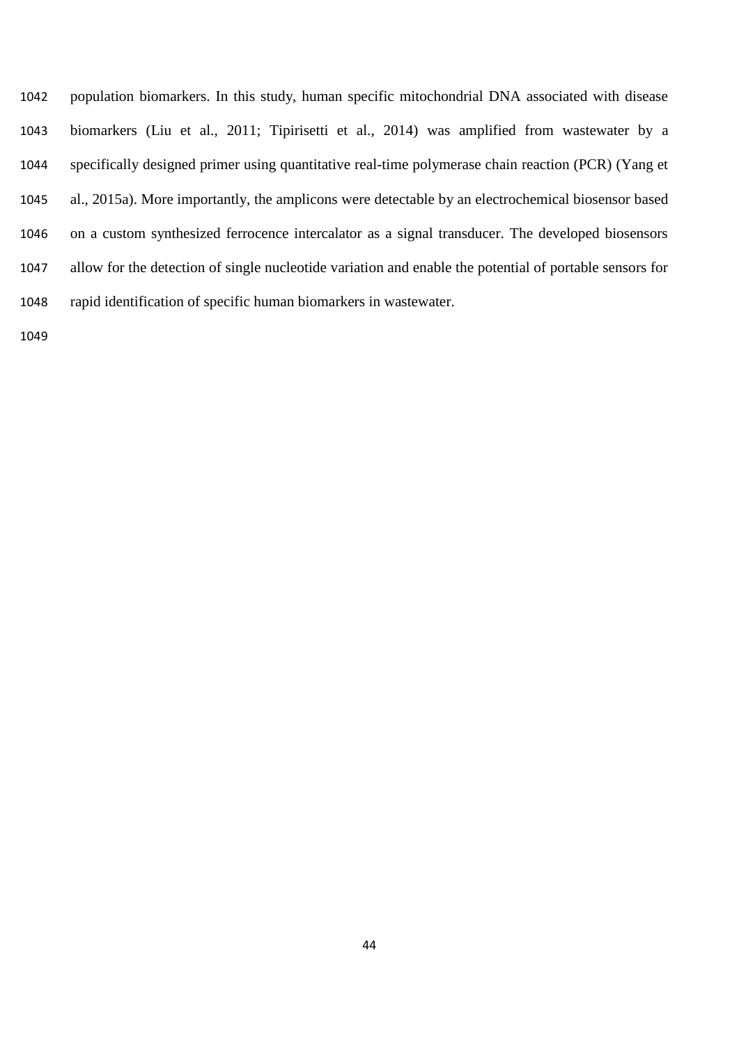population biomarkers. In this study, human specific mitochondrial DNA associated with disease biomarkers (Liu et al., 2011; Tipirisetti et al., 2014) was amplified from wastewater by a specifically designed primer using quantitative real-time polymerase chain reaction (PCR) (Yang et al., 2015a). More importantly, the amplicons were detectable by an electrochemical biosensor based on a custom synthesized ferrocence intercalator as a signal transducer. The developed biosensors allow for the detection of single nucleotide variation and enable the potential of portable sensors for rapid identification of specific human biomarkers in wastewater.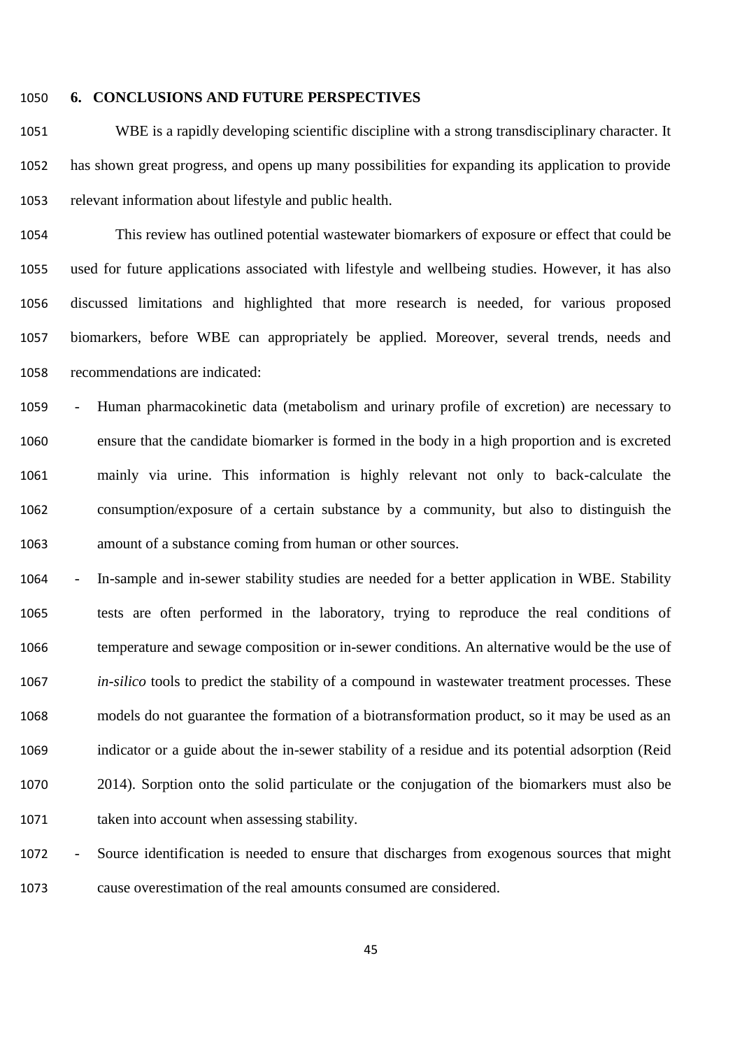## 6. CONCLUSIONS AND FUTURE PERSPECTIVES

WBE is a rapidly developing scientific discipline with a strong transdisciplinary character. It has shown great progress, and opens up many possibilities for expanding its application to provide relevant information about lifestyle and public health.

This review has outlined potential wastewater biomarkers of exposure or effect that could be used for future applications associated with lifestyle and wellbeing studies. However, it has also discussed limitations and highlighted that more research is needed, for various proposed biomarkers, before WBE can appropriately be applied. Moreover, several trends, needs and recommendations are indicated:

- Human pharmacokinetic data (metabolism and urinary profile of excretion) are necessary to ensure that the candidate biomarker is formed in the body in a high proportion and is excreted mainly via urine. This information is highly relevant not only to back-calculate the consumption/exposure of a certain substance by a community, but also to distinguish the amount of a substance coming from human or other sources.
- In-sample and in-sewer stability studies are needed for a better application in WBE. Stability tests are often performed in the laboratory, trying to reproduce the real conditions of temperature and sewage composition or in-sewer conditions. An alternative would be the use of *in-silico* tools to predict the stability of a compound in wastewater treatment processes. These models do not guarantee the formation of a biotransformation product, so it may be used as an indicator or a guide about the in-sewer stability of a residue and its potential adsorption (Reid 2014). Sorption onto the solid particulate or the conjugation of the biomarkers must also be taken into account when assessing stability.
- Source identification is needed to ensure that discharges from exogenous sources that might cause overestimation of the real amounts consumed are considered.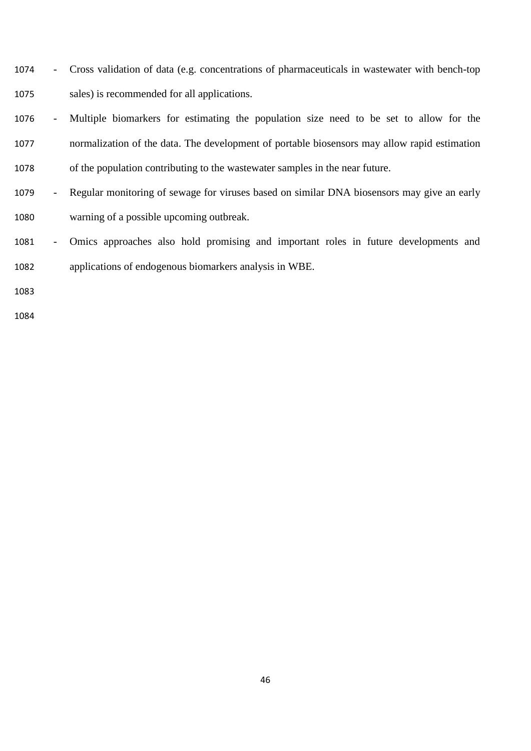- Cross validation of data (e.g. concentrations of pharmaceuticals in wastewater with bench-top sales) is recommended for all applications.
- Multiple biomarkers for estimating the population size need to be set to allow for the normalization of the data. The development of portable biosensors may allow rapid estimation of the population contributing to the wastewater samples in the near future.
- Regular monitoring of sewage for viruses based on similar DNA biosensors may give an early warning of a possible upcoming outbreak.
- Omics approaches also hold promising and important roles in future developments and applications of endogenous biomarkers analysis in WBE.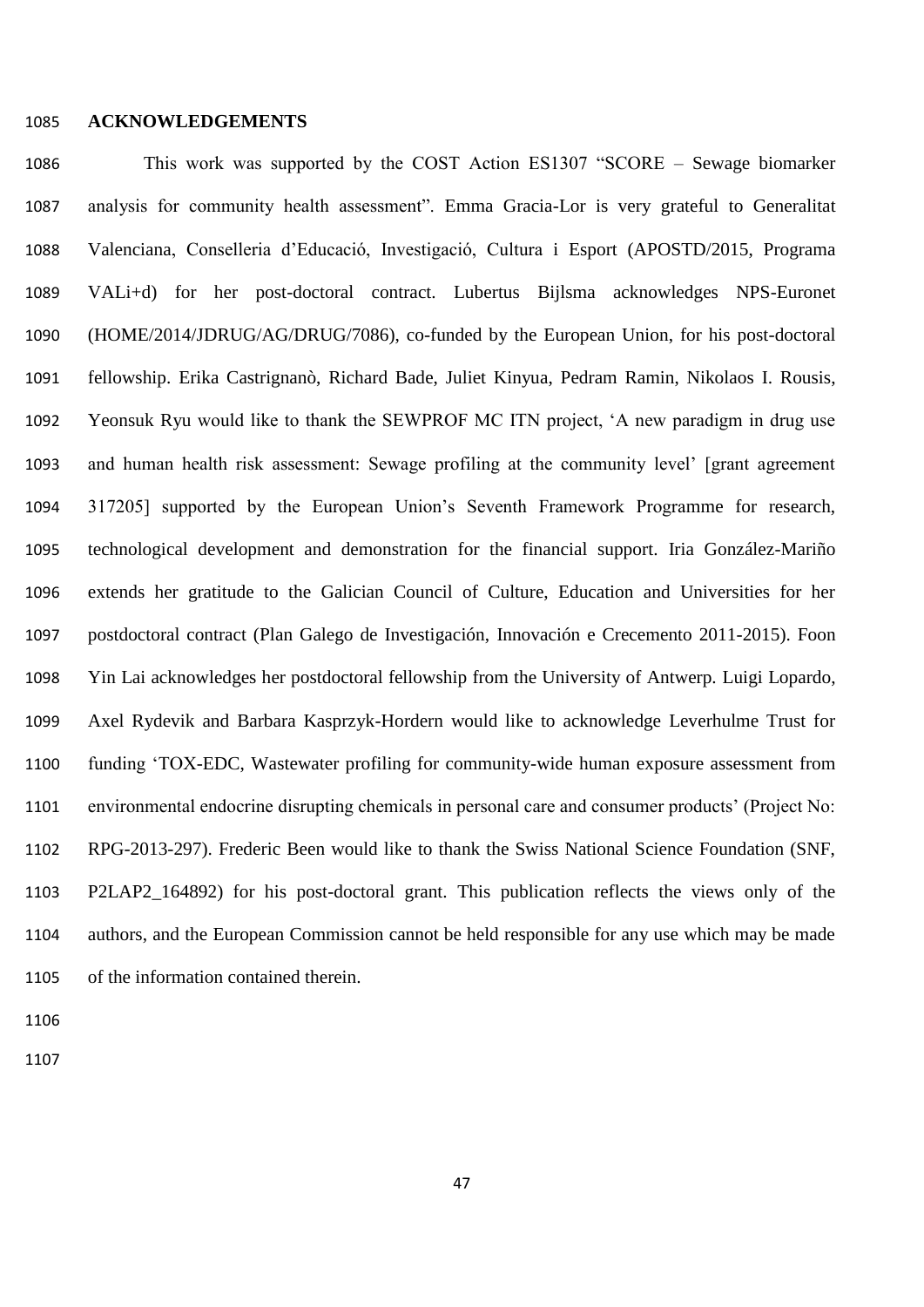## ACKNOWLEDGEMENTS

This work was supported by the COST Action ES1307 "SCORE – Sewage biomarker analysis for community health assessment". Emma Gracia-Lor is very grateful to Generalitat Valenciana, Conselleria d'Educació, Investigació, Cultura i Esport (APOSTD/2015, Programa VALi+d) for her post-doctoral contract. Lubertus Bijlsma acknowledges NPS-Euronet (HOME/2014/JDRUG/AG/DRUG/7086), co-funded by the European Union, for his post-doctoral fellowship. Erika Castrignanò, Richard Bade, Juliet Kinyua, Pedram Ramin, Nikolaos I. Rousis, Yeonsuk Ryu would like to thank the SEWPROF MC ITN project, 'A new paradigm in drug use and human health risk assessment: Sewage profiling at the community level' [grant agreement 317205] supported by the European Union's Seventh Framework Programme for research, technological development and demonstration for the financial support. Iria González-Mariño extends her gratitude to the Galician Council of Culture, Education and Universities for her postdoctoral contract (Plan Galego de Investigación, Innovación e Crecemento 2011-2015). Foon Yin Lai acknowledges her postdoctoral fellowship from the University of Antwerp. Luigi Lopardo, Axel Rydevik and Barbara Kasprzyk-Hordern would like to acknowledge Leverhulme Trust for funding 'TOX-EDC, Wastewater profiling for community-wide human exposure assessment from environmental endocrine disrupting chemicals in personal care and consumer products' (Project No: RPG-2013-297). Frederic Been would like to thank the Swiss National Science Foundation (SNF, P2LAP2_164892) for his post-doctoral grant. This publication reflects the views only of the authors, and the European Commission cannot be held responsible for any use which may be made of the information contained therein.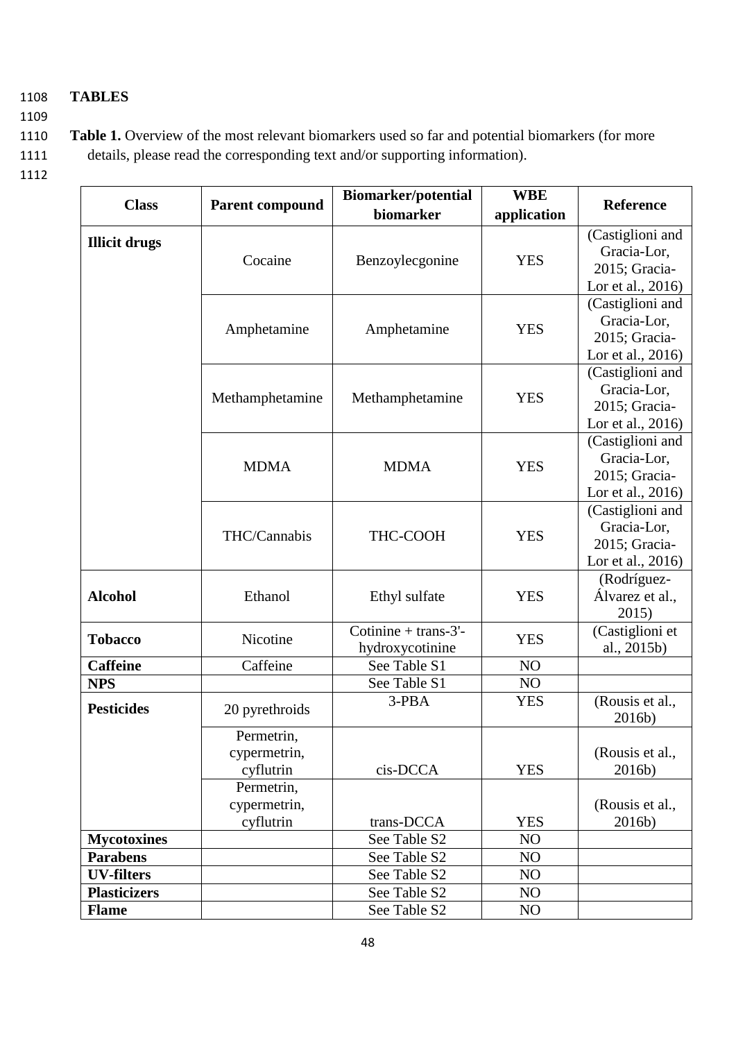# TABLES

**Table 1.** Overview of the most relevant biomarkers used so far and potential biomarkers (for more details, please read the corresponding text and/or supporting information).

| Class | Parent compound | Biomarker/potential biomarker | WBE application | Reference |
|---|---|---|---|---|
| **Illicit drugs** | Cocaine | Benzoylecgonine | YES | (Castiglioni and Gracia-Lor, 2015; Gracia-Lor et al., 2016) |
| | Amphetamine | Amphetamine | YES | (Castiglioni and Gracia-Lor, 2015; Gracia-Lor et al., 2016) |
| | Methamphetamine | Methamphetamine | YES | (Castiglioni and Gracia-Lor, 2015; Gracia-Lor et al., 2016) |
| | MDMA | MDMA | YES | (Castiglioni and Gracia-Lor, 2015; Gracia-Lor et al., 2016) |
| | THC/Cannabis | THC-COOH | YES | (Castiglioni and Gracia-Lor, 2015; Gracia-Lor et al., 2016) |
| **Alcohol** | Ethanol | Ethyl sulfate | YES | (Rodríguez-Álvarez et al., 2015) |
| **Tobacco** | Nicotine | Cotinine + trans-3'-hydroxycotinine | YES | (Castiglioni et al., 2015b) |
| **Caffeine** | Caffeine | See Table S1 | NO | |
| **NPS** | | See Table S1 | NO | |
| **Pesticides** | 20 pyrethroids | 3-PBA | YES | (Rousis et al., 2016b) |
| | Permetrin, cypermetrin, cyflutrin | cis-DCCA | YES | (Rousis et al., 2016b) |
| | Permetrin, cypermetrin, cyflutrin | trans-DCCA | YES | (Rousis et al., 2016b) |
| **Mycotoxines** | | See Table S2 | NO | |
| **Parabens** | | See Table S2 | NO | |
| **UV-filters** | | See Table S2 | NO | |
| **Plasticizers** | | See Table S2 | NO | |
| **Flame** | | See Table S2 | NO | |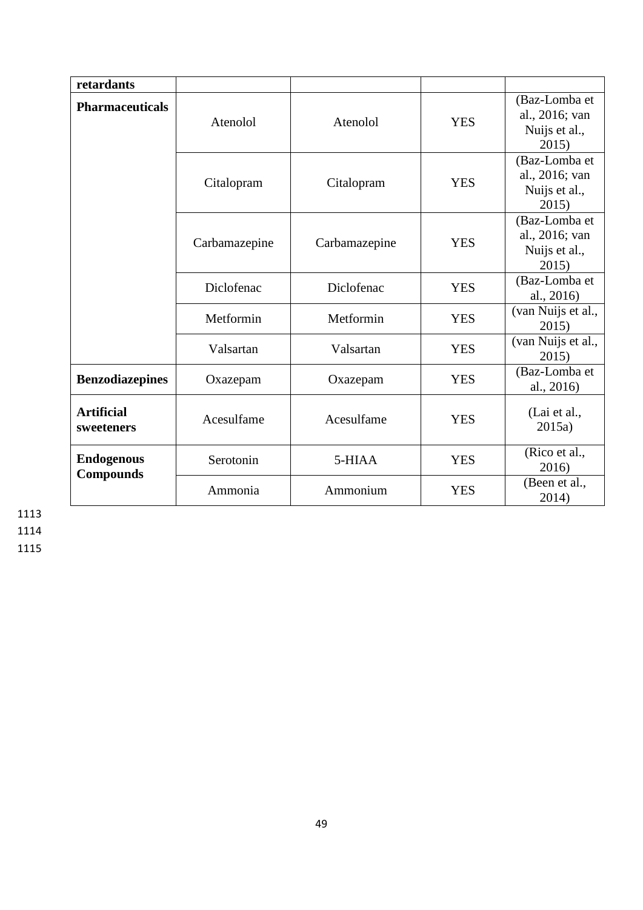| retardants | | | | |
|---|---|---|---|---|
| **Pharmaceuticals** | Atenolol | Atenolol | YES | (Baz-Lomba et al., 2016; van Nuijs et al., 2015) |
| | Citalopram | Citalopram | YES | (Baz-Lomba et al., 2016; van Nuijs et al., 2015) |
| | Carbamazepine | Carbamazepine | YES | (Baz-Lomba et al., 2016; van Nuijs et al., 2015) |
| | Diclofenac | Diclofenac | YES | (Baz-Lomba et al., 2016) |
| | Metformin | Metformin | YES | (van Nuijs et al., 2015) |
| | Valsartan | Valsartan | YES | (van Nuijs et al., 2015) |
| **Benzodiazepines** | Oxazepam | Oxazepam | YES | (Baz-Lomba et al., 2016) |
| **Artificial sweeteners** | Acesulfame | Acesulfame | YES | (Lai et al., 2015a) |
| **Endogenous Compounds** | Serotonin | 5-HIAA | YES | (Rico et al., 2016) |
| | Ammonia | Ammonium | YES | (Been et al., 2014) |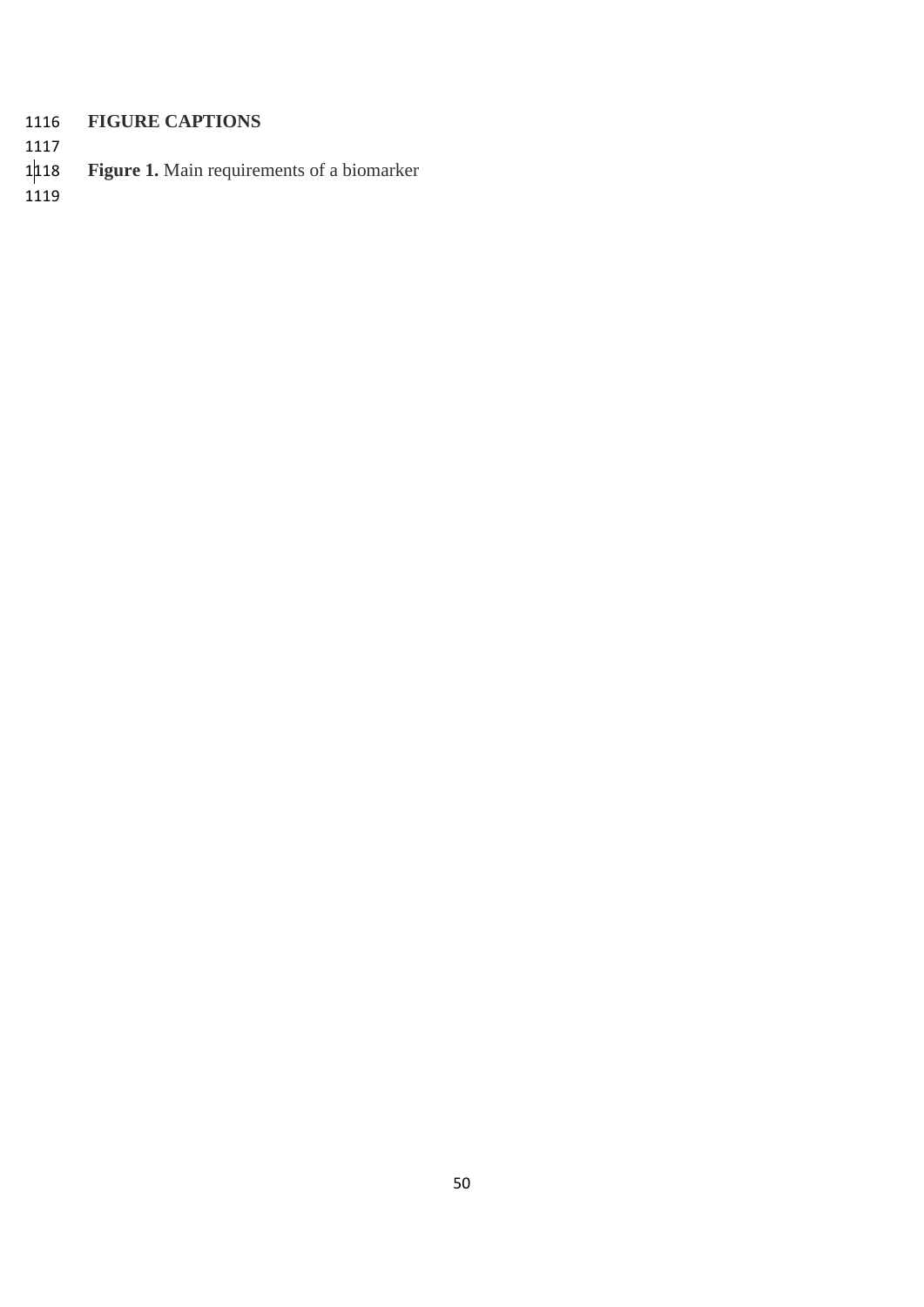## FIGURE CAPTIONS

**Figure 1.** Main requirements of a biomarker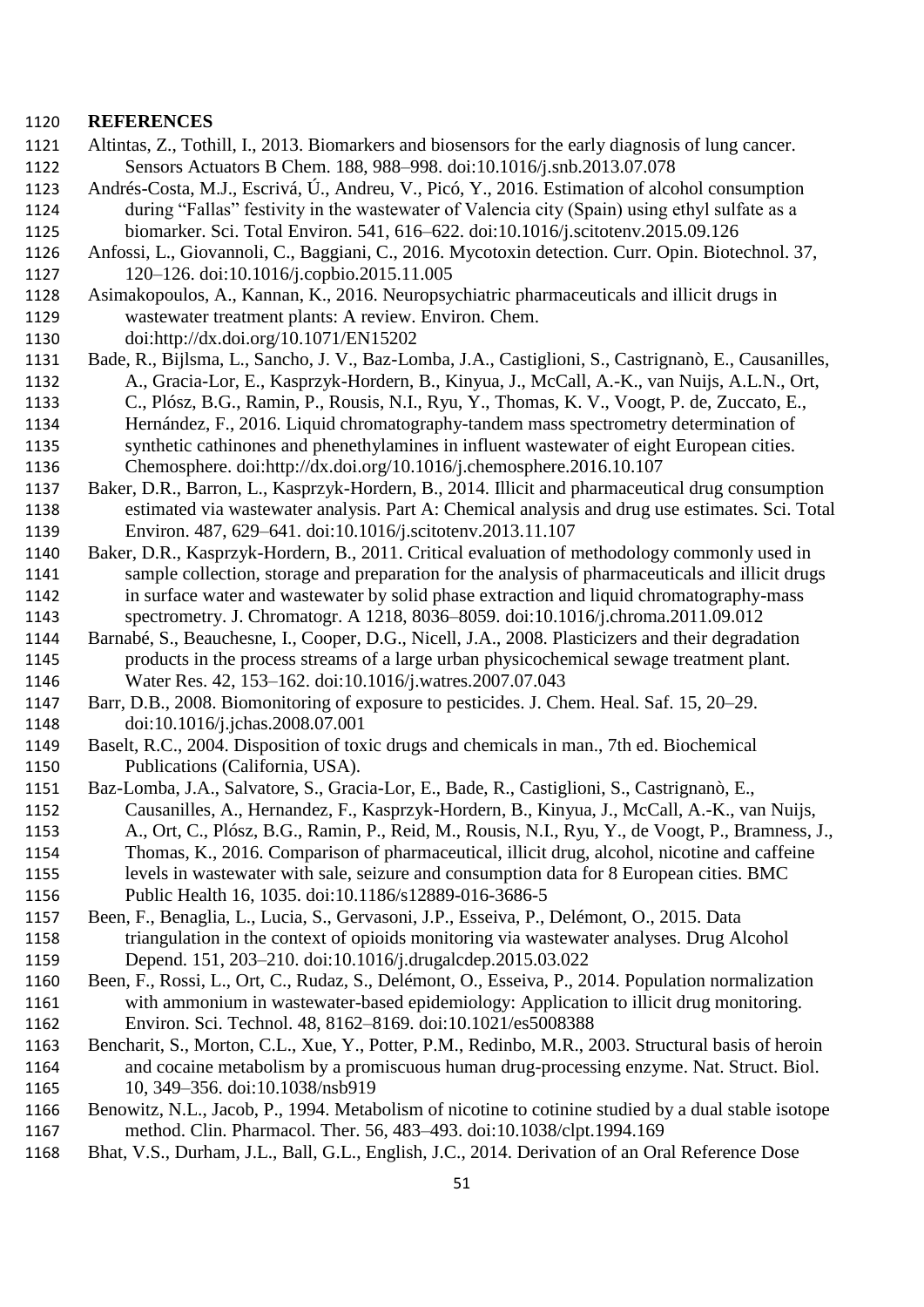## REFERENCES

Altintas, Z., Tothill, I., 2013. Biomarkers and biosensors for the early diagnosis of lung cancer. Sensors Actuators B Chem. 188, 988–998. doi:10.1016/j.snb.2013.07.078

Andrés-Costa, M.J., Escrivá, Ú., Andreu, V., Picó, Y., 2016. Estimation of alcohol consumption during "Fallas" festivity in the wastewater of Valencia city (Spain) using ethyl sulfate as a biomarker. Sci. Total Environ. 541, 616–622. doi:10.1016/j.scitotenv.2015.09.126

Anfossi, L., Giovannoli, C., Baggiani, C., 2016. Mycotoxin detection. Curr. Opin. Biotechnol. 37, 120–126. doi:10.1016/j.copbio.2015.11.005

Asimakopoulos, A., Kannan, K., 2016. Neuropsychiatric pharmaceuticals and illicit drugs in wastewater treatment plants: A review. Environ. Chem. doi:http://dx.doi.org/10.1071/EN15202

Bade, R., Bijlsma, L., Sancho, J. V., Baz-Lomba, J.A., Castiglioni, S., Castrignanò, E., Causanilles, A., Gracia-Lor, E., Kasprzyk-Hordern, B., Kinyua, J., McCall, A.-K., van Nuijs, A.L.N., Ort, C., Plósz, B.G., Ramin, P., Rousis, N.I., Ryu, Y., Thomas, K. V., Voogt, P. de, Zuccato, E., Hernández, F., 2016. Liquid chromatography-tandem mass spectrometry determination of synthetic cathinones and phenethylamines in influent wastewater of eight European cities. Chemosphere. doi:http://dx.doi.org/10.1016/j.chemosphere.2016.10.107

Baker, D.R., Barron, L., Kasprzyk-Hordern, B., 2014. Illicit and pharmaceutical drug consumption estimated via wastewater analysis. Part A: Chemical analysis and drug use estimates. Sci. Total Environ. 487, 629–641. doi:10.1016/j.scitotenv.2013.11.107

Baker, D.R., Kasprzyk-Hordern, B., 2011. Critical evaluation of methodology commonly used in sample collection, storage and preparation for the analysis of pharmaceuticals and illicit drugs in surface water and wastewater by solid phase extraction and liquid chromatography-mass spectrometry. J. Chromatogr. A 1218, 8036–8059. doi:10.1016/j.chroma.2011.09.012

Barnabé, S., Beauchesne, I., Cooper, D.G., Nicell, J.A., 2008. Plasticizers and their degradation products in the process streams of a large urban physicochemical sewage treatment plant. Water Res. 42, 153–162. doi:10.1016/j.watres.2007.07.043

Barr, D.B., 2008. Biomonitoring of exposure to pesticides. J. Chem. Heal. Saf. 15, 20–29. doi:10.1016/j.jchas.2008.07.001

Baselt, R.C., 2004. Disposition of toxic drugs and chemicals in man., 7th ed. Biochemical Publications (California, USA).

Baz-Lomba, J.A., Salvatore, S., Gracia-Lor, E., Bade, R., Castiglioni, S., Castrignanò, E., Causanilles, A., Hernandez, F., Kasprzyk-Hordern, B., Kinyua, J., McCall, A.-K., van Nuijs, A., Ort, C., Plósz, B.G., Ramin, P., Reid, M., Rousis, N.I., Ryu, Y., de Voogt, P., Bramness, J., Thomas, K., 2016. Comparison of pharmaceutical, illicit drug, alcohol, nicotine and caffeine levels in wastewater with sale, seizure and consumption data for 8 European cities. BMC Public Health 16, 1035. doi:10.1186/s12889-016-3686-5

Been, F., Benaglia, L., Lucia, S., Gervasoni, J.P., Esseiva, P., Delémont, O., 2015. Data triangulation in the context of opioids monitoring via wastewater analyses. Drug Alcohol Depend. 151, 203–210. doi:10.1016/j.drugalcdep.2015.03.022

Been, F., Rossi, L., Ort, C., Rudaz, S., Delémont, O., Esseiva, P., 2014. Population normalization with ammonium in wastewater-based epidemiology: Application to illicit drug monitoring. Environ. Sci. Technol. 48, 8162–8169. doi:10.1021/es5008388

Bencharit, S., Morton, C.L., Xue, Y., Potter, P.M., Redinbo, M.R., 2003. Structural basis of heroin and cocaine metabolism by a promiscuous human drug-processing enzyme. Nat. Struct. Biol. 10, 349–356. doi:10.1038/nsb919

Benowitz, N.L., Jacob, P., 1994. Metabolism of nicotine to cotinine studied by a dual stable isotope method. Clin. Pharmacol. Ther. 56, 483–493. doi:10.1038/clpt.1994.169

Bhat, V.S., Durham, J.L., Ball, G.L., English, J.C., 2014. Derivation of an Oral Reference Dose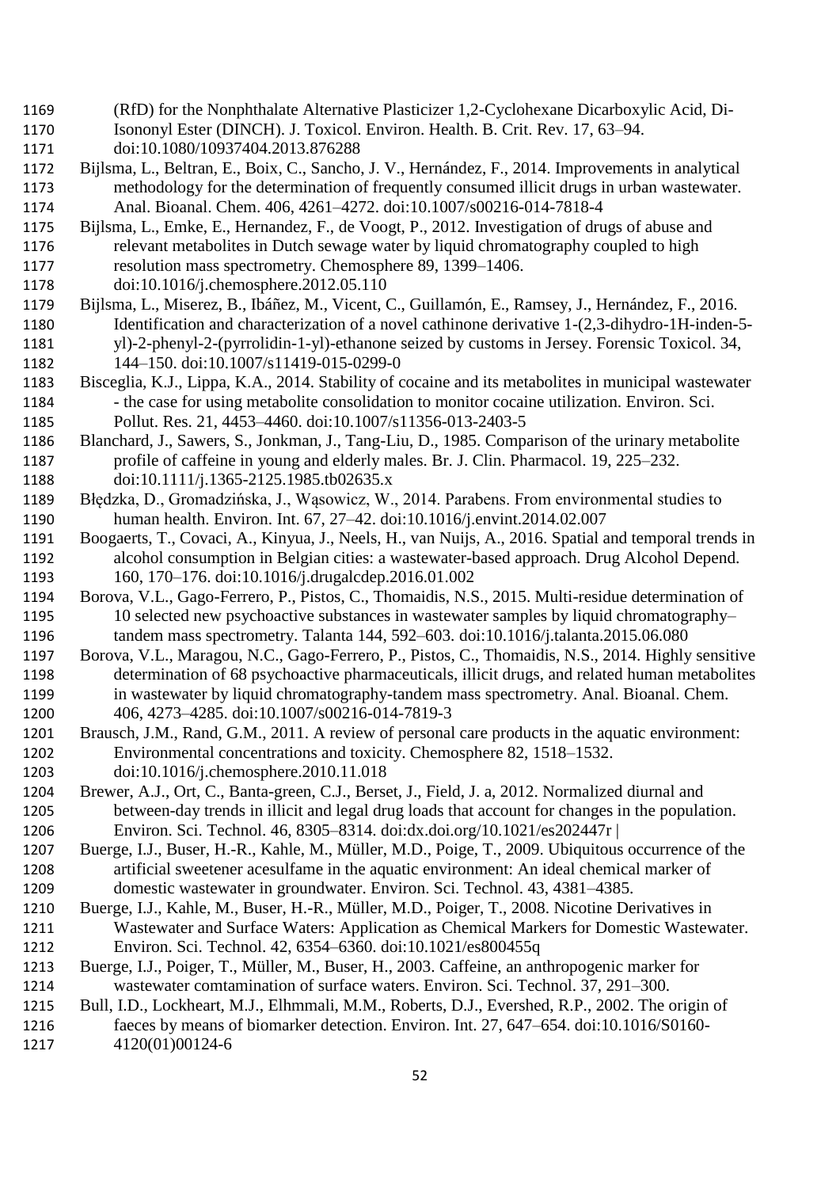(RfD) for the Nonphthalate Alternative Plasticizer 1,2-Cyclohexane Dicarboxylic Acid, Di-Isononyl Ester (DINCH). J. Toxicol. Environ. Health. B. Crit. Rev. 17, 63–94. doi:10.1080/10937404.2013.876288

Bijlsma, L., Beltran, E., Boix, C., Sancho, J. V., Hernández, F., 2014. Improvements in analytical methodology for the determination of frequently consumed illicit drugs in urban wastewater. Anal. Bioanal. Chem. 406, 4261–4272. doi:10.1007/s00216-014-7818-4

Bijlsma, L., Emke, E., Hernandez, F., de Voogt, P., 2012. Investigation of drugs of abuse and relevant metabolites in Dutch sewage water by liquid chromatography coupled to high resolution mass spectrometry. Chemosphere 89, 1399–1406. doi:10.1016/j.chemosphere.2012.05.110

Bijlsma, L., Miserez, B., Ibáñez, M., Vicent, C., Guillamón, E., Ramsey, J., Hernández, F., 2016. Identification and characterization of a novel cathinone derivative 1-(2,3-dihydro-1H-inden-5-yl)-2-phenyl-2-(pyrrolidin-1-yl)-ethanone seized by customs in Jersey. Forensic Toxicol. 34, 144–150. doi:10.1007/s11419-015-0299-0

Bisceglia, K.J., Lippa, K.A., 2014. Stability of cocaine and its metabolites in municipal wastewater - the case for using metabolite consolidation to monitor cocaine utilization. Environ. Sci. Pollut. Res. 21, 4453–4460. doi:10.1007/s11356-013-2403-5

Blanchard, J., Sawers, S., Jonkman, J., Tang-Liu, D., 1985. Comparison of the urinary metabolite profile of caffeine in young and elderly males. Br. J. Clin. Pharmacol. 19, 225–232. doi:10.1111/j.1365-2125.1985.tb02635.x

Błędzka, D., Gromadzińska, J., Wąsowicz, W., 2014. Parabens. From environmental studies to human health. Environ. Int. 67, 27–42. doi:10.1016/j.envint.2014.02.007

Boogaerts, T., Covaci, A., Kinyua, J., Neels, H., van Nuijs, A., 2016. Spatial and temporal trends in alcohol consumption in Belgian cities: a wastewater-based approach. Drug Alcohol Depend. 160, 170–176. doi:10.1016/j.drugalcdep.2016.01.002

Borova, V.L., Gago-Ferrero, P., Pistos, C., Thomaidis, N.S., 2015. Multi-residue determination of 10 selected new psychoactive substances in wastewater samples by liquid chromatography–tandem mass spectrometry. Talanta 144, 592–603. doi:10.1016/j.talanta.2015.06.080

Borova, V.L., Maragou, N.C., Gago-Ferrero, P., Pistos, C., Thomaidis, N.S., 2014. Highly sensitive determination of 68 psychoactive pharmaceuticals, illicit drugs, and related human metabolites in wastewater by liquid chromatography-tandem mass spectrometry. Anal. Bioanal. Chem. 406, 4273–4285. doi:10.1007/s00216-014-7819-3

Brausch, J.M., Rand, G.M., 2011. A review of personal care products in the aquatic environment: Environmental concentrations and toxicity. Chemosphere 82, 1518–1532. doi:10.1016/j.chemosphere.2010.11.018

Brewer, A.J., Ort, C., Banta-green, C.J., Berset, J., Field, J. a, 2012. Normalized diurnal and between-day trends in illicit and legal drug loads that account for changes in the population. Environ. Sci. Technol. 46, 8305–8314. doi:dx.doi.org/10.1021/es202447r |

Buerge, I.J., Buser, H.-R., Kahle, M., Müller, M.D., Poige, T., 2009. Ubiquitous occurrence of the artificial sweetener acesulfame in the aquatic environment: An ideal chemical marker of domestic wastewater in groundwater. Environ. Sci. Technol. 43, 4381–4385.

Buerge, I.J., Kahle, M., Buser, H.-R., Müller, M.D., Poiger, T., 2008. Nicotine Derivatives in Wastewater and Surface Waters: Application as Chemical Markers for Domestic Wastewater. Environ. Sci. Technol. 42, 6354–6360. doi:10.1021/es800455q

Buerge, I.J., Poiger, T., Müller, M., Buser, H., 2003. Caffeine, an anthropogenic marker for wastewater comtamination of surface waters. Environ. Sci. Technol. 37, 291–300.

Bull, I.D., Lockheart, M.J., Elhmmali, M.M., Roberts, D.J., Evershed, R.P., 2002. The origin of faeces by means of biomarker detection. Environ. Int. 27, 647–654. doi:10.1016/S0160-4120(01)00124-6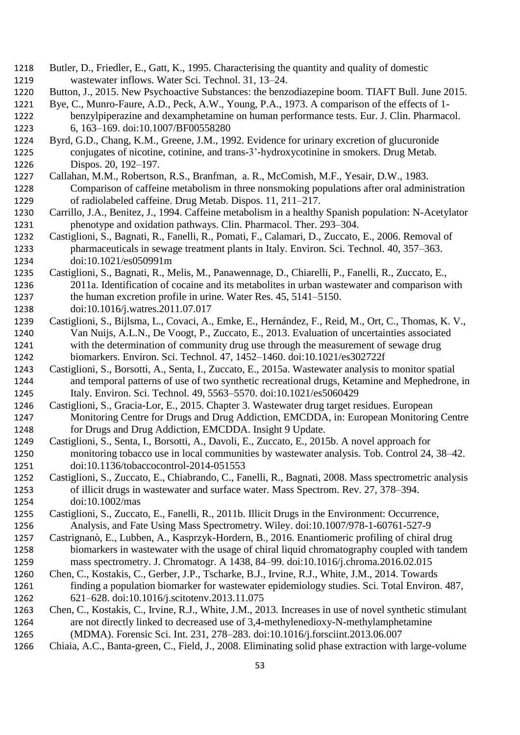Butler, D., Friedler, E., Gatt, K., 1995. Characterising the quantity and quality of domestic wastewater inflows. Water Sci. Technol. 31, 13–24.

Button, J., 2015. New Psychoactive Substances: the benzodiazepine boom. TIAFT Bull. June 2015.

Bye, C., Munro-Faure, A.D., Peck, A.W., Young, P.A., 1973. A comparison of the effects of 1-benzylpiperazine and dexamphetamine on human performance tests. Eur. J. Clin. Pharmacol. 6, 163–169. doi:10.1007/BF00558280

Byrd, G.D., Chang, K.M., Greene, J.M., 1992. Evidence for urinary excretion of glucuronide conjugates of nicotine, cotinine, and trans-3'-hydroxycotinine in smokers. Drug Metab. Dispos. 20, 192–197.

Callahan, M.M., Robertson, R.S., Branfman, a. R., McComish, M.F., Yesair, D.W., 1983. Comparison of caffeine metabolism in three nonsmoking populations after oral administration of radiolabeled caffeine. Drug Metab. Dispos. 11, 211–217.

Carrillo, J.A., Benitez, J., 1994. Caffeine metabolism in a healthy Spanish population: N-Acetylator phenotype and oxidation pathways. Clin. Pharmacol. Ther. 293–304.

Castiglioni, S., Bagnati, R., Fanelli, R., Pomati, F., Calamari, D., Zuccato, E., 2006. Removal of pharmaceuticals in sewage treatment plants in Italy. Environ. Sci. Technol. 40, 357–363. doi:10.1021/es050991m

Castiglioni, S., Bagnati, R., Melis, M., Panawennage, D., Chiarelli, P., Fanelli, R., Zuccato, E., 2011a. Identification of cocaine and its metabolites in urban wastewater and comparison with the human excretion profile in urine. Water Res. 45, 5141–5150. doi:10.1016/j.watres.2011.07.017

Castiglioni, S., Bijlsma, L., Covaci, A., Emke, E., Hernández, F., Reid, M., Ort, C., Thomas, K. V., Van Nuijs, A.L.N., De Voogt, P., Zuccato, E., 2013. Evaluation of uncertainties associated with the determination of community drug use through the measurement of sewage drug biomarkers. Environ. Sci. Technol. 47, 1452–1460. doi:10.1021/es302722f

Castiglioni, S., Borsotti, A., Senta, I., Zuccato, E., 2015a. Wastewater analysis to monitor spatial and temporal patterns of use of two synthetic recreational drugs, Ketamine and Mephedrone, in Italy. Environ. Sci. Technol. 49, 5563–5570. doi:10.1021/es5060429

Castiglioni, S., Gracia-Lor, E., 2015. Chapter 3. Wastewater drug target residues. European Monitoring Centre for Drugs and Drug Addiction, EMCDDA, in: European Monitoring Centre for Drugs and Drug Addiction, EMCDDA. Insight 9 Update.

Castiglioni, S., Senta, I., Borsotti, A., Davoli, E., Zuccato, E., 2015b. A novel approach for monitoring tobacco use in local communities by wastewater analysis. Tob. Control 24, 38–42. doi:10.1136/tobaccocontrol-2014-051553

Castiglioni, S., Zuccato, E., Chiabrando, C., Fanelli, R., Bagnati, 2008. Mass spectrometric analysis of illicit drugs in wastewater and surface water. Mass Spectrom. Rev. 27, 378–394. doi:10.1002/mas

Castiglioni, S., Zuccato, E., Fanelli, R., 2011b. Illicit Drugs in the Environment: Occurrence, Analysis, and Fate Using Mass Spectrometry. Wiley. doi:10.1007/978-1-60761-527-9

Castrignanò, E., Lubben, A., Kasprzyk-Hordern, B., 2016. Enantiomeric profiling of chiral drug biomarkers in wastewater with the usage of chiral liquid chromatography coupled with tandem mass spectrometry. J. Chromatogr. A 1438, 84–99. doi:10.1016/j.chroma.2016.02.015

Chen, C., Kostakis, C., Gerber, J.P., Tscharke, B.J., Irvine, R.J., White, J.M., 2014. Towards finding a population biomarker for wastewater epidemiology studies. Sci. Total Environ. 487, 621–628. doi:10.1016/j.scitotenv.2013.11.075

Chen, C., Kostakis, C., Irvine, R.J., White, J.M., 2013. Increases in use of novel synthetic stimulant are not directly linked to decreased use of 3,4-methylenedioxy-N-methylamphetamine (MDMA). Forensic Sci. Int. 231, 278–283. doi:10.1016/j.forsciint.2013.06.007

Chiaia, A.C., Banta-green, C., Field, J., 2008. Eliminating solid phase extraction with large-volume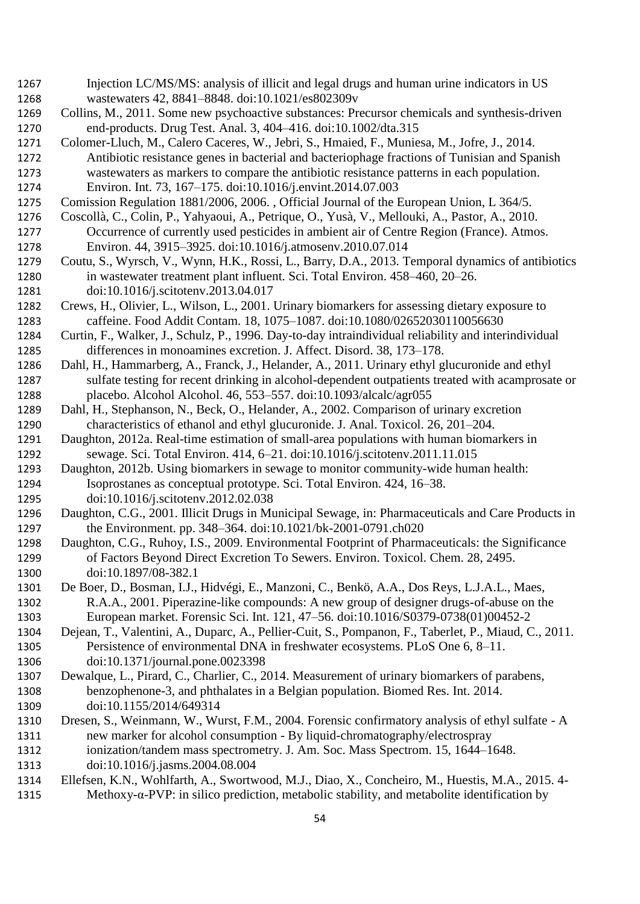Injection LC/MS/MS: analysis of illicit and legal drugs and human urine indicators in US wastewaters 42, 8841–8848. doi:10.1021/es802309v

Collins, M., 2011. Some new psychoactive substances: Precursor chemicals and synthesis-driven end-products. Drug Test. Anal. 3, 404–416. doi:10.1002/dta.315

Colomer-Lluch, M., Calero Caceres, W., Jebri, S., Hmaied, F., Muniesa, M., Jofre, J., 2014. Antibiotic resistance genes in bacterial and bacteriophage fractions of Tunisian and Spanish wastewaters as markers to compare the antibiotic resistance patterns in each population. Environ. Int. 73, 167–175. doi:10.1016/j.envint.2014.07.003

Comission Regulation 1881/2006, 2006. , Official Journal of the European Union, L 364/5.

Coscollà, C., Colin, P., Yahyaoui, A., Petrique, O., Yusà, V., Mellouki, A., Pastor, A., 2010. Occurrence of currently used pesticides in ambient air of Centre Region (France). Atmos. Environ. 44, 3915–3925. doi:10.1016/j.atmosenv.2010.07.014

Coutu, S., Wyrsch, V., Wynn, H.K., Rossi, L., Barry, D.A., 2013. Temporal dynamics of antibiotics in wastewater treatment plant influent. Sci. Total Environ. 458–460, 20–26. doi:10.1016/j.scitotenv.2013.04.017

Crews, H., Olivier, L., Wilson, L., 2001. Urinary biomarkers for assessing dietary exposure to caffeine. Food Addit Contam. 18, 1075–1087. doi:10.1080/02652030110056630

Curtin, F., Walker, J., Schulz, P., 1996. Day-to-day intraindividual reliability and interindividual differences in monoamines excretion. J. Affect. Disord. 38, 173–178.

Dahl, H., Hammarberg, A., Franck, J., Helander, A., 2011. Urinary ethyl glucuronide and ethyl sulfate testing for recent drinking in alcohol-dependent outpatients treated with acamprosate or placebo. Alcohol Alcohol. 46, 553–557. doi:10.1093/alcalc/agr055

Dahl, H., Stephanson, N., Beck, O., Helander, A., 2002. Comparison of urinary excretion characteristics of ethanol and ethyl glucuronide. J. Anal. Toxicol. 26, 201–204.

Daughton, 2012a. Real-time estimation of small-area populations with human biomarkers in sewage. Sci. Total Environ. 414, 6–21. doi:10.1016/j.scitotenv.2011.11.015

Daughton, 2012b. Using biomarkers in sewage to monitor community-wide human health: Isoprostanes as conceptual prototype. Sci. Total Environ. 424, 16–38. doi:10.1016/j.scitotenv.2012.02.038

Daughton, C.G., 2001. Illicit Drugs in Municipal Sewage, in: Pharmaceuticals and Care Products in the Environment. pp. 348–364. doi:10.1021/bk-2001-0791.ch020

Daughton, C.G., Ruhoy, I.S., 2009. Environmental Footprint of Pharmaceuticals: the Significance of Factors Beyond Direct Excretion To Sewers. Environ. Toxicol. Chem. 28, 2495. doi:10.1897/08-382.1

De Boer, D., Bosman, I.J., Hidvégi, E., Manzoni, C., Benkö, A.A., Dos Reys, L.J.A.L., Maes, R.A.A., 2001. Piperazine-like compounds: A new group of designer drugs-of-abuse on the European market. Forensic Sci. Int. 121, 47–56. doi:10.1016/S0379-0738(01)00452-2

Dejean, T., Valentini, A., Duparc, A., Pellier-Cuit, S., Pompanon, F., Taberlet, P., Miaud, C., 2011. Persistence of environmental DNA in freshwater ecosystems. PLoS One 6, 8–11. doi:10.1371/journal.pone.0023398

Dewalque, L., Pirard, C., Charlier, C., 2014. Measurement of urinary biomarkers of parabens, benzophenone-3, and phthalates in a Belgian population. Biomed Res. Int. 2014. doi:10.1155/2014/649314

Dresen, S., Weinmann, W., Wurst, F.M., 2004. Forensic confirmatory analysis of ethyl sulfate - A new marker for alcohol consumption - By liquid-chromatography/electrospray ionization/tandem mass spectrometry. J. Am. Soc. Mass Spectrom. 15, 1644–1648. doi:10.1016/j.jasms.2004.08.004

Ellefsen, K.N., Wohlfarth, A., Swortwood, M.J., Diao, X., Concheiro, M., Huestis, M.A., 2015. 4-Methoxy-α-PVP: in silico prediction, metabolic stability, and metabolite identification by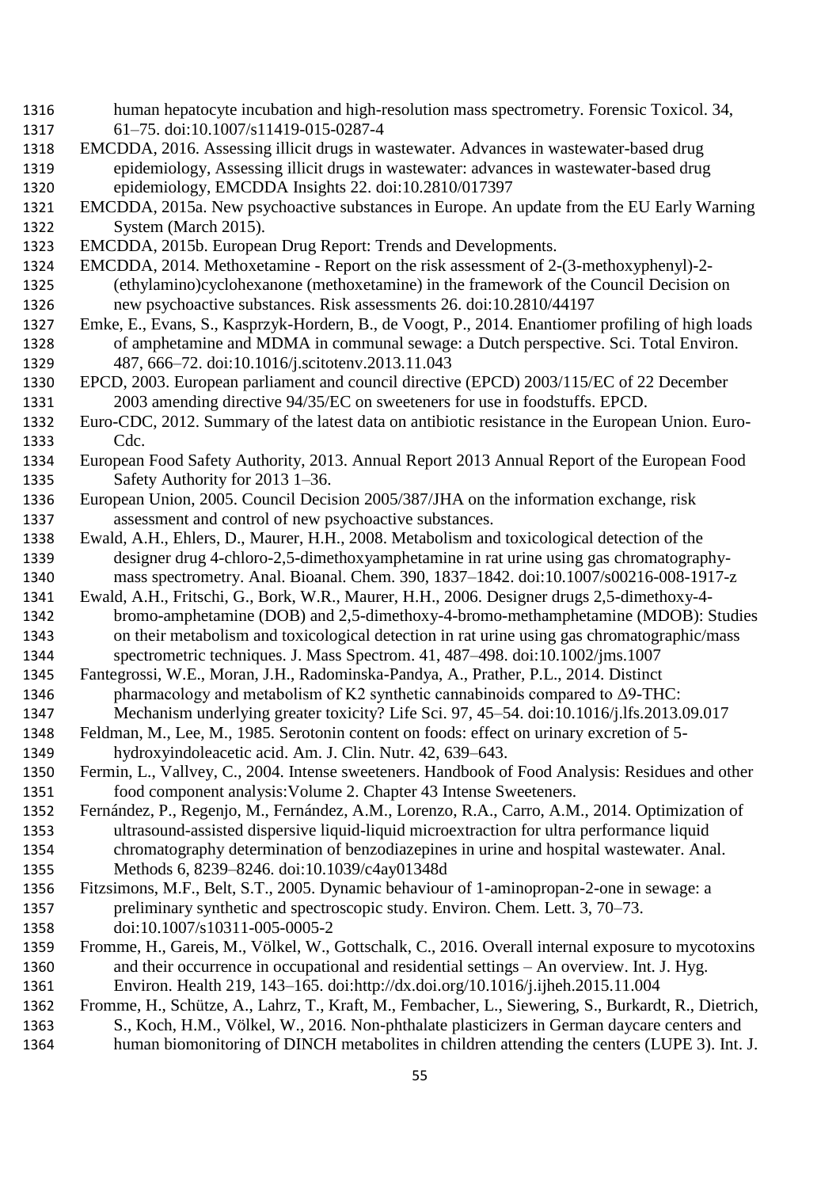human hepatocyte incubation and high-resolution mass spectrometry. Forensic Toxicol. 34, 61–75. doi:10.1007/s11419-015-0287-4

EMCDDA, 2016. Assessing illicit drugs in wastewater. Advances in wastewater-based drug epidemiology, Assessing illicit drugs in wastewater: advances in wastewater-based drug epidemiology, EMCDDA Insights 22. doi:10.2810/017397

EMCDDA, 2015a. New psychoactive substances in Europe. An update from the EU Early Warning System (March 2015).

EMCDDA, 2015b. European Drug Report: Trends and Developments.

EMCDDA, 2014. Methoxetamine - Report on the risk assessment of 2-(3-methoxyphenyl)-2-(ethylamino)cyclohexanone (methoxetamine) in the framework of the Council Decision on new psychoactive substances. Risk assessments 26. doi:10.2810/44197

Emke, E., Evans, S., Kasprzyk-Hordern, B., de Voogt, P., 2014. Enantiomer profiling of high loads of amphetamine and MDMA in communal sewage: a Dutch perspective. Sci. Total Environ. 487, 666–72. doi:10.1016/j.scitotenv.2013.11.043

EPCD, 2003. European parliament and council directive (EPCD) 2003/115/EC of 22 December 2003 amending directive 94/35/EC on sweeteners for use in foodstuffs. EPCD.

Euro-CDC, 2012. Summary of the latest data on antibiotic resistance in the European Union. Euro-Cdc.

European Food Safety Authority, 2013. Annual Report 2013 Annual Report of the European Food Safety Authority for 2013 1–36.

European Union, 2005. Council Decision 2005/387/JHA on the information exchange, risk assessment and control of new psychoactive substances.

Ewald, A.H., Ehlers, D., Maurer, H.H., 2008. Metabolism and toxicological detection of the designer drug 4-chloro-2,5-dimethoxyamphetamine in rat urine using gas chromatography-mass spectrometry. Anal. Bioanal. Chem. 390, 1837–1842. doi:10.1007/s00216-008-1917-z

Ewald, A.H., Fritschi, G., Bork, W.R., Maurer, H.H., 2006. Designer drugs 2,5-dimethoxy-4-bromo-amphetamine (DOB) and 2,5-dimethoxy-4-bromo-methamphetamine (MDOB): Studies on their metabolism and toxicological detection in rat urine using gas chromatographic/mass spectrometric techniques. J. Mass Spectrom. 41, 487–498. doi:10.1002/jms.1007

Fantegrossi, W.E., Moran, J.H., Radominska-Pandya, A., Prather, P.L., 2014. Distinct pharmacology and metabolism of K2 synthetic cannabinoids compared to Δ9-THC: Mechanism underlying greater toxicity? Life Sci. 97, 45–54. doi:10.1016/j.lfs.2013.09.017

Feldman, M., Lee, M., 1985. Serotonin content on foods: effect on urinary excretion of 5-hydroxyindoleacetic acid. Am. J. Clin. Nutr. 42, 639–643.

Fermin, L., Vallvey, C., 2004. Intense sweeteners. Handbook of Food Analysis: Residues and other food component analysis:Volume 2. Chapter 43 Intense Sweeteners.

Fernández, P., Regenjo, M., Fernández, A.M., Lorenzo, R.A., Carro, A.M., 2014. Optimization of ultrasound-assisted dispersive liquid-liquid microextraction for ultra performance liquid chromatography determination of benzodiazepines in urine and hospital wastewater. Anal. Methods 6, 8239–8246. doi:10.1039/c4ay01348d

Fitzsimons, M.F., Belt, S.T., 2005. Dynamic behaviour of 1-aminopropan-2-one in sewage: a preliminary synthetic and spectroscopic study. Environ. Chem. Lett. 3, 70–73. doi:10.1007/s10311-005-0005-2

Fromme, H., Gareis, M., Völkel, W., Gottschalk, C., 2016. Overall internal exposure to mycotoxins and their occurrence in occupational and residential settings – An overview. Int. J. Hyg. Environ. Health 219, 143–165. doi:http://dx.doi.org/10.1016/j.ijheh.2015.11.004

Fromme, H., Schütze, A., Lahrz, T., Kraft, M., Fembacher, L., Siewering, S., Burkardt, R., Dietrich, S., Koch, H.M., Völkel, W., 2016. Non-phthalate plasticizers in German daycare centers and human biomonitoring of DINCH metabolites in children attending the centers (LUPE 3). Int. J.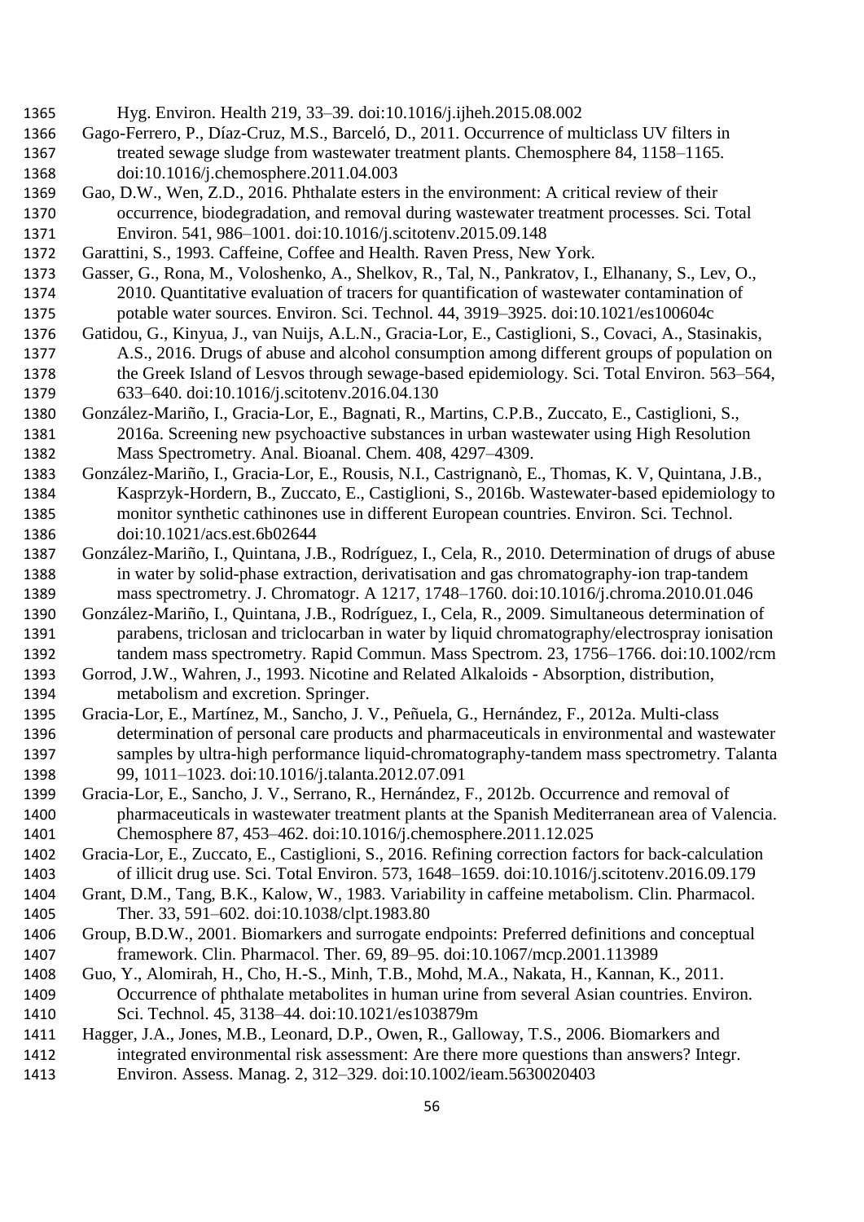Hyg. Environ. Health 219, 33–39. doi:10.1016/j.ijheh.2015.08.002

Gago-Ferrero, P., Díaz-Cruz, M.S., Barceló, D., 2011. Occurrence of multiclass UV filters in treated sewage sludge from wastewater treatment plants. Chemosphere 84, 1158–1165. doi:10.1016/j.chemosphere.2011.04.003

Gao, D.W., Wen, Z.D., 2016. Phthalate esters in the environment: A critical review of their occurrence, biodegradation, and removal during wastewater treatment processes. Sci. Total Environ. 541, 986–1001. doi:10.1016/j.scitotenv.2015.09.148

Garattini, S., 1993. Caffeine, Coffee and Health. Raven Press, New York.

Gasser, G., Rona, M., Voloshenko, A., Shelkov, R., Tal, N., Pankratov, I., Elhanany, S., Lev, O., 2010. Quantitative evaluation of tracers for quantification of wastewater contamination of potable water sources. Environ. Sci. Technol. 44, 3919–3925. doi:10.1021/es100604c

Gatidou, G., Kinyua, J., van Nuijs, A.L.N., Gracia-Lor, E., Castiglioni, S., Covaci, A., Stasinakis, A.S., 2016. Drugs of abuse and alcohol consumption among different groups of population on the Greek Island of Lesvos through sewage-based epidemiology. Sci. Total Environ. 563–564, 633–640. doi:10.1016/j.scitotenv.2016.04.130

González-Mariño, I., Gracia-Lor, E., Bagnati, R., Martins, C.P.B., Zuccato, E., Castiglioni, S., 2016a. Screening new psychoactive substances in urban wastewater using High Resolution Mass Spectrometry. Anal. Bioanal. Chem. 408, 4297–4309.

González-Mariño, I., Gracia-Lor, E., Rousis, N.I., Castrignanò, E., Thomas, K. V, Quintana, J.B., Kasprzyk-Hordern, B., Zuccato, E., Castiglioni, S., 2016b. Wastewater-based epidemiology to monitor synthetic cathinones use in different European countries. Environ. Sci. Technol. doi:10.1021/acs.est.6b02644

González-Mariño, I., Quintana, J.B., Rodríguez, I., Cela, R., 2010. Determination of drugs of abuse in water by solid-phase extraction, derivatisation and gas chromatography-ion trap-tandem mass spectrometry. J. Chromatogr. A 1217, 1748–1760. doi:10.1016/j.chroma.2010.01.046

González-Mariño, I., Quintana, J.B., Rodríguez, I., Cela, R., 2009. Simultaneous determination of parabens, triclosan and triclocarban in water by liquid chromatography/electrospray ionisation tandem mass spectrometry. Rapid Commun. Mass Spectrom. 23, 1756–1766. doi:10.1002/rcm

Gorrod, J.W., Wahren, J., 1993. Nicotine and Related Alkaloids - Absorption, distribution, metabolism and excretion. Springer.

Gracia-Lor, E., Martínez, M., Sancho, J. V., Peñuela, G., Hernández, F., 2012a. Multi-class determination of personal care products and pharmaceuticals in environmental and wastewater samples by ultra-high performance liquid-chromatography-tandem mass spectrometry. Talanta 99, 1011–1023. doi:10.1016/j.talanta.2012.07.091

Gracia-Lor, E., Sancho, J. V., Serrano, R., Hernández, F., 2012b. Occurrence and removal of pharmaceuticals in wastewater treatment plants at the Spanish Mediterranean area of Valencia. Chemosphere 87, 453–462. doi:10.1016/j.chemosphere.2011.12.025

Gracia-Lor, E., Zuccato, E., Castiglioni, S., 2016. Refining correction factors for back-calculation of illicit drug use. Sci. Total Environ. 573, 1648–1659. doi:10.1016/j.scitotenv.2016.09.179

Grant, D.M., Tang, B.K., Kalow, W., 1983. Variability in caffeine metabolism. Clin. Pharmacol. Ther. 33, 591–602. doi:10.1038/clpt.1983.80

Group, B.D.W., 2001. Biomarkers and surrogate endpoints: Preferred definitions and conceptual framework. Clin. Pharmacol. Ther. 69, 89–95. doi:10.1067/mcp.2001.113989

Guo, Y., Alomirah, H., Cho, H.-S., Minh, T.B., Mohd, M.A., Nakata, H., Kannan, K., 2011. Occurrence of phthalate metabolites in human urine from several Asian countries. Environ. Sci. Technol. 45, 3138–44. doi:10.1021/es103879m

Hagger, J.A., Jones, M.B., Leonard, D.P., Owen, R., Galloway, T.S., 2006. Biomarkers and integrated environmental risk assessment: Are there more questions than answers? Integr. Environ. Assess. Manag. 2, 312–329. doi:10.1002/ieam.5630020403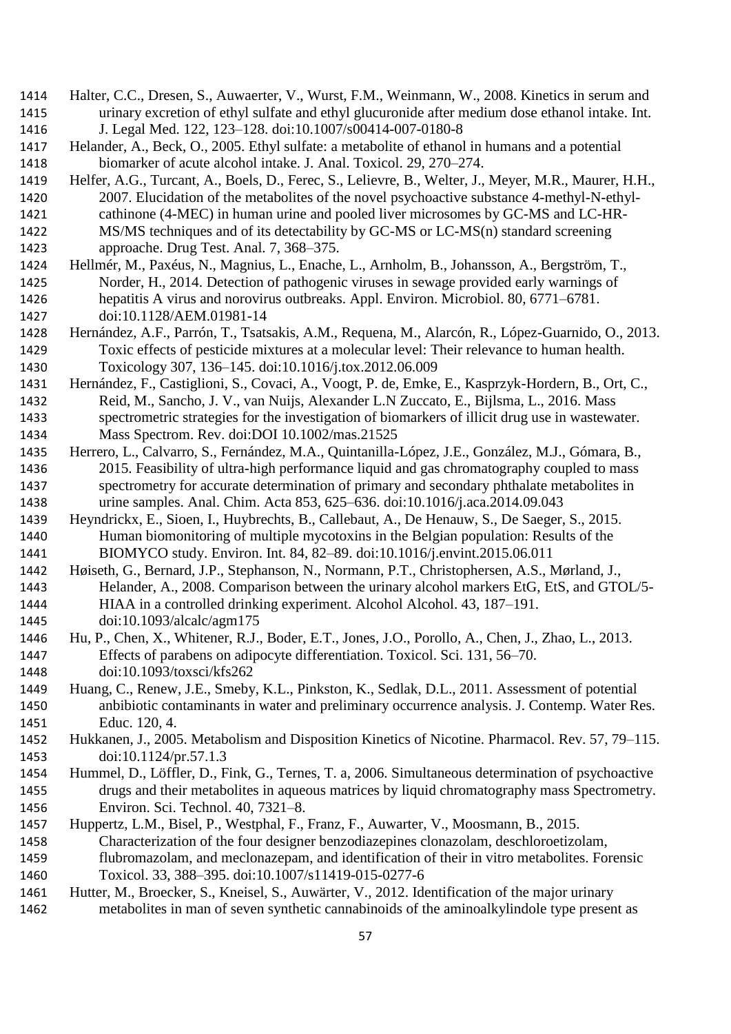Halter, C.C., Dresen, S., Auwaerter, V., Wurst, F.M., Weinmann, W., 2008. Kinetics in serum and urinary excretion of ethyl sulfate and ethyl glucuronide after medium dose ethanol intake. Int. J. Legal Med. 122, 123–128. doi:10.1007/s00414-007-0180-8

Helander, A., Beck, O., 2005. Ethyl sulfate: a metabolite of ethanol in humans and a potential biomarker of acute alcohol intake. J. Anal. Toxicol. 29, 270–274.

Helfer, A.G., Turcant, A., Boels, D., Ferec, S., Lelievre, B., Welter, J., Meyer, M.R., Maurer, H.H., 2007. Elucidation of the metabolites of the novel psychoactive substance 4-methyl-N-ethyl-cathinone (4-MEC) in human urine and pooled liver microsomes by GC-MS and LC-HR-MS/MS techniques and of its detectability by GC-MS or LC-MS(n) standard screening approache. Drug Test. Anal. 7, 368–375.

Hellmér, M., Paxéus, N., Magnius, L., Enache, L., Arnholm, B., Johansson, A., Bergström, T., Norder, H., 2014. Detection of pathogenic viruses in sewage provided early warnings of hepatitis A virus and norovirus outbreaks. Appl. Environ. Microbiol. 80, 6771–6781. doi:10.1128/AEM.01981-14

Hernández, A.F., Parrón, T., Tsatsakis, A.M., Requena, M., Alarcón, R., López-Guarnido, O., 2013. Toxic effects of pesticide mixtures at a molecular level: Their relevance to human health. Toxicology 307, 136–145. doi:10.1016/j.tox.2012.06.009

Hernández, F., Castiglioni, S., Covaci, A., Voogt, P. de, Emke, E., Kasprzyk-Hordern, B., Ort, C., Reid, M., Sancho, J. V., van Nuijs, Alexander L.N Zuccato, E., Bijlsma, L., 2016. Mass spectrometric strategies for the investigation of biomarkers of illicit drug use in wastewater. Mass Spectrom. Rev. doi:DOI 10.1002/mas.21525

Herrero, L., Calvarro, S., Fernández, M.A., Quintanilla-López, J.E., González, M.J., Gómara, B., 2015. Feasibility of ultra-high performance liquid and gas chromatography coupled to mass spectrometry for accurate determination of primary and secondary phthalate metabolites in urine samples. Anal. Chim. Acta 853, 625–636. doi:10.1016/j.aca.2014.09.043

Heyndrickx, E., Sioen, I., Huybrechts, B., Callebaut, A., De Henauw, S., De Saeger, S., 2015. Human biomonitoring of multiple mycotoxins in the Belgian population: Results of the BIOMYCO study. Environ. Int. 84, 82–89. doi:10.1016/j.envint.2015.06.011

Høiseth, G., Bernard, J.P., Stephanson, N., Normann, P.T., Christophersen, A.S., Mørland, J., Helander, A., 2008. Comparison between the urinary alcohol markers EtG, EtS, and GTOL/5-HIAA in a controlled drinking experiment. Alcohol Alcohol. 43, 187–191. doi:10.1093/alcalc/agm175

Hu, P., Chen, X., Whitener, R.J., Boder, E.T., Jones, J.O., Porollo, A., Chen, J., Zhao, L., 2013. Effects of parabens on adipocyte differentiation. Toxicol. Sci. 131, 56–70. doi:10.1093/toxsci/kfs262

Huang, C., Renew, J.E., Smeby, K.L., Pinkston, K., Sedlak, D.L., 2011. Assessment of potential anbibiotic contaminants in water and preliminary occurrence analysis. J. Contemp. Water Res. Educ. 120, 4.

Hukkanen, J., 2005. Metabolism and Disposition Kinetics of Nicotine. Pharmacol. Rev. 57, 79–115. doi:10.1124/pr.57.1.3

Hummel, D., Löffler, D., Fink, G., Ternes, T. a, 2006. Simultaneous determination of psychoactive drugs and their metabolites in aqueous matrices by liquid chromatography mass Spectrometry. Environ. Sci. Technol. 40, 7321–8.

Huppertz, L.M., Bisel, P., Westphal, F., Franz, F., Auwarter, V., Moosmann, B., 2015. Characterization of the four designer benzodiazepines clonazolam, deschloroetizolam, flubromazolam, and meclonazepam, and identification of their in vitro metabolites. Forensic Toxicol. 33, 388–395. doi:10.1007/s11419-015-0277-6

Hutter, M., Broecker, S., Kneisel, S., Auwärter, V., 2012. Identification of the major urinary metabolites in man of seven synthetic cannabinoids of the aminoalkylindole type present as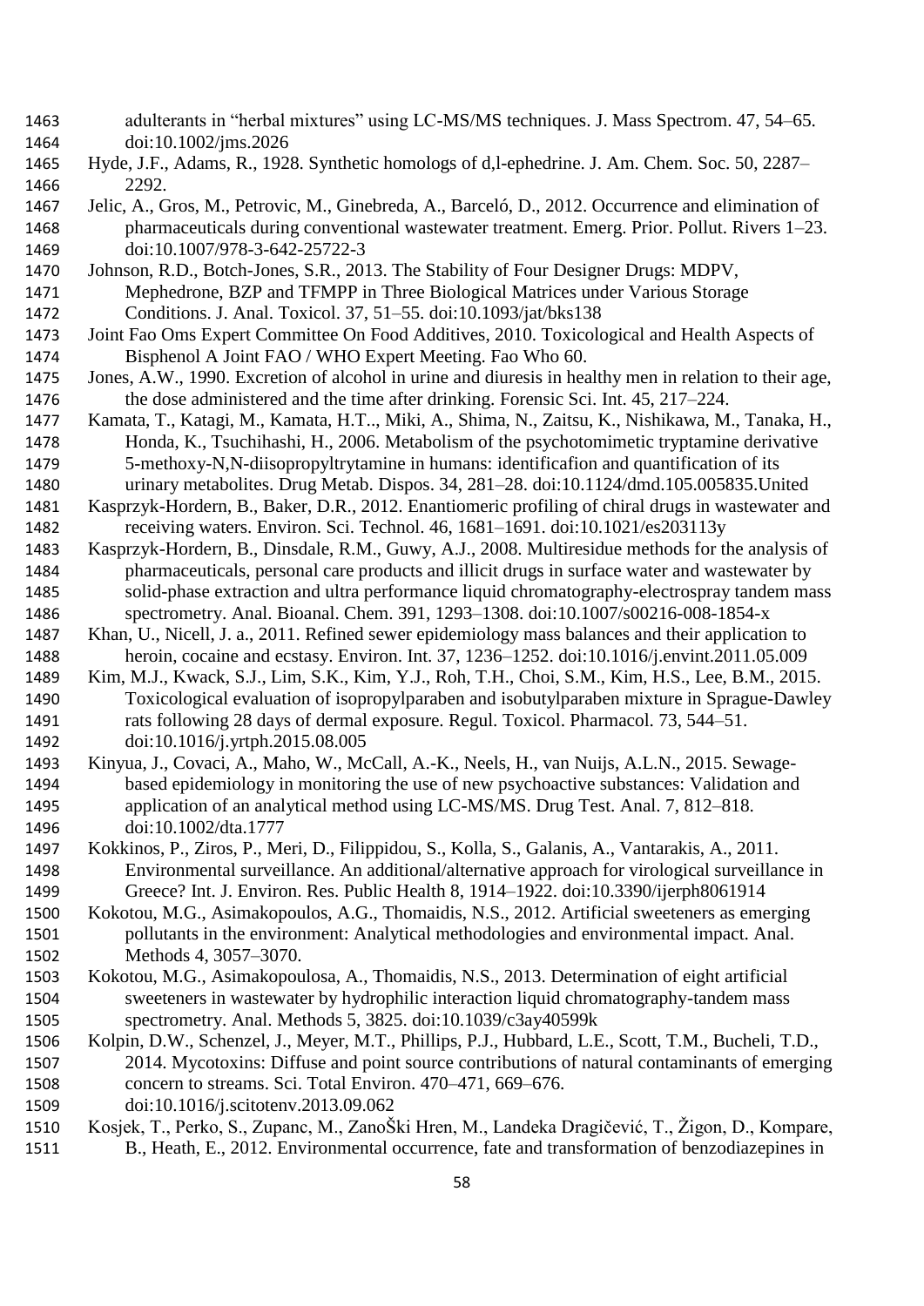adulterants in "herbal mixtures" using LC-MS/MS techniques. J. Mass Spectrom. 47, 54–65. doi:10.1002/jms.2026

Hyde, J.F., Adams, R., 1928. Synthetic homologs of d,l-ephedrine. J. Am. Chem. Soc. 50, 2287–2292.

Jelic, A., Gros, M., Petrovic, M., Ginebreda, A., Barceló, D., 2012. Occurrence and elimination of pharmaceuticals during conventional wastewater treatment. Emerg. Prior. Pollut. Rivers 1–23. doi:10.1007/978-3-642-25722-3

Johnson, R.D., Botch-Jones, S.R., 2013. The Stability of Four Designer Drugs: MDPV, Mephedrone, BZP and TFMPP in Three Biological Matrices under Various Storage Conditions. J. Anal. Toxicol. 37, 51–55. doi:10.1093/jat/bks138

Joint Fao Oms Expert Committee On Food Additives, 2010. Toxicological and Health Aspects of Bisphenol A Joint FAO / WHO Expert Meeting. Fao Who 60.

Jones, A.W., 1990. Excretion of alcohol in urine and diuresis in healthy men in relation to their age, the dose administered and the time after drinking. Forensic Sci. Int. 45, 217–224.

Kamata, T., Katagi, M., Kamata, H.T.., Miki, A., Shima, N., Zaitsu, K., Nishikawa, M., Tanaka, H., Honda, K., Tsuchihashi, H., 2006. Metabolism of the psychotomimetic tryptamine derivative 5-methoxy-N,N-diisopropyltrytamine in humans: identificafion and quantification of its urinary metabolites. Drug Metab. Dispos. 34, 281–28. doi:10.1124/dmd.105.005835.United

Kasprzyk-Hordern, B., Baker, D.R., 2012. Enantiomeric profiling of chiral drugs in wastewater and receiving waters. Environ. Sci. Technol. 46, 1681–1691. doi:10.1021/es203113y

Kasprzyk-Hordern, B., Dinsdale, R.M., Guwy, A.J., 2008. Multiresidue methods for the analysis of pharmaceuticals, personal care products and illicit drugs in surface water and wastewater by solid-phase extraction and ultra performance liquid chromatography-electrospray tandem mass spectrometry. Anal. Bioanal. Chem. 391, 1293–1308. doi:10.1007/s00216-008-1854-x

Khan, U., Nicell, J. a., 2011. Refined sewer epidemiology mass balances and their application to heroin, cocaine and ecstasy. Environ. Int. 37, 1236–1252. doi:10.1016/j.envint.2011.05.009

Kim, M.J., Kwack, S.J., Lim, S.K., Kim, Y.J., Roh, T.H., Choi, S.M., Kim, H.S., Lee, B.M., 2015. Toxicological evaluation of isopropylparaben and isobutylparaben mixture in Sprague-Dawley rats following 28 days of dermal exposure. Regul. Toxicol. Pharmacol. 73, 544–51. doi:10.1016/j.yrtph.2015.08.005

Kinyua, J., Covaci, A., Maho, W., McCall, A.-K., Neels, H., van Nuijs, A.L.N., 2015. Sewage-based epidemiology in monitoring the use of new psychoactive substances: Validation and application of an analytical method using LC-MS/MS. Drug Test. Anal. 7, 812–818. doi:10.1002/dta.1777

Kokkinos, P., Ziros, P., Meri, D., Filippidou, S., Kolla, S., Galanis, A., Vantarakis, A., 2011. Environmental surveillance. An additional/alternative approach for virological surveillance in Greece? Int. J. Environ. Res. Public Health 8, 1914–1922. doi:10.3390/ijerph8061914

Kokotou, M.G., Asimakopoulos, A.G., Thomaidis, N.S., 2012. Artificial sweeteners as emerging pollutants in the environment: Analytical methodologies and environmental impact. Anal. Methods 4, 3057–3070.

Kokotou, M.G., Asimakopoulosa, A., Thomaidis, N.S., 2013. Determination of eight artificial sweeteners in wastewater by hydrophilic interaction liquid chromatography-tandem mass spectrometry. Anal. Methods 5, 3825. doi:10.1039/c3ay40599k

Kolpin, D.W., Schenzel, J., Meyer, M.T., Phillips, P.J., Hubbard, L.E., Scott, T.M., Bucheli, T.D., 2014. Mycotoxins: Diffuse and point source contributions of natural contaminants of emerging concern to streams. Sci. Total Environ. 470–471, 669–676. doi:10.1016/j.scitotenv.2013.09.062

Kosjek, T., Perko, S., Zupanc, M., ZanoŠki Hren, M., Landeka Dragičević, T., Žigon, D., Kompare, B., Heath, E., 2012. Environmental occurrence, fate and transformation of benzodiazepines in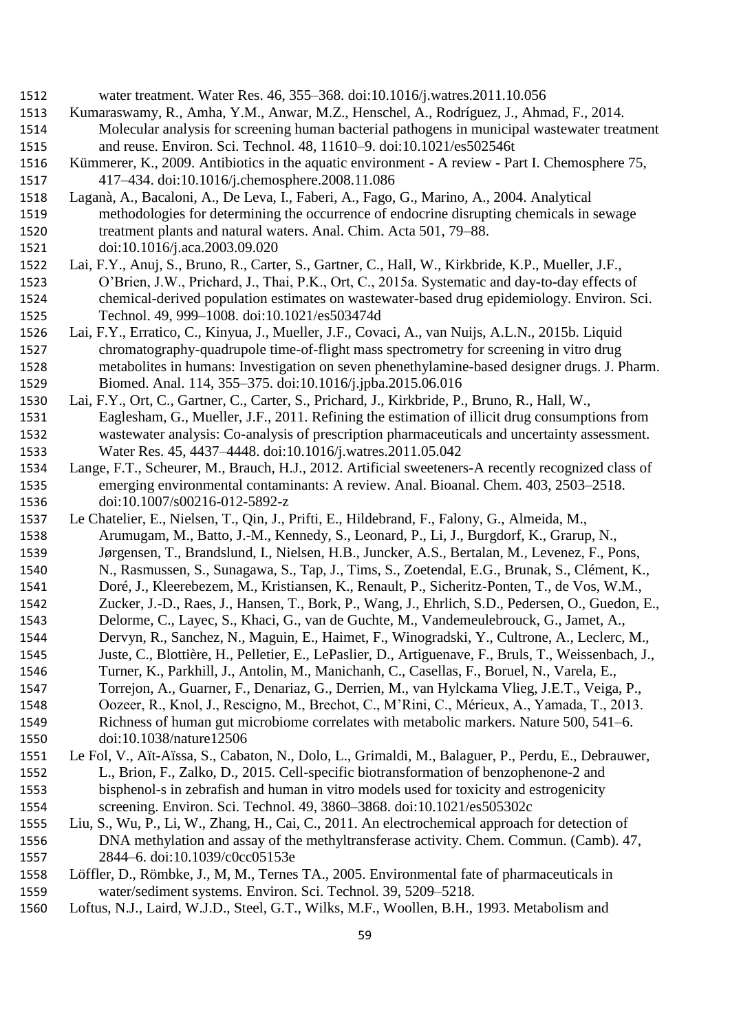water treatment. Water Res. 46, 355–368. doi:10.1016/j.watres.2011.10.056

Kumaraswamy, R., Amha, Y.M., Anwar, M.Z., Henschel, A., Rodríguez, J., Ahmad, F., 2014. Molecular analysis for screening human bacterial pathogens in municipal wastewater treatment and reuse. Environ. Sci. Technol. 48, 11610–9. doi:10.1021/es502546t

Kümmerer, K., 2009. Antibiotics in the aquatic environment - A review - Part I. Chemosphere 75, 417–434. doi:10.1016/j.chemosphere.2008.11.086

Laganà, A., Bacaloni, A., De Leva, I., Faberi, A., Fago, G., Marino, A., 2004. Analytical methodologies for determining the occurrence of endocrine disrupting chemicals in sewage treatment plants and natural waters. Anal. Chim. Acta 501, 79–88. doi:10.1016/j.aca.2003.09.020

Lai, F.Y., Anuj, S., Bruno, R., Carter, S., Gartner, C., Hall, W., Kirkbride, K.P., Mueller, J.F., O'Brien, J.W., Prichard, J., Thai, P.K., Ort, C., 2015a. Systematic and day-to-day effects of chemical-derived population estimates on wastewater-based drug epidemiology. Environ. Sci. Technol. 49, 999–1008. doi:10.1021/es503474d

Lai, F.Y., Erratico, C., Kinyua, J., Mueller, J.F., Covaci, A., van Nuijs, A.L.N., 2015b. Liquid chromatography-quadrupole time-of-flight mass spectrometry for screening in vitro drug metabolites in humans: Investigation on seven phenethylamine-based designer drugs. J. Pharm. Biomed. Anal. 114, 355–375. doi:10.1016/j.jpba.2015.06.016

Lai, F.Y., Ort, C., Gartner, C., Carter, S., Prichard, J., Kirkbride, P., Bruno, R., Hall, W., Eaglesham, G., Mueller, J.F., 2011. Refining the estimation of illicit drug consumptions from wastewater analysis: Co-analysis of prescription pharmaceuticals and uncertainty assessment. Water Res. 45, 4437–4448. doi:10.1016/j.watres.2011.05.042

Lange, F.T., Scheurer, M., Brauch, H.J., 2012. Artificial sweeteners-A recently recognized class of emerging environmental contaminants: A review. Anal. Bioanal. Chem. 403, 2503–2518. doi:10.1007/s00216-012-5892-z

Le Chatelier, E., Nielsen, T., Qin, J., Prifti, E., Hildebrand, F., Falony, G., Almeida, M., Arumugam, M., Batto, J.-M., Kennedy, S., Leonard, P., Li, J., Burgdorf, K., Grarup, N., Jørgensen, T., Brandslund, I., Nielsen, H.B., Juncker, A.S., Bertalan, M., Levenez, F., Pons, N., Rasmussen, S., Sunagawa, S., Tap, J., Tims, S., Zoetendal, E.G., Brunak, S., Clément, K., Doré, J., Kleerebezem, M., Kristiansen, K., Renault, P., Sicheritz-Ponten, T., de Vos, W.M., Zucker, J.-D., Raes, J., Hansen, T., Bork, P., Wang, J., Ehrlich, S.D., Pedersen, O., Guedon, E., Delorme, C., Layec, S., Khaci, G., van de Guchte, M., Vandemeulebrouck, G., Jamet, A., Dervyn, R., Sanchez, N., Maguin, E., Haimet, F., Winogradski, Y., Cultrone, A., Leclerc, M., Juste, C., Blottière, H., Pelletier, E., LePaslier, D., Artiguenave, F., Bruls, T., Weissenbach, J., Turner, K., Parkhill, J., Antolin, M., Manichanh, C., Casellas, F., Boruel, N., Varela, E., Torrejon, A., Guarner, F., Denariaz, G., Derrien, M., van Hylckama Vlieg, J.E.T., Veiga, P., Oozeer, R., Knol, J., Rescigno, M., Brechot, C., M'Rini, C., Mérieux, A., Yamada, T., 2013. Richness of human gut microbiome correlates with metabolic markers. Nature 500, 541–6. doi:10.1038/nature12506

Le Fol, V., Aït-Aïssa, S., Cabaton, N., Dolo, L., Grimaldi, M., Balaguer, P., Perdu, E., Debrauwer, L., Brion, F., Zalko, D., 2015. Cell-specific biotransformation of benzophenone-2 and bisphenol-s in zebrafish and human in vitro models used for toxicity and estrogenicity screening. Environ. Sci. Technol. 49, 3860–3868. doi:10.1021/es505302c

Liu, S., Wu, P., Li, W., Zhang, H., Cai, C., 2011. An electrochemical approach for detection of DNA methylation and assay of the methyltransferase activity. Chem. Commun. (Camb). 47, 2844–6. doi:10.1039/c0cc05153e

Löffler, D., Römbke, J., M, M., Ternes TA., 2005. Environmental fate of pharmaceuticals in water/sediment systems. Environ. Sci. Technol. 39, 5209–5218.

Loftus, N.J., Laird, W.J.D., Steel, G.T., Wilks, M.F., Woollen, B.H., 1993. Metabolism and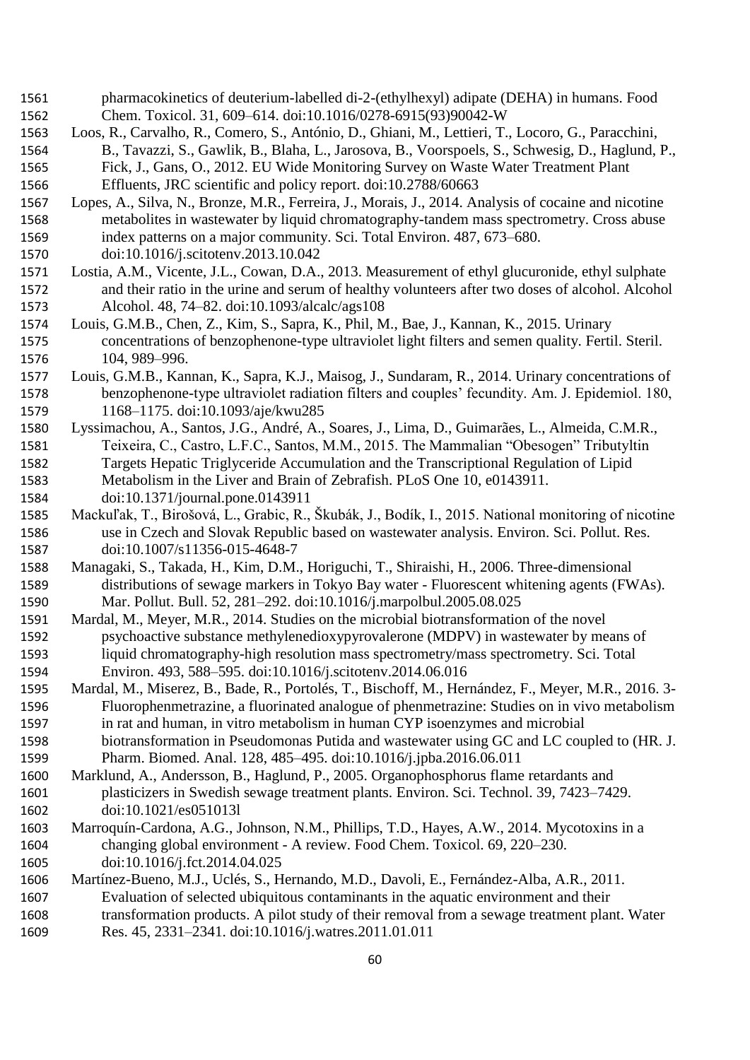pharmacokinetics of deuterium-labelled di-2-(ethylhexyl) adipate (DEHA) in humans. Food Chem. Toxicol. 31, 609–614. doi:10.1016/0278-6915(93)90042-W

Loos, R., Carvalho, R., Comero, S., António, D., Ghiani, M., Lettieri, T., Locoro, G., Paracchini, B., Tavazzi, S., Gawlik, B., Blaha, L., Jarosova, B., Voorspoels, S., Schwesig, D., Haglund, P., Fick, J., Gans, O., 2012. EU Wide Monitoring Survey on Waste Water Treatment Plant Effluents, JRC scientific and policy report. doi:10.2788/60663

Lopes, A., Silva, N., Bronze, M.R., Ferreira, J., Morais, J., 2014. Analysis of cocaine and nicotine metabolites in wastewater by liquid chromatography-tandem mass spectrometry. Cross abuse index patterns on a major community. Sci. Total Environ. 487, 673–680. doi:10.1016/j.scitotenv.2013.10.042

Lostia, A.M., Vicente, J.L., Cowan, D.A., 2013. Measurement of ethyl glucuronide, ethyl sulphate and their ratio in the urine and serum of healthy volunteers after two doses of alcohol. Alcohol Alcohol. 48, 74–82. doi:10.1093/alcalc/ags108

Louis, G.M.B., Chen, Z., Kim, S., Sapra, K., Phil, M., Bae, J., Kannan, K., 2015. Urinary concentrations of benzophenone-type ultraviolet light filters and semen quality. Fertil. Steril. 104, 989–996.

Louis, G.M.B., Kannan, K., Sapra, K.J., Maisog, J., Sundaram, R., 2014. Urinary concentrations of benzophenone-type ultraviolet radiation filters and couples' fecundity. Am. J. Epidemiol. 180, 1168–1175. doi:10.1093/aje/kwu285

Lyssimachou, A., Santos, J.G., André, A., Soares, J., Lima, D., Guimarães, L., Almeida, C.M.R., Teixeira, C., Castro, L.F.C., Santos, M.M., 2015. The Mammalian "Obesogen" Tributyltin Targets Hepatic Triglyceride Accumulation and the Transcriptional Regulation of Lipid Metabolism in the Liver and Brain of Zebrafish. PLoS One 10, e0143911. doi:10.1371/journal.pone.0143911

Mackuľak, T., Birošová, L., Grabic, R., Škubák, J., Bodík, I., 2015. National monitoring of nicotine use in Czech and Slovak Republic based on wastewater analysis. Environ. Sci. Pollut. Res. doi:10.1007/s11356-015-4648-7

Managaki, S., Takada, H., Kim, D.M., Horiguchi, T., Shiraishi, H., 2006. Three-dimensional distributions of sewage markers in Tokyo Bay water - Fluorescent whitening agents (FWAs). Mar. Pollut. Bull. 52, 281–292. doi:10.1016/j.marpolbul.2005.08.025

Mardal, M., Meyer, M.R., 2014. Studies on the microbial biotransformation of the novel psychoactive substance methylenedioxypyrovalerone (MDPV) in wastewater by means of liquid chromatography-high resolution mass spectrometry/mass spectrometry. Sci. Total Environ. 493, 588–595. doi:10.1016/j.scitotenv.2014.06.016

Mardal, M., Miserez, B., Bade, R., Portolés, T., Bischoff, M., Hernández, F., Meyer, M.R., 2016. 3-Fluorophenmetrazine, a fluorinated analogue of phenmetrazine: Studies on in vivo metabolism in rat and human, in vitro metabolism in human CYP isoenzymes and microbial biotransformation in Pseudomonas Putida and wastewater using GC and LC coupled to (HR. J. Pharm. Biomed. Anal. 128, 485–495. doi:10.1016/j.jpba.2016.06.011

Marklund, A., Andersson, B., Haglund, P., 2005. Organophosphorus flame retardants and plasticizers in Swedish sewage treatment plants. Environ. Sci. Technol. 39, 7423–7429. doi:10.1021/es051013l

Marroquín-Cardona, A.G., Johnson, N.M., Phillips, T.D., Hayes, A.W., 2014. Mycotoxins in a changing global environment - A review. Food Chem. Toxicol. 69, 220–230. doi:10.1016/j.fct.2014.04.025

Martínez-Bueno, M.J., Uclés, S., Hernando, M.D., Davoli, E., Fernández-Alba, A.R., 2011. Evaluation of selected ubiquitous contaminants in the aquatic environment and their transformation products. A pilot study of their removal from a sewage treatment plant. Water Res. 45, 2331–2341. doi:10.1016/j.watres.2011.01.011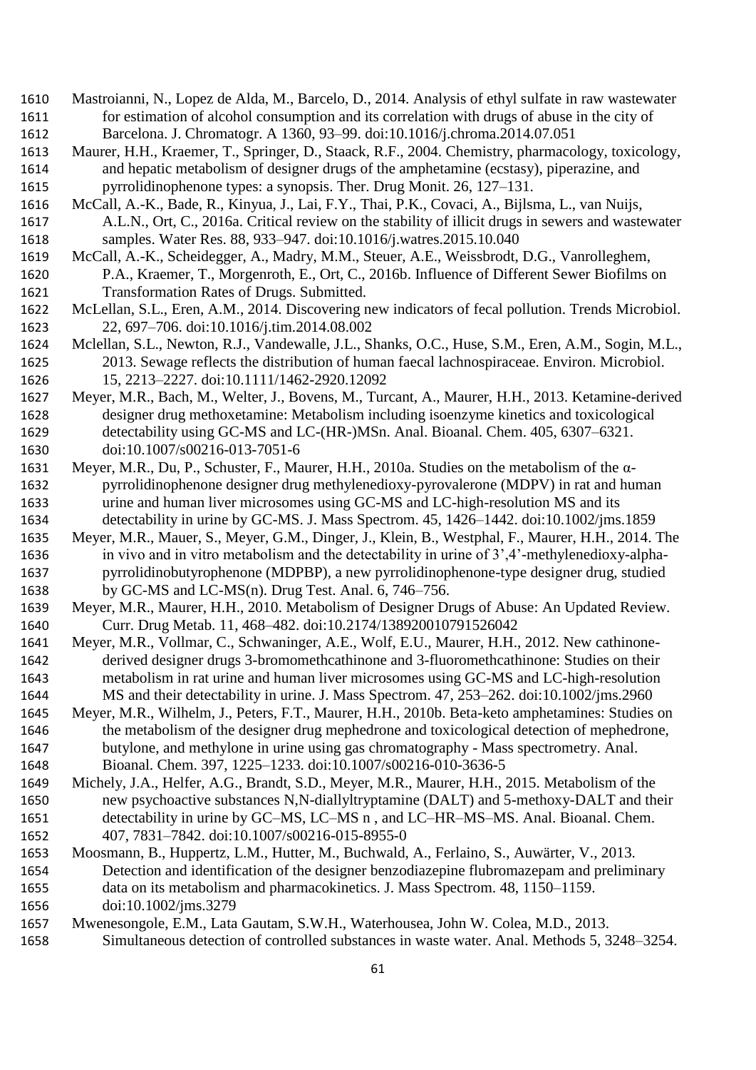Mastroianni, N., Lopez de Alda, M., Barcelo, D., 2014. Analysis of ethyl sulfate in raw wastewater for estimation of alcohol consumption and its correlation with drugs of abuse in the city of Barcelona. J. Chromatogr. A 1360, 93–99. doi:10.1016/j.chroma.2014.07.051

Maurer, H.H., Kraemer, T., Springer, D., Staack, R.F., 2004. Chemistry, pharmacology, toxicology, and hepatic metabolism of designer drugs of the amphetamine (ecstasy), piperazine, and pyrrolidinophenone types: a synopsis. Ther. Drug Monit. 26, 127–131.

McCall, A.-K., Bade, R., Kinyua, J., Lai, F.Y., Thai, P.K., Covaci, A., Bijlsma, L., van Nuijs, A.L.N., Ort, C., 2016a. Critical review on the stability of illicit drugs in sewers and wastewater samples. Water Res. 88, 933–947. doi:10.1016/j.watres.2015.10.040

McCall, A.-K., Scheidegger, A., Madry, M.M., Steuer, A.E., Weissbrodt, D.G., Vanrolleghem, P.A., Kraemer, T., Morgenroth, E., Ort, C., 2016b. Influence of Different Sewer Biofilms on Transformation Rates of Drugs. Submitted.

McLellan, S.L., Eren, A.M., 2014. Discovering new indicators of fecal pollution. Trends Microbiol. 22, 697–706. doi:10.1016/j.tim.2014.08.002

Mclellan, S.L., Newton, R.J., Vandewalle, J.L., Shanks, O.C., Huse, S.M., Eren, A.M., Sogin, M.L., 2013. Sewage reflects the distribution of human faecal lachnospiraceae. Environ. Microbiol. 15, 2213–2227. doi:10.1111/1462-2920.12092

Meyer, M.R., Bach, M., Welter, J., Bovens, M., Turcant, A., Maurer, H.H., 2013. Ketamine-derived designer drug methoxetamine: Metabolism including isoenzyme kinetics and toxicological detectability using GC-MS and LC-(HR-)MSn. Anal. Bioanal. Chem. 405, 6307–6321. doi:10.1007/s00216-013-7051-6

Meyer, M.R., Du, P., Schuster, F., Maurer, H.H., 2010a. Studies on the metabolism of the α-pyrrolidinophenone designer drug methylenedioxy-pyrovalerone (MDPV) in rat and human urine and human liver microsomes using GC-MS and LC-high-resolution MS and its detectability in urine by GC-MS. J. Mass Spectrom. 45, 1426–1442. doi:10.1002/jms.1859

Meyer, M.R., Mauer, S., Meyer, G.M., Dinger, J., Klein, B., Westphal, F., Maurer, H.H., 2014. The in vivo and in vitro metabolism and the detectability in urine of 3',4'-methylenedioxy-alpha-pyrrolidinobutyrophenone (MDPBP), a new pyrrolidinophenone-type designer drug, studied by GC-MS and LC-MS(n). Drug Test. Anal. 6, 746–756.

Meyer, M.R., Maurer, H.H., 2010. Metabolism of Designer Drugs of Abuse: An Updated Review. Curr. Drug Metab. 11, 468–482. doi:10.2174/138920010791526042

Meyer, M.R., Vollmar, C., Schwaninger, A.E., Wolf, E.U., Maurer, H.H., 2012. New cathinone-derived designer drugs 3-bromomethcathinone and 3-fluoromethcathinone: Studies on their metabolism in rat urine and human liver microsomes using GC-MS and LC-high-resolution MS and their detectability in urine. J. Mass Spectrom. 47, 253–262. doi:10.1002/jms.2960

Meyer, M.R., Wilhelm, J., Peters, F.T., Maurer, H.H., 2010b. Beta-keto amphetamines: Studies on the metabolism of the designer drug mephedrone and toxicological detection of mephedrone, butylone, and methylone in urine using gas chromatography - Mass spectrometry. Anal. Bioanal. Chem. 397, 1225–1233. doi:10.1007/s00216-010-3636-5

Michely, J.A., Helfer, A.G., Brandt, S.D., Meyer, M.R., Maurer, H.H., 2015. Metabolism of the new psychoactive substances N,N-diallyltryptamine (DALT) and 5-methoxy-DALT and their detectability in urine by GC–MS, LC–MS n , and LC–HR–MS–MS. Anal. Bioanal. Chem. 407, 7831–7842. doi:10.1007/s00216-015-8955-0

Moosmann, B., Huppertz, L.M., Hutter, M., Buchwald, A., Ferlaino, S., Auwärter, V., 2013. Detection and identification of the designer benzodiazepine flubromazepam and preliminary data on its metabolism and pharmacokinetics. J. Mass Spectrom. 48, 1150–1159. doi:10.1002/jms.3279

Mwenesongole, E.M., Lata Gautam, S.W.H., Waterhousea, John W. Colea, M.D., 2013. Simultaneous detection of controlled substances in waste water. Anal. Methods 5, 3248–3254.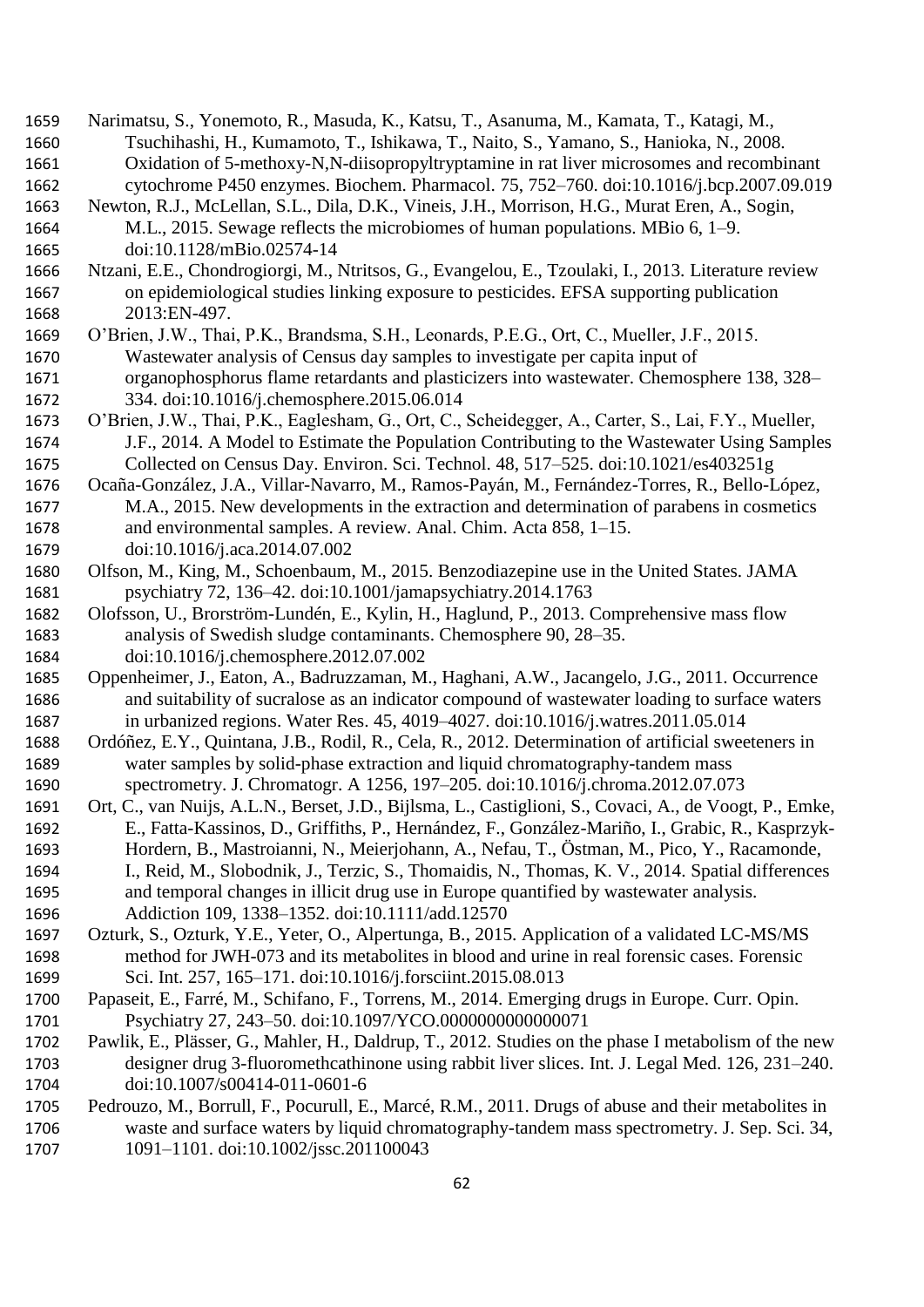Narimatsu, S., Yonemoto, R., Masuda, K., Katsu, T., Asanuma, M., Kamata, T., Katagi, M., Tsuchihashi, H., Kumamoto, T., Ishikawa, T., Naito, S., Yamano, S., Hanioka, N., 2008. Oxidation of 5-methoxy-N,N-diisopropyltryptamine in rat liver microsomes and recombinant cytochrome P450 enzymes. Biochem. Pharmacol. 75, 752–760. doi:10.1016/j.bcp.2007.09.019

Newton, R.J., McLellan, S.L., Dila, D.K., Vineis, J.H., Morrison, H.G., Murat Eren, A., Sogin, M.L., 2015. Sewage reflects the microbiomes of human populations. MBio 6, 1–9. doi:10.1128/mBio.02574-14

Ntzani, E.E., Chondrogiorgi, M., Ntritsos, G., Evangelou, E., Tzoulaki, I., 2013. Literature review on epidemiological studies linking exposure to pesticides. EFSA supporting publication 2013:EN-497.

O'Brien, J.W., Thai, P.K., Brandsma, S.H., Leonards, P.E.G., Ort, C., Mueller, J.F., 2015. Wastewater analysis of Census day samples to investigate per capita input of organophosphorus flame retardants and plasticizers into wastewater. Chemosphere 138, 328–334. doi:10.1016/j.chemosphere.2015.06.014

O'Brien, J.W., Thai, P.K., Eaglesham, G., Ort, C., Scheidegger, A., Carter, S., Lai, F.Y., Mueller, J.F., 2014. A Model to Estimate the Population Contributing to the Wastewater Using Samples Collected on Census Day. Environ. Sci. Technol. 48, 517–525. doi:10.1021/es403251g

Ocaña-González, J.A., Villar-Navarro, M., Ramos-Payán, M., Fernández-Torres, R., Bello-López, M.A., 2015. New developments in the extraction and determination of parabens in cosmetics and environmental samples. A review. Anal. Chim. Acta 858, 1–15. doi:10.1016/j.aca.2014.07.002

Olfson, M., King, M., Schoenbaum, M., 2015. Benzodiazepine use in the United States. JAMA psychiatry 72, 136–42. doi:10.1001/jamapsychiatry.2014.1763

Olofsson, U., Brorström-Lundén, E., Kylin, H., Haglund, P., 2013. Comprehensive mass flow analysis of Swedish sludge contaminants. Chemosphere 90, 28–35. doi:10.1016/j.chemosphere.2012.07.002

Oppenheimer, J., Eaton, A., Badruzzaman, M., Haghani, A.W., Jacangelo, J.G., 2011. Occurrence and suitability of sucralose as an indicator compound of wastewater loading to surface waters in urbanized regions. Water Res. 45, 4019–4027. doi:10.1016/j.watres.2011.05.014

Ordóñez, E.Y., Quintana, J.B., Rodil, R., Cela, R., 2012. Determination of artificial sweeteners in water samples by solid-phase extraction and liquid chromatography-tandem mass spectrometry. J. Chromatogr. A 1256, 197–205. doi:10.1016/j.chroma.2012.07.073

Ort, C., van Nuijs, A.L.N., Berset, J.D., Bijlsma, L., Castiglioni, S., Covaci, A., de Voogt, P., Emke, E., Fatta-Kassinos, D., Griffiths, P., Hernández, F., González-Mariño, I., Grabic, R., Kasprzyk-Hordern, B., Mastroianni, N., Meierjohann, A., Nefau, T., Östman, M., Pico, Y., Racamonde, I., Reid, M., Slobodnik, J., Terzic, S., Thomaidis, N., Thomas, K. V., 2014. Spatial differences and temporal changes in illicit drug use in Europe quantified by wastewater analysis. Addiction 109, 1338–1352. doi:10.1111/add.12570

Ozturk, S., Ozturk, Y.E., Yeter, O., Alpertunga, B., 2015. Application of a validated LC-MS/MS method for JWH-073 and its metabolites in blood and urine in real forensic cases. Forensic Sci. Int. 257, 165–171. doi:10.1016/j.forsciint.2015.08.013

Papaseit, E., Farré, M., Schifano, F., Torrens, M., 2014. Emerging drugs in Europe. Curr. Opin. Psychiatry 27, 243–50. doi:10.1097/YCO.0000000000000071

Pawlik, E., Plässer, G., Mahler, H., Daldrup, T., 2012. Studies on the phase I metabolism of the new designer drug 3-fluoromethcathinone using rabbit liver slices. Int. J. Legal Med. 126, 231–240. doi:10.1007/s00414-011-0601-6

Pedrouzo, M., Borrull, F., Pocurull, E., Marcé, R.M., 2011. Drugs of abuse and their metabolites in waste and surface waters by liquid chromatography-tandem mass spectrometry. J. Sep. Sci. 34, 1091–1101. doi:10.1002/jssc.201100043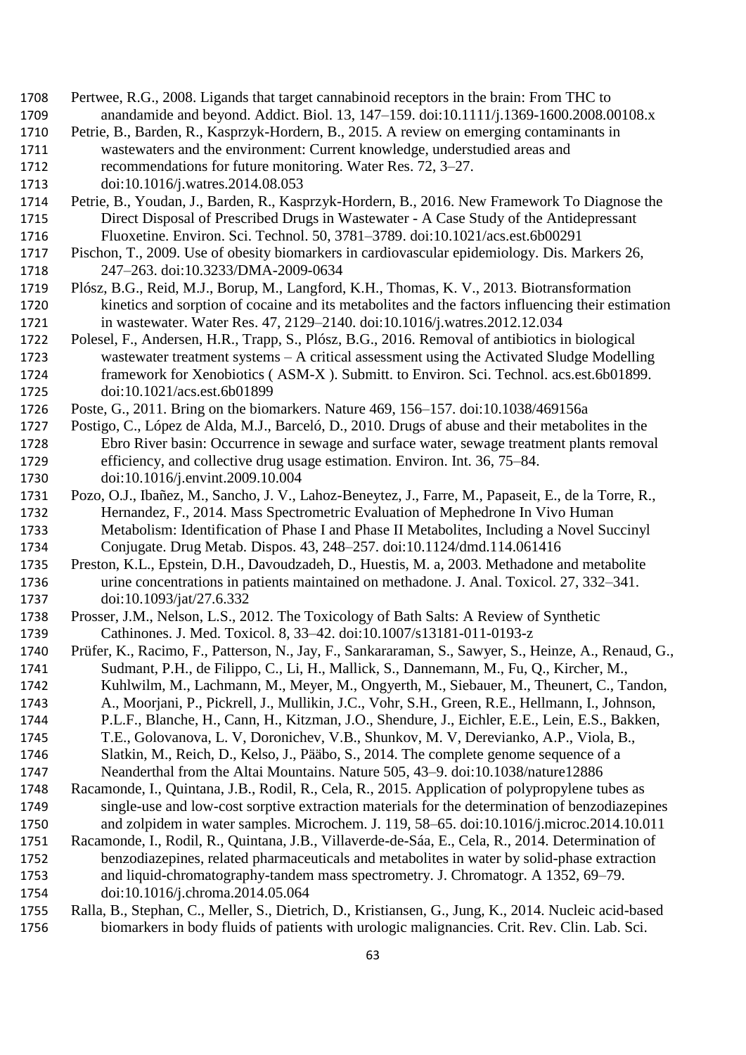Pertwee, R.G., 2008. Ligands that target cannabinoid receptors in the brain: From THC to anandamide and beyond. Addict. Biol. 13, 147–159. doi:10.1111/j.1369-1600.2008.00108.x

Petrie, B., Barden, R., Kasprzyk-Hordern, B., 2015. A review on emerging contaminants in wastewaters and the environment: Current knowledge, understudied areas and recommendations for future monitoring. Water Res. 72, 3–27. doi:10.1016/j.watres.2014.08.053

Petrie, B., Youdan, J., Barden, R., Kasprzyk-Hordern, B., 2016. New Framework To Diagnose the Direct Disposal of Prescribed Drugs in Wastewater - A Case Study of the Antidepressant Fluoxetine. Environ. Sci. Technol. 50, 3781–3789. doi:10.1021/acs.est.6b00291

Pischon, T., 2009. Use of obesity biomarkers in cardiovascular epidemiology. Dis. Markers 26, 247–263. doi:10.3233/DMA-2009-0634

Plósz, B.G., Reid, M.J., Borup, M., Langford, K.H., Thomas, K. V., 2013. Biotransformation kinetics and sorption of cocaine and its metabolites and the factors influencing their estimation in wastewater. Water Res. 47, 2129–2140. doi:10.1016/j.watres.2012.12.034

Polesel, F., Andersen, H.R., Trapp, S., Plósz, B.G., 2016. Removal of antibiotics in biological wastewater treatment systems – A critical assessment using the Activated Sludge Modelling framework for Xenobiotics ( ASM-X ). Submitt. to Environ. Sci. Technol. acs.est.6b01899. doi:10.1021/acs.est.6b01899

Poste, G., 2011. Bring on the biomarkers. Nature 469, 156–157. doi:10.1038/469156a

Postigo, C., López de Alda, M.J., Barceló, D., 2010. Drugs of abuse and their metabolites in the Ebro River basin: Occurrence in sewage and surface water, sewage treatment plants removal efficiency, and collective drug usage estimation. Environ. Int. 36, 75–84. doi:10.1016/j.envint.2009.10.004

Pozo, O.J., Ibañez, M., Sancho, J. V., Lahoz-Beneytez, J., Farre, M., Papaseit, E., de la Torre, R., Hernandez, F., 2014. Mass Spectrometric Evaluation of Mephedrone In Vivo Human Metabolism: Identification of Phase I and Phase II Metabolites, Including a Novel Succinyl Conjugate. Drug Metab. Dispos. 43, 248–257. doi:10.1124/dmd.114.061416

Preston, K.L., Epstein, D.H., Davoudzadeh, D., Huestis, M. a, 2003. Methadone and metabolite urine concentrations in patients maintained on methadone. J. Anal. Toxicol. 27, 332–341. doi:10.1093/jat/27.6.332

Prosser, J.M., Nelson, L.S., 2012. The Toxicology of Bath Salts: A Review of Synthetic Cathinones. J. Med. Toxicol. 8, 33–42. doi:10.1007/s13181-011-0193-z

Prüfer, K., Racimo, F., Patterson, N., Jay, F., Sankararaman, S., Sawyer, S., Heinze, A., Renaud, G., Sudmant, P.H., de Filippo, C., Li, H., Mallick, S., Dannemann, M., Fu, Q., Kircher, M., Kuhlwilm, M., Lachmann, M., Meyer, M., Ongyerth, M., Siebauer, M., Theunert, C., Tandon, A., Moorjani, P., Pickrell, J., Mullikin, J.C., Vohr, S.H., Green, R.E., Hellmann, I., Johnson, P.L.F., Blanche, H., Cann, H., Kitzman, J.O., Shendure, J., Eichler, E.E., Lein, E.S., Bakken, T.E., Golovanova, L. V, Doronichev, V.B., Shunkov, M. V, Derevianko, A.P., Viola, B., Slatkin, M., Reich, D., Kelso, J., Pääbo, S., 2014. The complete genome sequence of a Neanderthal from the Altai Mountains. Nature 505, 43–9. doi:10.1038/nature12886

Racamonde, I., Quintana, J.B., Rodil, R., Cela, R., 2015. Application of polypropylene tubes as single-use and low-cost sorptive extraction materials for the determination of benzodiazepines and zolpidem in water samples. Microchem. J. 119, 58–65. doi:10.1016/j.microc.2014.10.011

Racamonde, I., Rodil, R., Quintana, J.B., Villaverde-de-Sáa, E., Cela, R., 2014. Determination of benzodiazepines, related pharmaceuticals and metabolites in water by solid-phase extraction and liquid-chromatography-tandem mass spectrometry. J. Chromatogr. A 1352, 69–79. doi:10.1016/j.chroma.2014.05.064

Ralla, B., Stephan, C., Meller, S., Dietrich, D., Kristiansen, G., Jung, K., 2014. Nucleic acid-based biomarkers in body fluids of patients with urologic malignancies. Crit. Rev. Clin. Lab. Sci.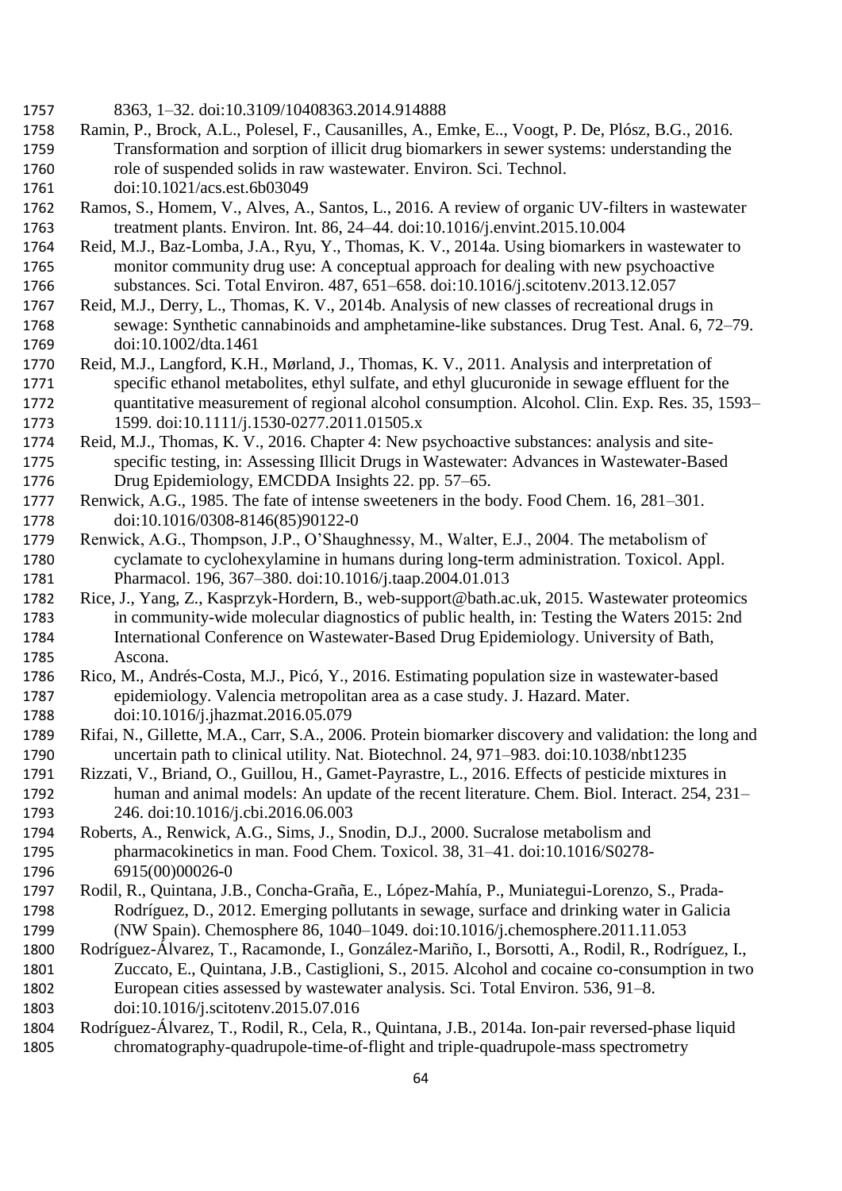8363, 1–32. doi:10.3109/10408363.2014.914888

Ramin, P., Brock, A.L., Polesel, F., Causanilles, A., Emke, E.., Voogt, P. De, Plósz, B.G., 2016. Transformation and sorption of illicit drug biomarkers in sewer systems: understanding the role of suspended solids in raw wastewater. Environ. Sci. Technol. doi:10.1021/acs.est.6b03049

Ramos, S., Homem, V., Alves, A., Santos, L., 2016. A review of organic UV-filters in wastewater treatment plants. Environ. Int. 86, 24–44. doi:10.1016/j.envint.2015.10.004

Reid, M.J., Baz-Lomba, J.A., Ryu, Y., Thomas, K. V., 2014a. Using biomarkers in wastewater to monitor community drug use: A conceptual approach for dealing with new psychoactive substances. Sci. Total Environ. 487, 651–658. doi:10.1016/j.scitotenv.2013.12.057

Reid, M.J., Derry, L., Thomas, K. V., 2014b. Analysis of new classes of recreational drugs in sewage: Synthetic cannabinoids and amphetamine-like substances. Drug Test. Anal. 6, 72–79. doi:10.1002/dta.1461

Reid, M.J., Langford, K.H., Mørland, J., Thomas, K. V., 2011. Analysis and interpretation of specific ethanol metabolites, ethyl sulfate, and ethyl glucuronide in sewage effluent for the quantitative measurement of regional alcohol consumption. Alcohol. Clin. Exp. Res. 35, 1593–1599. doi:10.1111/j.1530-0277.2011.01505.x

Reid, M.J., Thomas, K. V., 2016. Chapter 4: New psychoactive substances: analysis and site-specific testing, in: Assessing Illicit Drugs in Wastewater: Advances in Wastewater-Based Drug Epidemiology, EMCDDA Insights 22. pp. 57–65.

Renwick, A.G., 1985. The fate of intense sweeteners in the body. Food Chem. 16, 281–301. doi:10.1016/0308-8146(85)90122-0

Renwick, A.G., Thompson, J.P., O'Shaughnessy, M., Walter, E.J., 2004. The metabolism of cyclamate to cyclohexylamine in humans during long-term administration. Toxicol. Appl. Pharmacol. 196, 367–380. doi:10.1016/j.taap.2004.01.013

Rice, J., Yang, Z., Kasprzyk-Hordern, B., web-support@bath.ac.uk, 2015. Wastewater proteomics in community-wide molecular diagnostics of public health, in: Testing the Waters 2015: 2nd International Conference on Wastewater-Based Drug Epidemiology. University of Bath, Ascona.

Rico, M., Andrés-Costa, M.J., Picó, Y., 2016. Estimating population size in wastewater-based epidemiology. Valencia metropolitan area as a case study. J. Hazard. Mater. doi:10.1016/j.jhazmat.2016.05.079

Rifai, N., Gillette, M.A., Carr, S.A., 2006. Protein biomarker discovery and validation: the long and uncertain path to clinical utility. Nat. Biotechnol. 24, 971–983. doi:10.1038/nbt1235

Rizzati, V., Briand, O., Guillou, H., Gamet-Payrastre, L., 2016. Effects of pesticide mixtures in human and animal models: An update of the recent literature. Chem. Biol. Interact. 254, 231–246. doi:10.1016/j.cbi.2016.06.003

Roberts, A., Renwick, A.G., Sims, J., Snodin, D.J., 2000. Sucralose metabolism and pharmacokinetics in man. Food Chem. Toxicol. 38, 31–41. doi:10.1016/S0278-6915(00)00026-0

Rodil, R., Quintana, J.B., Concha-Graña, E., López-Mahía, P., Muniategui-Lorenzo, S., Prada-Rodríguez, D., 2012. Emerging pollutants in sewage, surface and drinking water in Galicia (NW Spain). Chemosphere 86, 1040–1049. doi:10.1016/j.chemosphere.2011.11.053

Rodríguez-Álvarez, T., Racamonde, I., González-Mariño, I., Borsotti, A., Rodil, R., Rodríguez, I., Zuccato, E., Quintana, J.B., Castiglioni, S., 2015. Alcohol and cocaine co-consumption in two European cities assessed by wastewater analysis. Sci. Total Environ. 536, 91–8. doi:10.1016/j.scitotenv.2015.07.016

Rodríguez-Álvarez, T., Rodil, R., Cela, R., Quintana, J.B., 2014a. Ion-pair reversed-phase liquid chromatography-quadrupole-time-of-flight and triple-quadrupole-mass spectrometry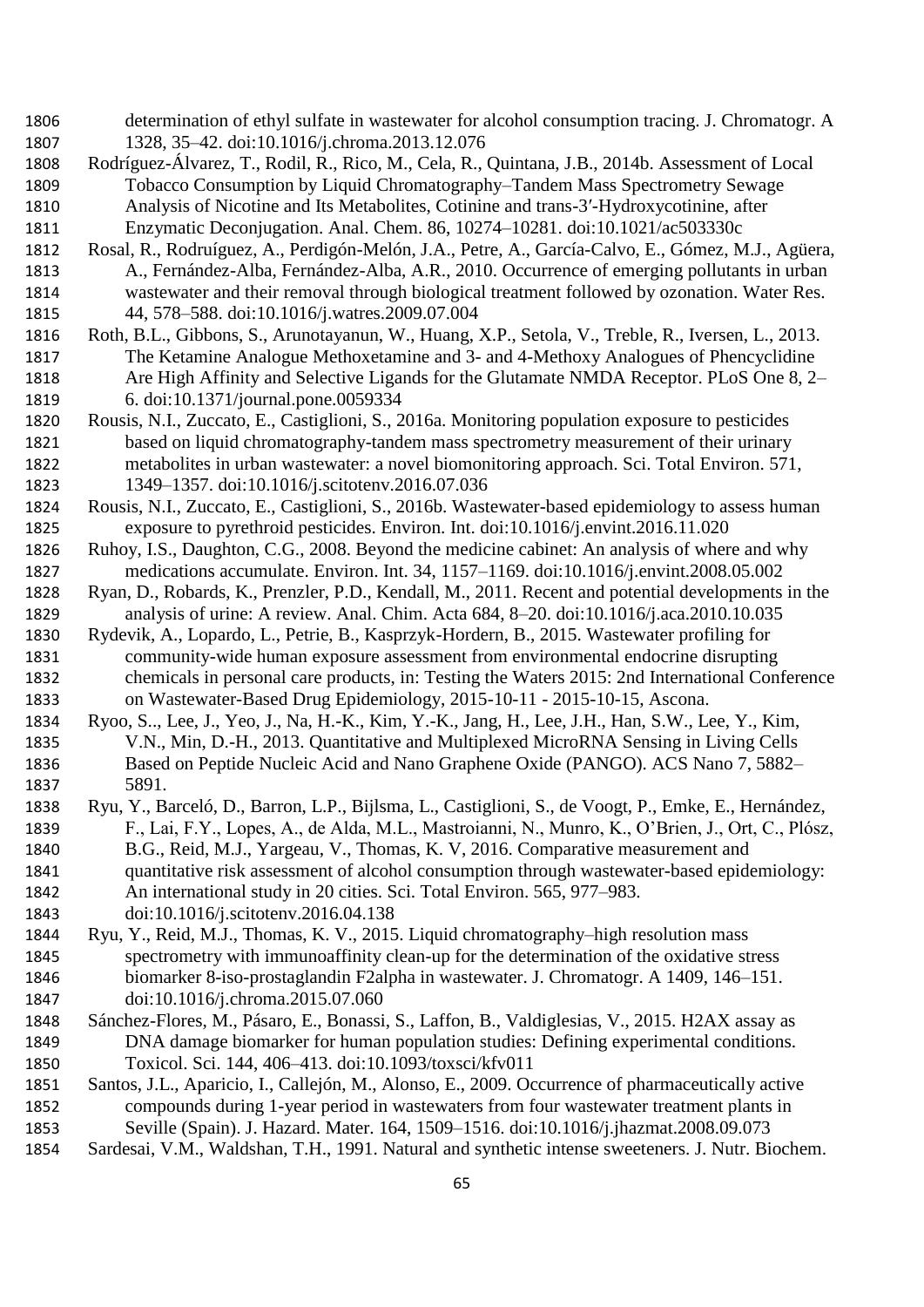determination of ethyl sulfate in wastewater for alcohol consumption tracing. J. Chromatogr. A 1328, 35–42. doi:10.1016/j.chroma.2013.12.076

Rodríguez-Álvarez, T., Rodil, R., Rico, M., Cela, R., Quintana, J.B., 2014b. Assessment of Local Tobacco Consumption by Liquid Chromatography–Tandem Mass Spectrometry Sewage Analysis of Nicotine and Its Metabolites, Cotinine and trans-3′-Hydroxycotinine, after Enzymatic Deconjugation. Anal. Chem. 86, 10274–10281. doi:10.1021/ac503330c

Rosal, R., Rodruíguez, A., Perdigón-Melón, J.A., Petre, A., García-Calvo, E., Gómez, M.J., Agüera, A., Fernández-Alba, Fernández-Alba, A.R., 2010. Occurrence of emerging pollutants in urban wastewater and their removal through biological treatment followed by ozonation. Water Res. 44, 578–588. doi:10.1016/j.watres.2009.07.004

Roth, B.L., Gibbons, S., Arunotayanun, W., Huang, X.P., Setola, V., Treble, R., Iversen, L., 2013. The Ketamine Analogue Methoxetamine and 3- and 4-Methoxy Analogues of Phencyclidine Are High Affinity and Selective Ligands for the Glutamate NMDA Receptor. PLoS One 8, 2–6. doi:10.1371/journal.pone.0059334

Rousis, N.I., Zuccato, E., Castiglioni, S., 2016a. Monitoring population exposure to pesticides based on liquid chromatography-tandem mass spectrometry measurement of their urinary metabolites in urban wastewater: a novel biomonitoring approach. Sci. Total Environ. 571, 1349–1357. doi:10.1016/j.scitotenv.2016.07.036

Rousis, N.I., Zuccato, E., Castiglioni, S., 2016b. Wastewater-based epidemiology to assess human exposure to pyrethroid pesticides. Environ. Int. doi:10.1016/j.envint.2016.11.020

Ruhoy, I.S., Daughton, C.G., 2008. Beyond the medicine cabinet: An analysis of where and why medications accumulate. Environ. Int. 34, 1157–1169. doi:10.1016/j.envint.2008.05.002

Ryan, D., Robards, K., Prenzler, P.D., Kendall, M., 2011. Recent and potential developments in the analysis of urine: A review. Anal. Chim. Acta 684, 8–20. doi:10.1016/j.aca.2010.10.035

Rydevik, A., Lopardo, L., Petrie, B., Kasprzyk-Hordern, B., 2015. Wastewater profiling for community-wide human exposure assessment from environmental endocrine disrupting chemicals in personal care products, in: Testing the Waters 2015: 2nd International Conference on Wastewater-Based Drug Epidemiology, 2015-10-11 - 2015-10-15, Ascona.

Ryoo, S.., Lee, J., Yeo, J., Na, H.-K., Kim, Y.-K., Jang, H., Lee, J.H., Han, S.W., Lee, Y., Kim, V.N., Min, D.-H., 2013. Quantitative and Multiplexed MicroRNA Sensing in Living Cells Based on Peptide Nucleic Acid and Nano Graphene Oxide (PANGO). ACS Nano 7, 5882–5891.

Ryu, Y., Barceló, D., Barron, L.P., Bijlsma, L., Castiglioni, S., de Voogt, P., Emke, E., Hernández, F., Lai, F.Y., Lopes, A., de Alda, M.L., Mastroianni, N., Munro, K., O'Brien, J., Ort, C., Plósz, B.G., Reid, M.J., Yargeau, V., Thomas, K. V, 2016. Comparative measurement and quantitative risk assessment of alcohol consumption through wastewater-based epidemiology: An international study in 20 cities. Sci. Total Environ. 565, 977–983. doi:10.1016/j.scitotenv.2016.04.138

Ryu, Y., Reid, M.J., Thomas, K. V., 2015. Liquid chromatography–high resolution mass spectrometry with immunoaffinity clean-up for the determination of the oxidative stress biomarker 8-iso-prostaglandin F2alpha in wastewater. J. Chromatogr. A 1409, 146–151. doi:10.1016/j.chroma.2015.07.060

Sánchez-Flores, M., Pásaro, E., Bonassi, S., Laffon, B., Valdiglesias, V., 2015. H2AX assay as DNA damage biomarker for human population studies: Defining experimental conditions. Toxicol. Sci. 144, 406–413. doi:10.1093/toxsci/kfv011

Santos, J.L., Aparicio, I., Callejón, M., Alonso, E., 2009. Occurrence of pharmaceutically active compounds during 1-year period in wastewaters from four wastewater treatment plants in Seville (Spain). J. Hazard. Mater. 164, 1509–1516. doi:10.1016/j.jhazmat.2008.09.073

Sardesai, V.M., Waldshan, T.H., 1991. Natural and synthetic intense sweeteners. J. Nutr. Biochem.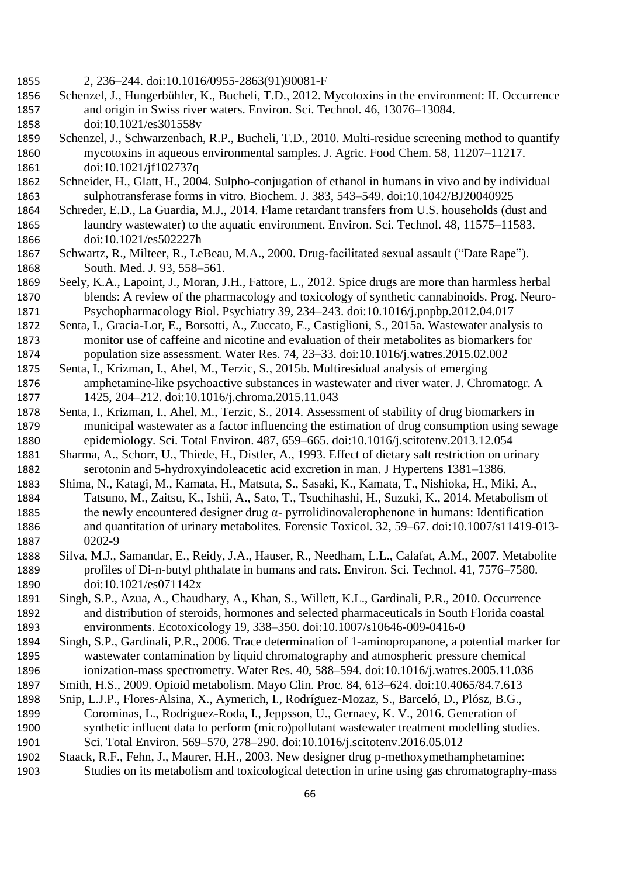2, 236–244. doi:10.1016/0955-2863(91)90081-F

Schenzel, J., Hungerbühler, K., Bucheli, T.D., 2012. Mycotoxins in the environment: II. Occurrence and origin in Swiss river waters. Environ. Sci. Technol. 46, 13076–13084. doi:10.1021/es301558v

Schenzel, J., Schwarzenbach, R.P., Bucheli, T.D., 2010. Multi-residue screening method to quantify mycotoxins in aqueous environmental samples. J. Agric. Food Chem. 58, 11207–11217. doi:10.1021/jf102737q

Schneider, H., Glatt, H., 2004. Sulpho-conjugation of ethanol in humans in vivo and by individual sulphotransferase forms in vitro. Biochem. J. 383, 543–549. doi:10.1042/BJ20040925

Schreder, E.D., La Guardia, M.J., 2014. Flame retardant transfers from U.S. households (dust and laundry wastewater) to the aquatic environment. Environ. Sci. Technol. 48, 11575–11583. doi:10.1021/es502227h

Schwartz, R., Milteer, R., LeBeau, M.A., 2000. Drug-facilitated sexual assault ("Date Rape"). South. Med. J. 93, 558–561.

Seely, K.A., Lapoint, J., Moran, J.H., Fattore, L., 2012. Spice drugs are more than harmless herbal blends: A review of the pharmacology and toxicology of synthetic cannabinoids. Prog. Neuro-Psychopharmacology Biol. Psychiatry 39, 234–243. doi:10.1016/j.pnpbp.2012.04.017

Senta, I., Gracia-Lor, E., Borsotti, A., Zuccato, E., Castiglioni, S., 2015a. Wastewater analysis to monitor use of caffeine and nicotine and evaluation of their metabolites as biomarkers for population size assessment. Water Res. 74, 23–33. doi:10.1016/j.watres.2015.02.002

Senta, I., Krizman, I., Ahel, M., Terzic, S., 2015b. Multiresidual analysis of emerging amphetamine-like psychoactive substances in wastewater and river water. J. Chromatogr. A 1425, 204–212. doi:10.1016/j.chroma.2015.11.043

Senta, I., Krizman, I., Ahel, M., Terzic, S., 2014. Assessment of stability of drug biomarkers in municipal wastewater as a factor influencing the estimation of drug consumption using sewage epidemiology. Sci. Total Environ. 487, 659–665. doi:10.1016/j.scitotenv.2013.12.054

Sharma, A., Schorr, U., Thiede, H., Distler, A., 1993. Effect of dietary salt restriction on urinary serotonin and 5-hydroxyindoleacetic acid excretion in man. J Hypertens 1381–1386.

Shima, N., Katagi, M., Kamata, H., Matsuta, S., Sasaki, K., Kamata, T., Nishioka, H., Miki, A., Tatsuno, M., Zaitsu, K., Ishii, A., Sato, T., Tsuchihashi, H., Suzuki, K., 2014. Metabolism of the newly encountered designer drug α- pyrrolidinovalerophenone in humans: Identification and quantitation of urinary metabolites. Forensic Toxicol. 32, 59–67. doi:10.1007/s11419-013-0202-9

Silva, M.J., Samandar, E., Reidy, J.A., Hauser, R., Needham, L.L., Calafat, A.M., 2007. Metabolite profiles of Di-n-butyl phthalate in humans and rats. Environ. Sci. Technol. 41, 7576–7580. doi:10.1021/es071142x

Singh, S.P., Azua, A., Chaudhary, A., Khan, S., Willett, K.L., Gardinali, P.R., 2010. Occurrence and distribution of steroids, hormones and selected pharmaceuticals in South Florida coastal environments. Ecotoxicology 19, 338–350. doi:10.1007/s10646-009-0416-0

Singh, S.P., Gardinali, P.R., 2006. Trace determination of 1-aminopropanone, a potential marker for wastewater contamination by liquid chromatography and atmospheric pressure chemical ionization-mass spectrometry. Water Res. 40, 588–594. doi:10.1016/j.watres.2005.11.036

Smith, H.S., 2009. Opioid metabolism. Mayo Clin. Proc. 84, 613–624. doi:10.4065/84.7.613

Snip, L.J.P., Flores-Alsina, X., Aymerich, I., Rodríguez-Mozaz, S., Barceló, D., Plósz, B.G., Corominas, L., Rodriguez-Roda, I., Jeppsson, U., Gernaey, K. V., 2016. Generation of synthetic influent data to perform (micro)pollutant wastewater treatment modelling studies. Sci. Total Environ. 569–570, 278–290. doi:10.1016/j.scitotenv.2016.05.012

Staack, R.F., Fehn, J., Maurer, H.H., 2003. New designer drug p-methoxymethamphetamine: Studies on its metabolism and toxicological detection in urine using gas chromatography-mass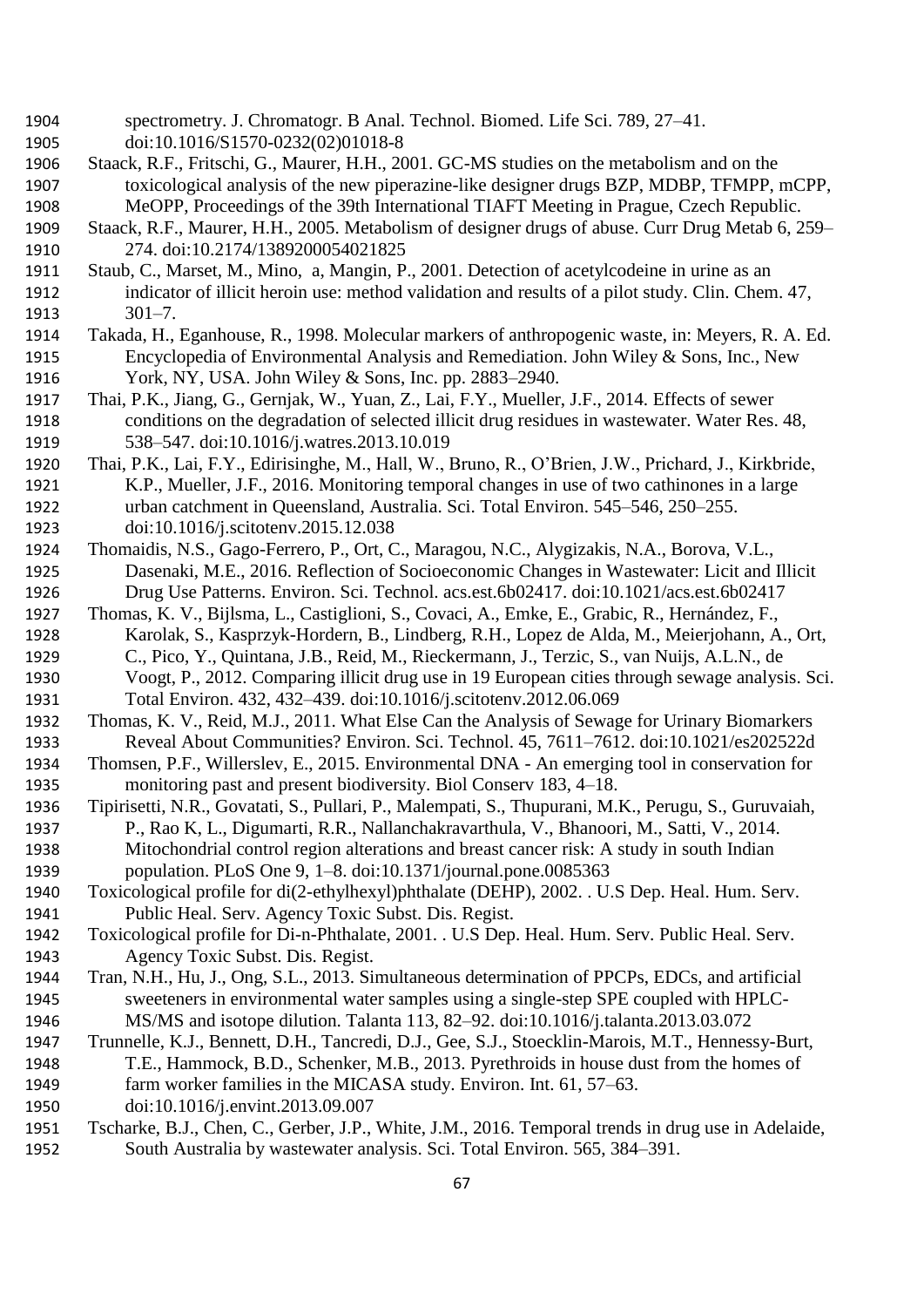spectrometry. J. Chromatogr. B Anal. Technol. Biomed. Life Sci. 789, 27–41. doi:10.1016/S1570-0232(02)01018-8

Staack, R.F., Fritschi, G., Maurer, H.H., 2001. GC-MS studies on the metabolism and on the toxicological analysis of the new piperazine-like designer drugs BZP, MDBP, TFMPP, mCPP, MeOPP, Proceedings of the 39th International TIAFT Meeting in Prague, Czech Republic.

Staack, R.F., Maurer, H.H., 2005. Metabolism of designer drugs of abuse. Curr Drug Metab 6, 259–274. doi:10.2174/1389200054021825

Staub, C., Marset, M., Mino, a, Mangin, P., 2001. Detection of acetylcodeine in urine as an indicator of illicit heroin use: method validation and results of a pilot study. Clin. Chem. 47, 301–7.

Takada, H., Eganhouse, R., 1998. Molecular markers of anthropogenic waste, in: Meyers, R. A. Ed. Encyclopedia of Environmental Analysis and Remediation. John Wiley & Sons, Inc., New York, NY, USA. John Wiley & Sons, Inc. pp. 2883–2940.

Thai, P.K., Jiang, G., Gernjak, W., Yuan, Z., Lai, F.Y., Mueller, J.F., 2014. Effects of sewer conditions on the degradation of selected illicit drug residues in wastewater. Water Res. 48, 538–547. doi:10.1016/j.watres.2013.10.019

Thai, P.K., Lai, F.Y., Edirisinghe, M., Hall, W., Bruno, R., O'Brien, J.W., Prichard, J., Kirkbride, K.P., Mueller, J.F., 2016. Monitoring temporal changes in use of two cathinones in a large urban catchment in Queensland, Australia. Sci. Total Environ. 545–546, 250–255. doi:10.1016/j.scitotenv.2015.12.038

Thomaidis, N.S., Gago-Ferrero, P., Ort, C., Maragou, N.C., Alygizakis, N.A., Borova, V.L., Dasenaki, M.E., 2016. Reflection of Socioeconomic Changes in Wastewater: Licit and Illicit Drug Use Patterns. Environ. Sci. Technol. acs.est.6b02417. doi:10.1021/acs.est.6b02417

Thomas, K. V., Bijlsma, L., Castiglioni, S., Covaci, A., Emke, E., Grabic, R., Hernández, F., Karolak, S., Kasprzyk-Hordern, B., Lindberg, R.H., Lopez de Alda, M., Meierjohann, A., Ort, C., Pico, Y., Quintana, J.B., Reid, M., Rieckermann, J., Terzic, S., van Nuijs, A.L.N., de Voogt, P., 2012. Comparing illicit drug use in 19 European cities through sewage analysis. Sci. Total Environ. 432, 432–439. doi:10.1016/j.scitotenv.2012.06.069

Thomas, K. V., Reid, M.J., 2011. What Else Can the Analysis of Sewage for Urinary Biomarkers Reveal About Communities? Environ. Sci. Technol. 45, 7611–7612. doi:10.1021/es202522d

Thomsen, P.F., Willerslev, E., 2015. Environmental DNA - An emerging tool in conservation for monitoring past and present biodiversity. Biol Conserv 183, 4–18.

Tipirisetti, N.R., Govatati, S., Pullari, P., Malempati, S., Thupurani, M.K., Perugu, S., Guruvaiah, P., Rao K, L., Digumarti, R.R., Nallanchakravarthula, V., Bhanoori, M., Satti, V., 2014. Mitochondrial control region alterations and breast cancer risk: A study in south Indian population. PLoS One 9, 1–8. doi:10.1371/journal.pone.0085363

Toxicological profile for di(2-ethylhexyl)phthalate (DEHP), 2002. . U.S Dep. Heal. Hum. Serv. Public Heal. Serv. Agency Toxic Subst. Dis. Regist.

Toxicological profile for Di-n-Phthalate, 2001. . U.S Dep. Heal. Hum. Serv. Public Heal. Serv. Agency Toxic Subst. Dis. Regist.

Tran, N.H., Hu, J., Ong, S.L., 2013. Simultaneous determination of PPCPs, EDCs, and artificial sweeteners in environmental water samples using a single-step SPE coupled with HPLC-MS/MS and isotope dilution. Talanta 113, 82–92. doi:10.1016/j.talanta.2013.03.072

Trunnelle, K.J., Bennett, D.H., Tancredi, D.J., Gee, S.J., Stoecklin-Marois, M.T., Hennessy-Burt, T.E., Hammock, B.D., Schenker, M.B., 2013. Pyrethroids in house dust from the homes of farm worker families in the MICASA study. Environ. Int. 61, 57–63. doi:10.1016/j.envint.2013.09.007

Tscharke, B.J., Chen, C., Gerber, J.P., White, J.M., 2016. Temporal trends in drug use in Adelaide, South Australia by wastewater analysis. Sci. Total Environ. 565, 384–391.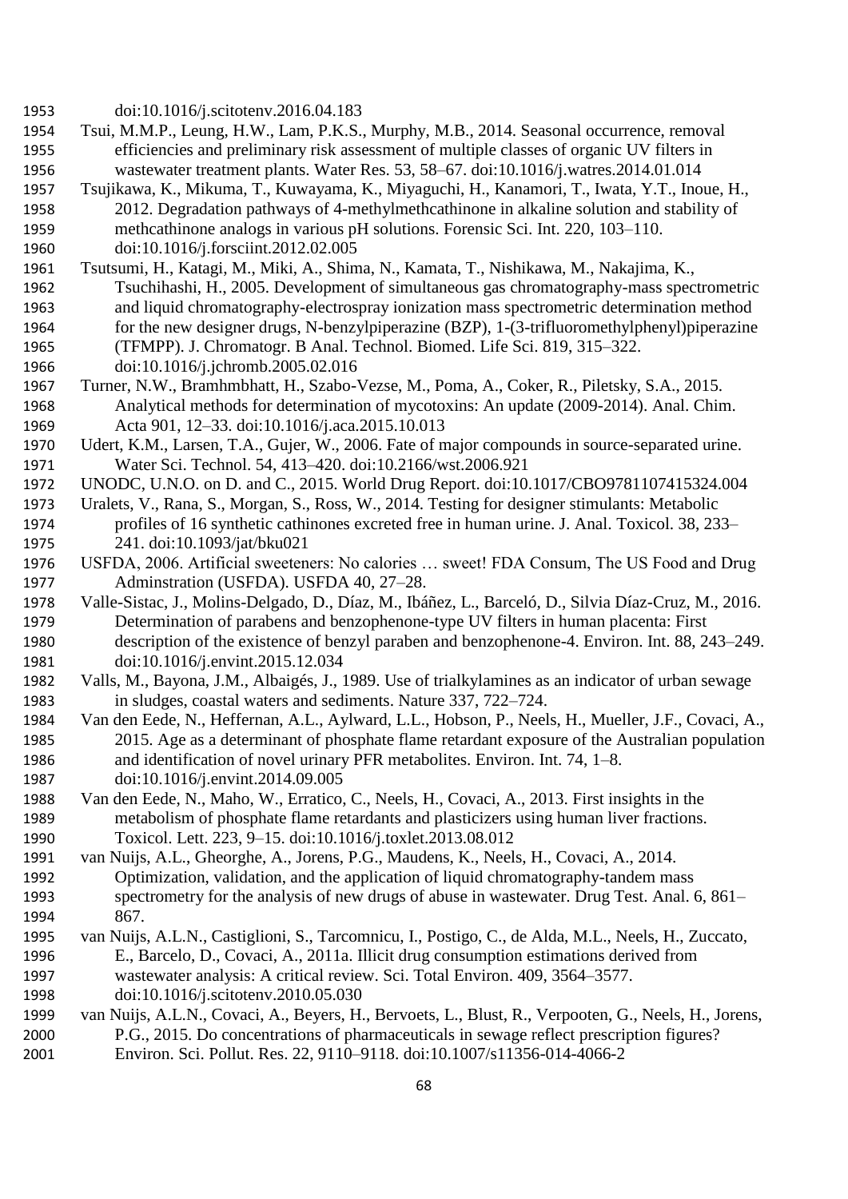doi:10.1016/j.scitotenv.2016.04.183

Tsui, M.M.P., Leung, H.W., Lam, P.K.S., Murphy, M.B., 2014. Seasonal occurrence, removal efficiencies and preliminary risk assessment of multiple classes of organic UV filters in wastewater treatment plants. Water Res. 53, 58–67. doi:10.1016/j.watres.2014.01.014

Tsujikawa, K., Mikuma, T., Kuwayama, K., Miyaguchi, H., Kanamori, T., Iwata, Y.T., Inoue, H., 2012. Degradation pathways of 4-methylmethcathinone in alkaline solution and stability of methcathinone analogs in various pH solutions. Forensic Sci. Int. 220, 103–110. doi:10.1016/j.forsciint.2012.02.005

Tsutsumi, H., Katagi, M., Miki, A., Shima, N., Kamata, T., Nishikawa, M., Nakajima, K., Tsuchihashi, H., 2005. Development of simultaneous gas chromatography-mass spectrometric and liquid chromatography-electrospray ionization mass spectrometric determination method for the new designer drugs, N-benzylpiperazine (BZP), 1-(3-trifluoromethylphenyl)piperazine (TFMPP). J. Chromatogr. B Anal. Technol. Biomed. Life Sci. 819, 315–322. doi:10.1016/j.jchromb.2005.02.016

Turner, N.W., Bramhmbhatt, H., Szabo-Vezse, M., Poma, A., Coker, R., Piletsky, S.A., 2015. Analytical methods for determination of mycotoxins: An update (2009-2014). Anal. Chim. Acta 901, 12–33. doi:10.1016/j.aca.2015.10.013

Udert, K.M., Larsen, T.A., Gujer, W., 2006. Fate of major compounds in source-separated urine. Water Sci. Technol. 54, 413–420. doi:10.2166/wst.2006.921

UNODC, U.N.O. on D. and C., 2015. World Drug Report. doi:10.1017/CBO9781107415324.004

Uralets, V., Rana, S., Morgan, S., Ross, W., 2014. Testing for designer stimulants: Metabolic profiles of 16 synthetic cathinones excreted free in human urine. J. Anal. Toxicol. 38, 233–241. doi:10.1093/jat/bku021

USFDA, 2006. Artificial sweeteners: No calories … sweet! FDA Consum, The US Food and Drug Adminstration (USFDA). USFDA 40, 27–28.

Valle-Sistac, J., Molins-Delgado, D., Díaz, M., Ibáñez, L., Barceló, D., Silvia Díaz-Cruz, M., 2016. Determination of parabens and benzophenone-type UV filters in human placenta: First description of the existence of benzyl paraben and benzophenone-4. Environ. Int. 88, 243–249. doi:10.1016/j.envint.2015.12.034

Valls, M., Bayona, J.M., Albaigés, J., 1989. Use of trialkylamines as an indicator of urban sewage in sludges, coastal waters and sediments. Nature 337, 722–724.

Van den Eede, N., Heffernan, A.L., Aylward, L.L., Hobson, P., Neels, H., Mueller, J.F., Covaci, A., 2015. Age as a determinant of phosphate flame retardant exposure of the Australian population and identification of novel urinary PFR metabolites. Environ. Int. 74, 1–8. doi:10.1016/j.envint.2014.09.005

Van den Eede, N., Maho, W., Erratico, C., Neels, H., Covaci, A., 2013. First insights in the metabolism of phosphate flame retardants and plasticizers using human liver fractions. Toxicol. Lett. 223, 9–15. doi:10.1016/j.toxlet.2013.08.012

van Nuijs, A.L., Gheorghe, A., Jorens, P.G., Maudens, K., Neels, H., Covaci, A., 2014. Optimization, validation, and the application of liquid chromatography-tandem mass spectrometry for the analysis of new drugs of abuse in wastewater. Drug Test. Anal. 6, 861–867.

van Nuijs, A.L.N., Castiglioni, S., Tarcomnicu, I., Postigo, C., de Alda, M.L., Neels, H., Zuccato, E., Barcelo, D., Covaci, A., 2011a. Illicit drug consumption estimations derived from wastewater analysis: A critical review. Sci. Total Environ. 409, 3564–3577. doi:10.1016/j.scitotenv.2010.05.030

van Nuijs, A.L.N., Covaci, A., Beyers, H., Bervoets, L., Blust, R., Verpooten, G., Neels, H., Jorens, P.G., 2015. Do concentrations of pharmaceuticals in sewage reflect prescription figures? Environ. Sci. Pollut. Res. 22, 9110–9118. doi:10.1007/s11356-014-4066-2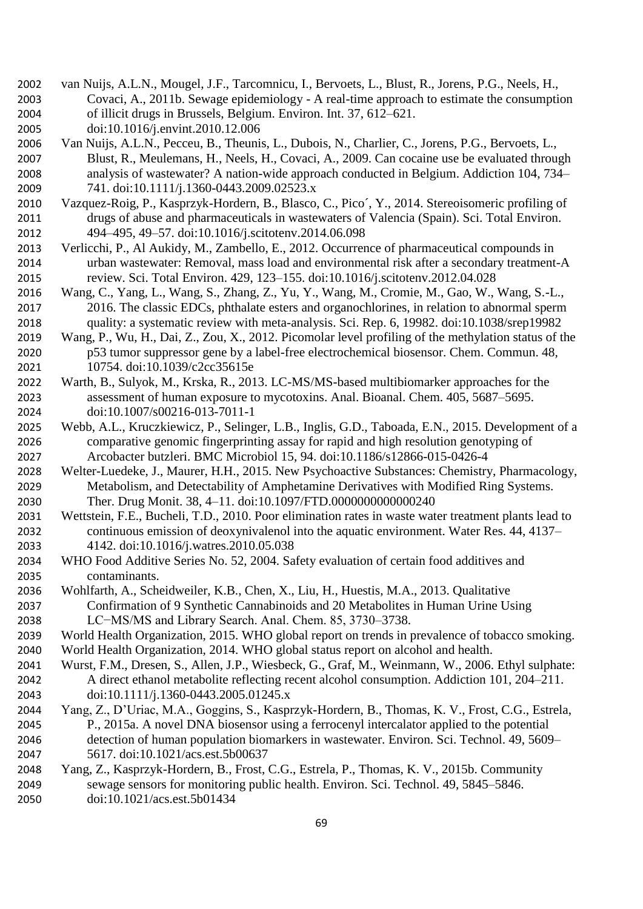van Nuijs, A.L.N., Mougel, J.F., Tarcomnicu, I., Bervoets, L., Blust, R., Jorens, P.G., Neels, H., Covaci, A., 2011b. Sewage epidemiology - A real-time approach to estimate the consumption of illicit drugs in Brussels, Belgium. Environ. Int. 37, 612–621. doi:10.1016/j.envint.2010.12.006

Van Nuijs, A.L.N., Pecceu, B., Theunis, L., Dubois, N., Charlier, C., Jorens, P.G., Bervoets, L., Blust, R., Meulemans, H., Neels, H., Covaci, A., 2009. Can cocaine use be evaluated through analysis of wastewater? A nation-wide approach conducted in Belgium. Addiction 104, 734–741. doi:10.1111/j.1360-0443.2009.02523.x

Vazquez-Roig, P., Kasprzyk-Hordern, B., Blasco, C., Pico´, Y., 2014. Stereoisomeric profiling of drugs of abuse and pharmaceuticals in wastewaters of Valencia (Spain). Sci. Total Environ. 494–495, 49–57. doi:10.1016/j.scitotenv.2014.06.098

Verlicchi, P., Al Aukidy, M., Zambello, E., 2012. Occurrence of pharmaceutical compounds in urban wastewater: Removal, mass load and environmental risk after a secondary treatment-A review. Sci. Total Environ. 429, 123–155. doi:10.1016/j.scitotenv.2012.04.028

Wang, C., Yang, L., Wang, S., Zhang, Z., Yu, Y., Wang, M., Cromie, M., Gao, W., Wang, S.-L., 2016. The classic EDCs, phthalate esters and organochlorines, in relation to abnormal sperm quality: a systematic review with meta-analysis. Sci. Rep. 6, 19982. doi:10.1038/srep19982

Wang, P., Wu, H., Dai, Z., Zou, X., 2012. Picomolar level profiling of the methylation status of the p53 tumor suppressor gene by a label-free electrochemical biosensor. Chem. Commun. 48, 10754. doi:10.1039/c2cc35615e

Warth, B., Sulyok, M., Krska, R., 2013. LC-MS/MS-based multibiomarker approaches for the assessment of human exposure to mycotoxins. Anal. Bioanal. Chem. 405, 5687–5695. doi:10.1007/s00216-013-7011-1

Webb, A.L., Kruczkiewicz, P., Selinger, L.B., Inglis, G.D., Taboada, E.N., 2015. Development of a comparative genomic fingerprinting assay for rapid and high resolution genotyping of Arcobacter butzleri. BMC Microbiol 15, 94. doi:10.1186/s12866-015-0426-4

Welter-Luedeke, J., Maurer, H.H., 2015. New Psychoactive Substances: Chemistry, Pharmacology, Metabolism, and Detectability of Amphetamine Derivatives with Modified Ring Systems. Ther. Drug Monit. 38, 4–11. doi:10.1097/FTD.0000000000000240

Wettstein, F.E., Bucheli, T.D., 2010. Poor elimination rates in waste water treatment plants lead to continuous emission of deoxynivalenol into the aquatic environment. Water Res. 44, 4137–4142. doi:10.1016/j.watres.2010.05.038

WHO Food Additive Series No. 52, 2004. Safety evaluation of certain food additives and contaminants.

Wohlfarth, A., Scheidweiler, K.B., Chen, X., Liu, H., Huestis, M.A., 2013. Qualitative Confirmation of 9 Synthetic Cannabinoids and 20 Metabolites in Human Urine Using LC−MS/MS and Library Search. Anal. Chem. 85, 3730–3738.

World Health Organization, 2015. WHO global report on trends in prevalence of tobacco smoking.

World Health Organization, 2014. WHO global status report on alcohol and health.

Wurst, F.M., Dresen, S., Allen, J.P., Wiesbeck, G., Graf, M., Weinmann, W., 2006. Ethyl sulphate: A direct ethanol metabolite reflecting recent alcohol consumption. Addiction 101, 204–211. doi:10.1111/j.1360-0443.2005.01245.x

Yang, Z., D'Uriac, M.A., Goggins, S., Kasprzyk-Hordern, B., Thomas, K. V., Frost, C.G., Estrela, P., 2015a. A novel DNA biosensor using a ferrocenyl intercalator applied to the potential detection of human population biomarkers in wastewater. Environ. Sci. Technol. 49, 5609–5617. doi:10.1021/acs.est.5b00637

Yang, Z., Kasprzyk-Hordern, B., Frost, C.G., Estrela, P., Thomas, K. V., 2015b. Community sewage sensors for monitoring public health. Environ. Sci. Technol. 49, 5845–5846. doi:10.1021/acs.est.5b01434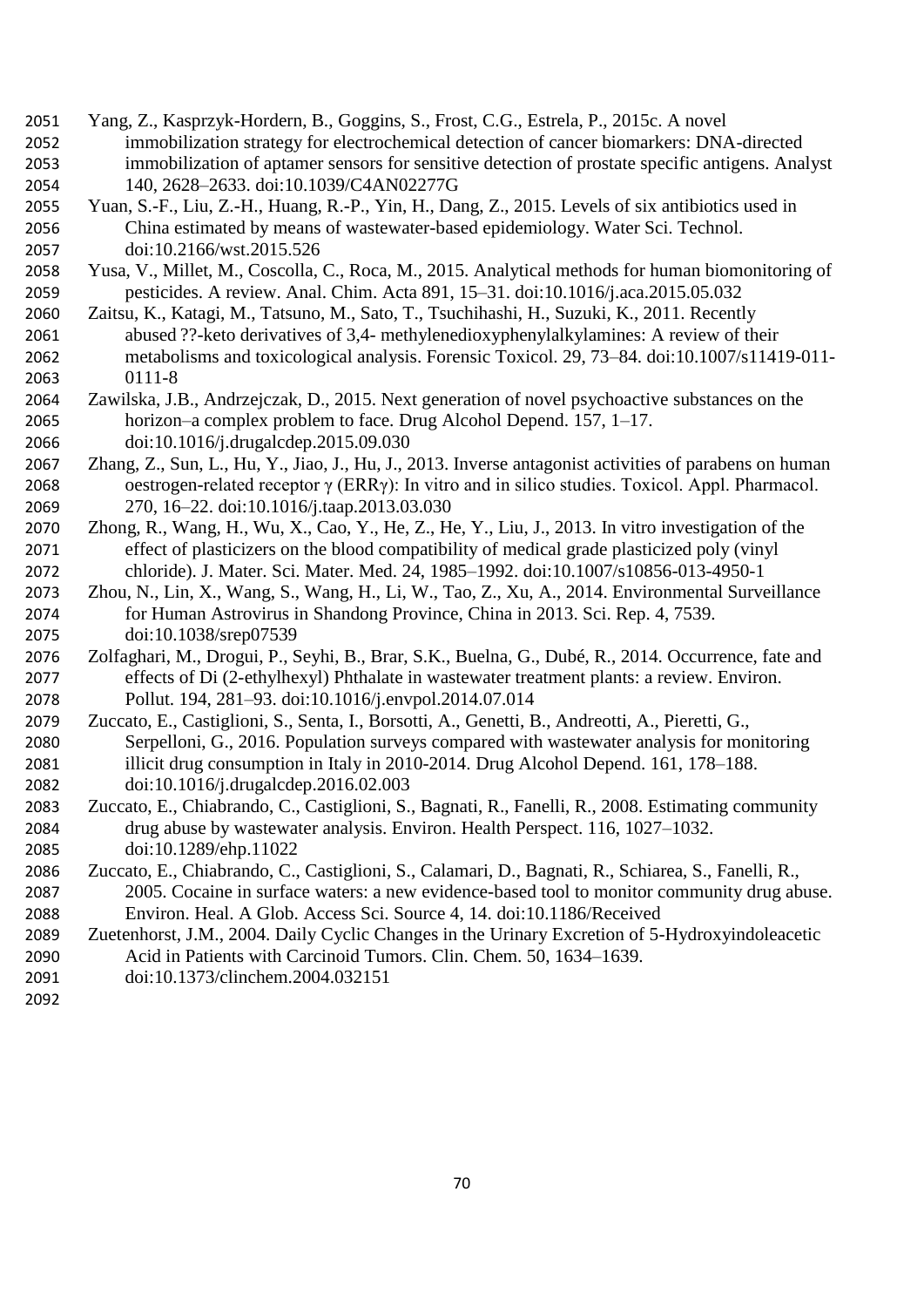Yang, Z., Kasprzyk-Hordern, B., Goggins, S., Frost, C.G., Estrela, P., 2015c. A novel immobilization strategy for electrochemical detection of cancer biomarkers: DNA-directed immobilization of aptamer sensors for sensitive detection of prostate specific antigens. Analyst 140, 2628–2633. doi:10.1039/C4AN02277G

Yuan, S.-F., Liu, Z.-H., Huang, R.-P., Yin, H., Dang, Z., 2015. Levels of six antibiotics used in China estimated by means of wastewater-based epidemiology. Water Sci. Technol. doi:10.2166/wst.2015.526

Yusa, V., Millet, M., Coscolla, C., Roca, M., 2015. Analytical methods for human biomonitoring of pesticides. A review. Anal. Chim. Acta 891, 15–31. doi:10.1016/j.aca.2015.05.032

Zaitsu, K., Katagi, M., Tatsuno, M., Sato, T., Tsuchihashi, H., Suzuki, K., 2011. Recently abused ??-keto derivatives of 3,4- methylenedioxyphenylalkylamines: A review of their metabolisms and toxicological analysis. Forensic Toxicol. 29, 73–84. doi:10.1007/s11419-011-0111-8

Zawilska, J.B., Andrzejczak, D., 2015. Next generation of novel psychoactive substances on the horizon–a complex problem to face. Drug Alcohol Depend. 157, 1–17. doi:10.1016/j.drugalcdep.2015.09.030

Zhang, Z., Sun, L., Hu, Y., Jiao, J., Hu, J., 2013. Inverse antagonist activities of parabens on human oestrogen-related receptor γ (ERRγ): In vitro and in silico studies. Toxicol. Appl. Pharmacol. 270, 16–22. doi:10.1016/j.taap.2013.03.030

Zhong, R., Wang, H., Wu, X., Cao, Y., He, Z., He, Y., Liu, J., 2013. In vitro investigation of the effect of plasticizers on the blood compatibility of medical grade plasticized poly (vinyl chloride). J. Mater. Sci. Mater. Med. 24, 1985–1992. doi:10.1007/s10856-013-4950-1

Zhou, N., Lin, X., Wang, S., Wang, H., Li, W., Tao, Z., Xu, A., 2014. Environmental Surveillance for Human Astrovirus in Shandong Province, China in 2013. Sci. Rep. 4, 7539. doi:10.1038/srep07539

Zolfaghari, M., Drogui, P., Seyhi, B., Brar, S.K., Buelna, G., Dubé, R., 2014. Occurrence, fate and effects of Di (2-ethylhexyl) Phthalate in wastewater treatment plants: a review. Environ. Pollut. 194, 281–93. doi:10.1016/j.envpol.2014.07.014

Zuccato, E., Castiglioni, S., Senta, I., Borsotti, A., Genetti, B., Andreotti, A., Pieretti, G., Serpelloni, G., 2016. Population surveys compared with wastewater analysis for monitoring illicit drug consumption in Italy in 2010-2014. Drug Alcohol Depend. 161, 178–188. doi:10.1016/j.drugalcdep.2016.02.003

Zuccato, E., Chiabrando, C., Castiglioni, S., Bagnati, R., Fanelli, R., 2008. Estimating community drug abuse by wastewater analysis. Environ. Health Perspect. 116, 1027–1032. doi:10.1289/ehp.11022

Zuccato, E., Chiabrando, C., Castiglioni, S., Calamari, D., Bagnati, R., Schiarea, S., Fanelli, R., 2005. Cocaine in surface waters: a new evidence-based tool to monitor community drug abuse. Environ. Heal. A Glob. Access Sci. Source 4, 14. doi:10.1186/Received

Zuetenhorst, J.M., 2004. Daily Cyclic Changes in the Urinary Excretion of 5-Hydroxyindoleacetic Acid in Patients with Carcinoid Tumors. Clin. Chem. 50, 1634–1639. doi:10.1373/clinchem.2004.032151